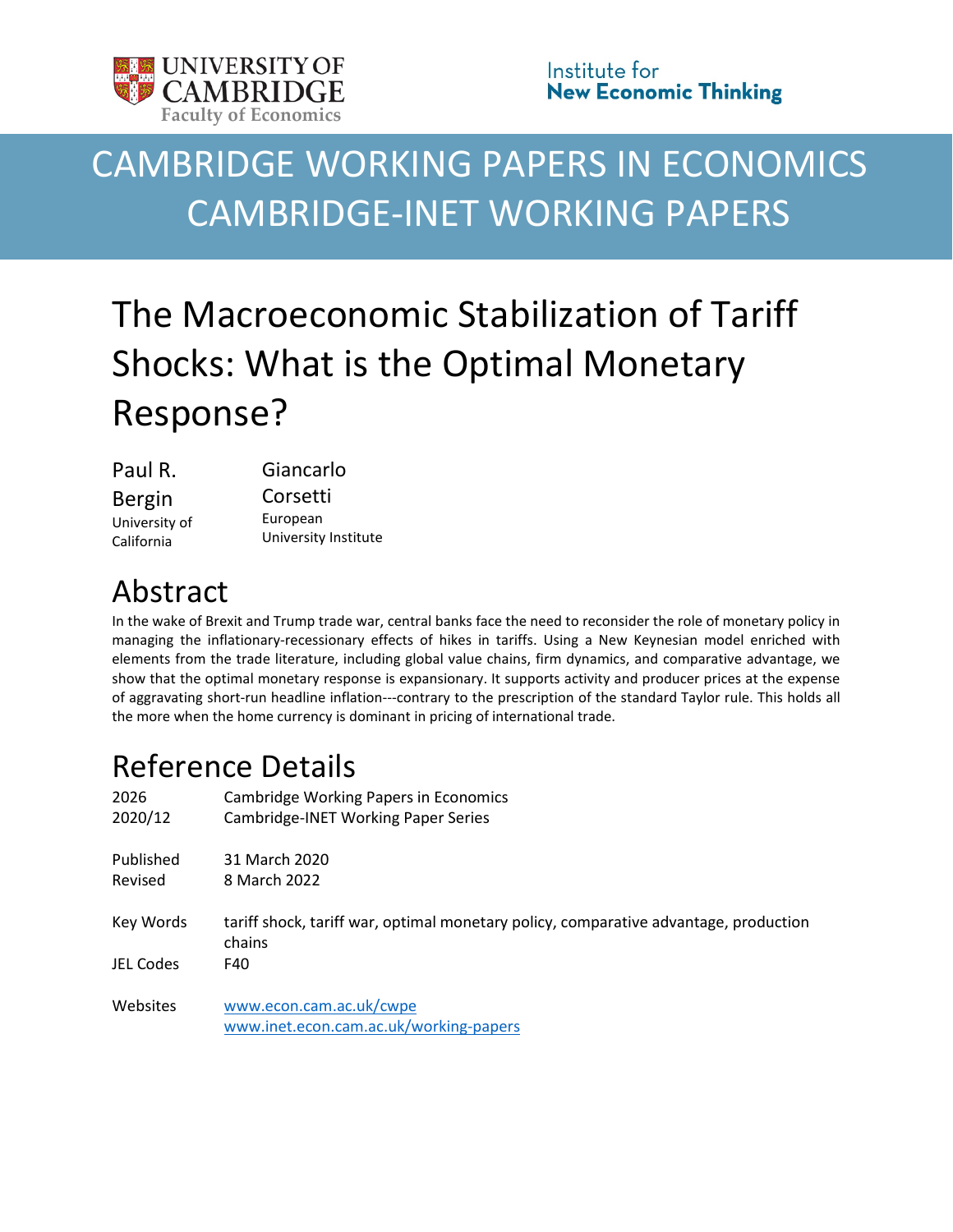UNIVERSITY OF CAMBRIDGE
Faculty of Economics

Institute for
**New Economic Thinking**

# CAMBRIDGE WORKING PAPERS IN ECONOMICS
# CAMBRIDGE-INET WORKING PAPERS

# The Macroeconomic Stabilization of Tariff Shocks: What is the Optimal Monetary Response?

| Paul R. Bergin | Giancarlo Corsetti |
|---|---|
| University of California | European University Institute |

## Abstract

In the wake of Brexit and Trump trade war, central banks face the need to reconsider the role of monetary policy in managing the inflationary-recessionary effects of hikes in tariffs. Using a New Keynesian model enriched with elements from the trade literature, including global value chains, firm dynamics, and comparative advantage, we show that the optimal monetary response is expansionary. It supports activity and producer prices at the expense of aggravating short-run headline inflation---contrary to the prescription of the standard Taylor rule. This holds all the more when the home currency is dominant in pricing of international trade.

## Reference Details

| | |
|---|---|
| 2026 | Cambridge Working Papers in Economics |
| 2020/12 | Cambridge-INET Working Paper Series |
| | |
| Published | 31 March 2020 |
| Revised | 8 March 2022 |
| | |
| Key Words | tariff shock, tariff war, optimal monetary policy, comparative advantage, production chains |
| JEL Codes | F40 |
| | |
| Websites | www.econ.cam.ac.uk/cwpe<br>www.inet.econ.cam.ac.uk/working-papers |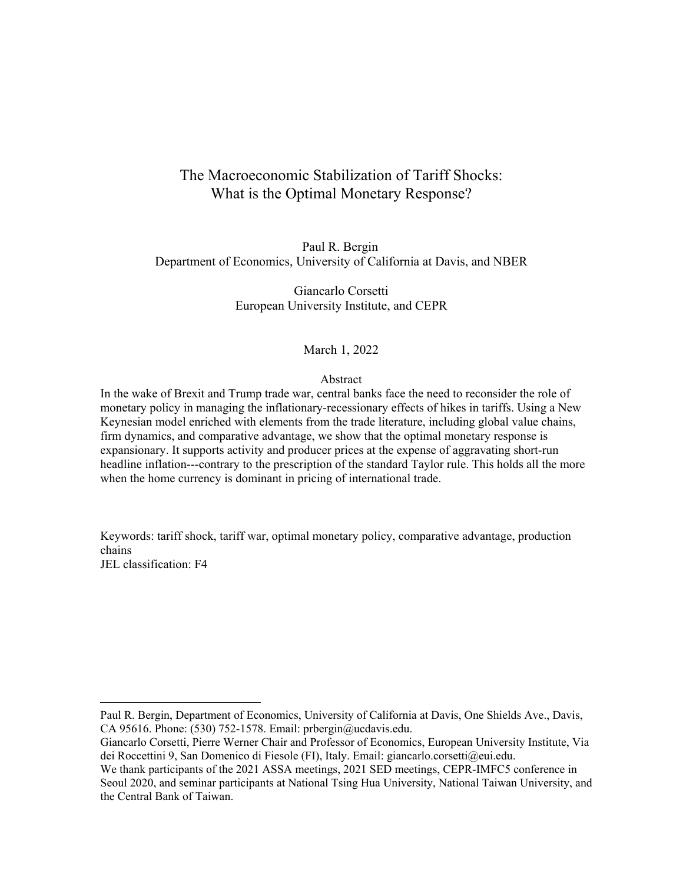# The Macroeconomic Stabilization of Tariff Shocks: What is the Optimal Monetary Response?

Paul R. Bergin
Department of Economics, University of California at Davis, and NBER

Giancarlo Corsetti
European University Institute, and CEPR

March 1, 2022

## Abstract

In the wake of Brexit and Trump trade war, central banks face the need to reconsider the role of monetary policy in managing the inflationary-recessionary effects of hikes in tariffs. Using a New Keynesian model enriched with elements from the trade literature, including global value chains, firm dynamics, and comparative advantage, we show that the optimal monetary response is expansionary. It supports activity and producer prices at the expense of aggravating short-run headline inflation---contrary to the prescription of the standard Taylor rule. This holds all the more when the home currency is dominant in pricing of international trade.

Keywords: tariff shock, tariff war, optimal monetary policy, comparative advantage, production chains
JEL classification: F4

---

Paul R. Bergin, Department of Economics, University of California at Davis, One Shields Ave., Davis, CA 95616. Phone: (530) 752-1578. Email: prbergin@ucdavis.edu.
Giancarlo Corsetti, Pierre Werner Chair and Professor of Economics, European University Institute, Via dei Roccettini 9, San Domenico di Fiesole (FI), Italy. Email: giancarlo.corsetti@eui.edu.
We thank participants of the 2021 ASSA meetings, 2021 SED meetings, CEPR-IMFC5 conference in Seoul 2020, and seminar participants at National Tsing Hua University, National Taiwan University, and the Central Bank of Taiwan.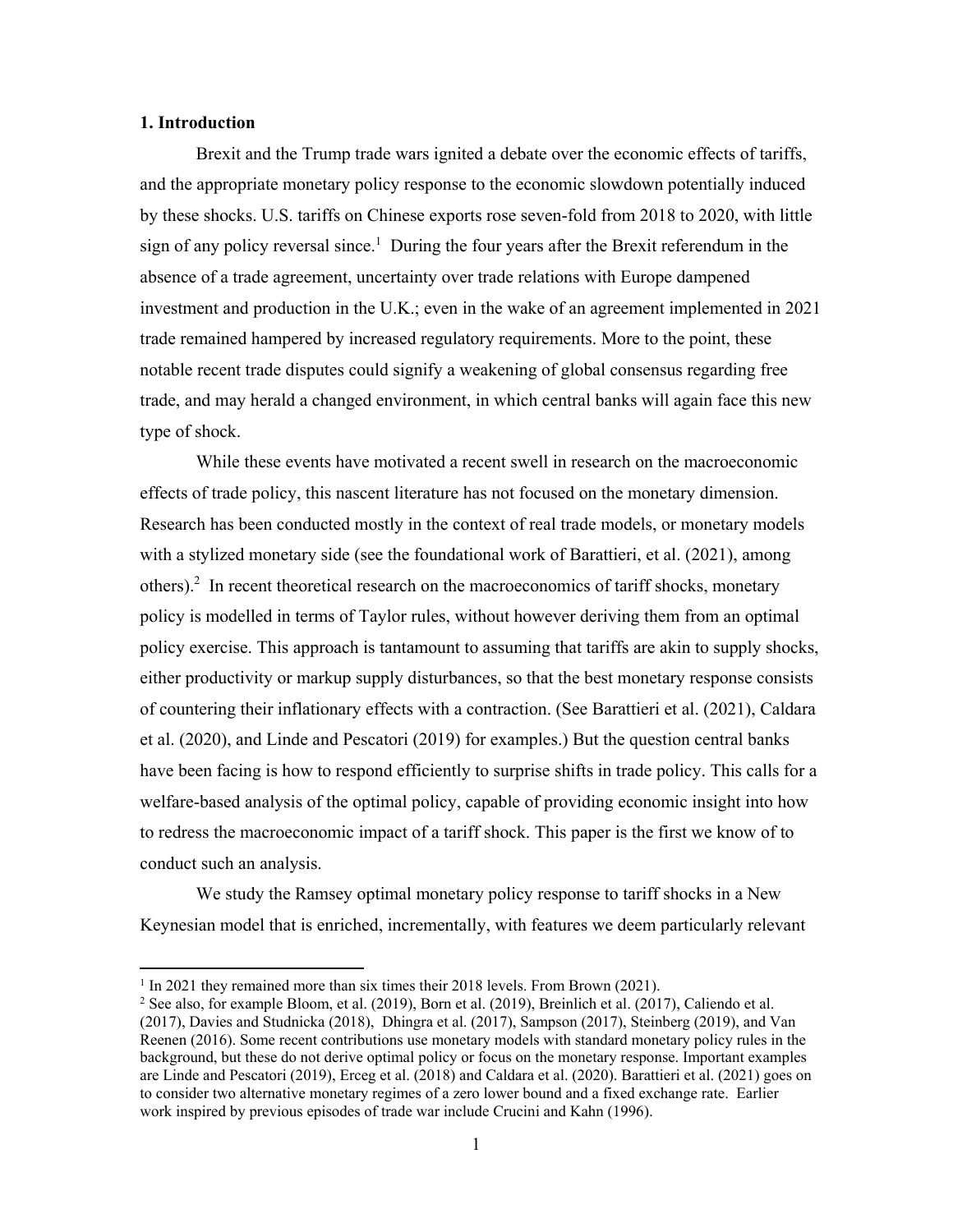## 1. Introduction

Brexit and the Trump trade wars ignited a debate over the economic effects of tariffs, and the appropriate monetary policy response to the economic slowdown potentially induced by these shocks. U.S. tariffs on Chinese exports rose seven-fold from 2018 to 2020, with little sign of any policy reversal since.[1] During the four years after the Brexit referendum in the absence of a trade agreement, uncertainty over trade relations with Europe dampened investment and production in the U.K.; even in the wake of an agreement implemented in 2021 trade remained hampered by increased regulatory requirements. More to the point, these notable recent trade disputes could signify a weakening of global consensus regarding free trade, and may herald a changed environment, in which central banks will again face this new type of shock.

While these events have motivated a recent swell in research on the macroeconomic effects of trade policy, this nascent literature has not focused on the monetary dimension. Research has been conducted mostly in the context of real trade models, or monetary models with a stylized monetary side (see the foundational work of Barattieri, et al. (2021), among others).[2] In recent theoretical research on the macroeconomics of tariff shocks, monetary policy is modelled in terms of Taylor rules, without however deriving them from an optimal policy exercise. This approach is tantamount to assuming that tariffs are akin to supply shocks, either productivity or markup supply disturbances, so that the best monetary response consists of countering their inflationary effects with a contraction. (See Barattieri et al. (2021), Caldara et al. (2020), and Linde and Pescatori (2019) for examples.) But the question central banks have been facing is how to respond efficiently to surprise shifts in trade policy. This calls for a welfare-based analysis of the optimal policy, capable of providing economic insight into how to redress the macroeconomic impact of a tariff shock. This paper is the first we know of to conduct such an analysis.

We study the Ramsey optimal monetary policy response to tariff shocks in a New Keynesian model that is enriched, incrementally, with features we deem particularly relevant

[1] In 2021 they remained more than six times their 2018 levels. From Brown (2021).

[2] See also, for example Bloom, et al. (2019), Born et al. (2019), Breinlich et al. (2017), Caliendo et al. (2017), Davies and Studnicka (2018), Dhingra et al. (2017), Sampson (2017), Steinberg (2019), and Van Reenen (2016). Some recent contributions use monetary models with standard monetary policy rules in the background, but these do not derive optimal policy or focus on the monetary response. Important examples are Linde and Pescatori (2019), Erceg et al. (2018) and Caldara et al. (2020). Barattieri et al. (2021) goes on to consider two alternative monetary regimes of a zero lower bound and a fixed exchange rate. Earlier work inspired by previous episodes of trade war include Crucini and Kahn (1996).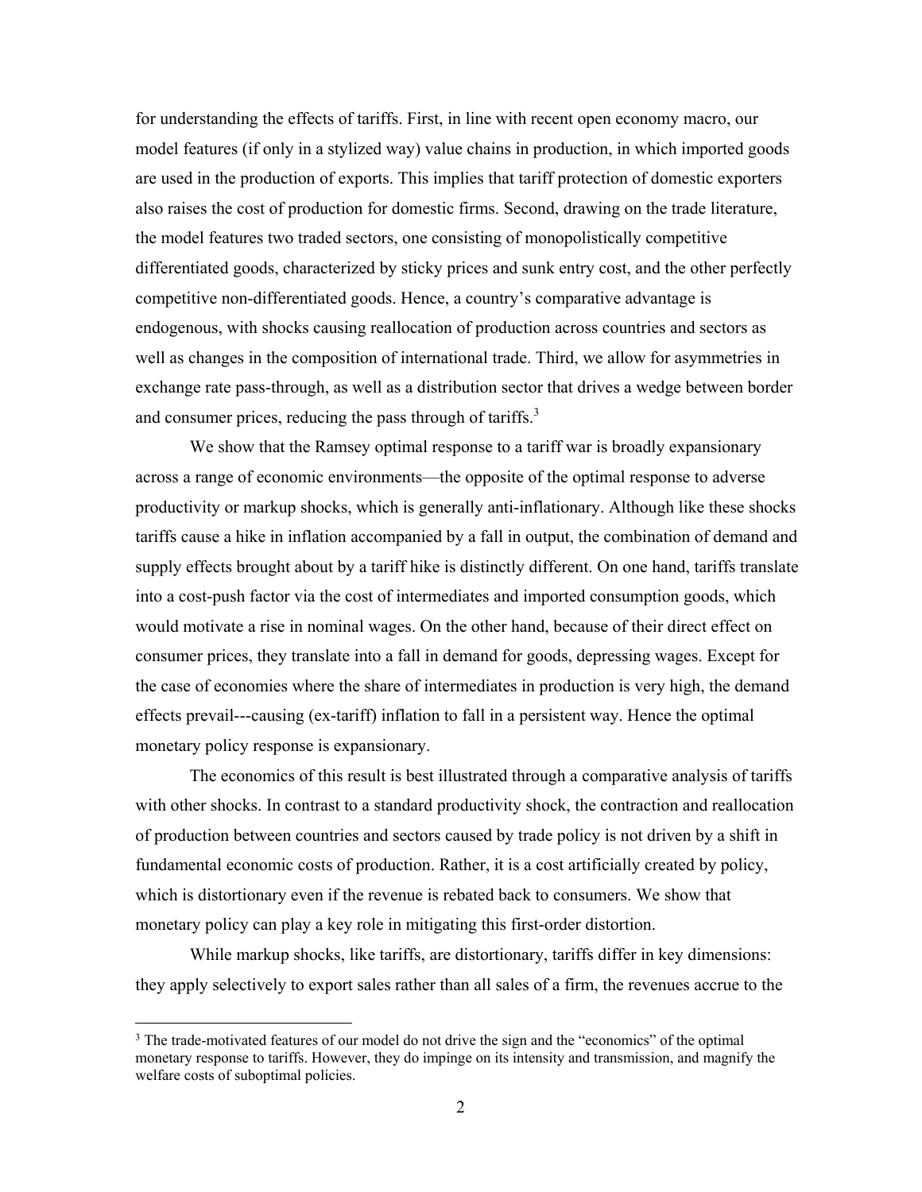for understanding the effects of tariffs. First, in line with recent open economy macro, our model features (if only in a stylized way) value chains in production, in which imported goods are used in the production of exports. This implies that tariff protection of domestic exporters also raises the cost of production for domestic firms. Second, drawing on the trade literature, the model features two traded sectors, one consisting of monopolistically competitive differentiated goods, characterized by sticky prices and sunk entry cost, and the other perfectly competitive non-differentiated goods. Hence, a country's comparative advantage is endogenous, with shocks causing reallocation of production across countries and sectors as well as changes in the composition of international trade. Third, we allow for asymmetries in exchange rate pass-through, as well as a distribution sector that drives a wedge between border and consumer prices, reducing the pass through of tariffs.[3]

We show that the Ramsey optimal response to a tariff war is broadly expansionary across a range of economic environments—the opposite of the optimal response to adverse productivity or markup shocks, which is generally anti-inflationary. Although like these shocks tariffs cause a hike in inflation accompanied by a fall in output, the combination of demand and supply effects brought about by a tariff hike is distinctly different. On one hand, tariffs translate into a cost-push factor via the cost of intermediates and imported consumption goods, which would motivate a rise in nominal wages. On the other hand, because of their direct effect on consumer prices, they translate into a fall in demand for goods, depressing wages. Except for the case of economies where the share of intermediates in production is very high, the demand effects prevail---causing (ex-tariff) inflation to fall in a persistent way. Hence the optimal monetary policy response is expansionary.

The economics of this result is best illustrated through a comparative analysis of tariffs with other shocks. In contrast to a standard productivity shock, the contraction and reallocation of production between countries and sectors caused by trade policy is not driven by a shift in fundamental economic costs of production. Rather, it is a cost artificially created by policy, which is distortionary even if the revenue is rebated back to consumers. We show that monetary policy can play a key role in mitigating this first-order distortion.

While markup shocks, like tariffs, are distortionary, tariffs differ in key dimensions: they apply selectively to export sales rather than all sales of a firm, the revenues accrue to the

[3] The trade-motivated features of our model do not drive the sign and the "economics" of the optimal monetary response to tariffs. However, they do impinge on its intensity and transmission, and magnify the welfare costs of suboptimal policies.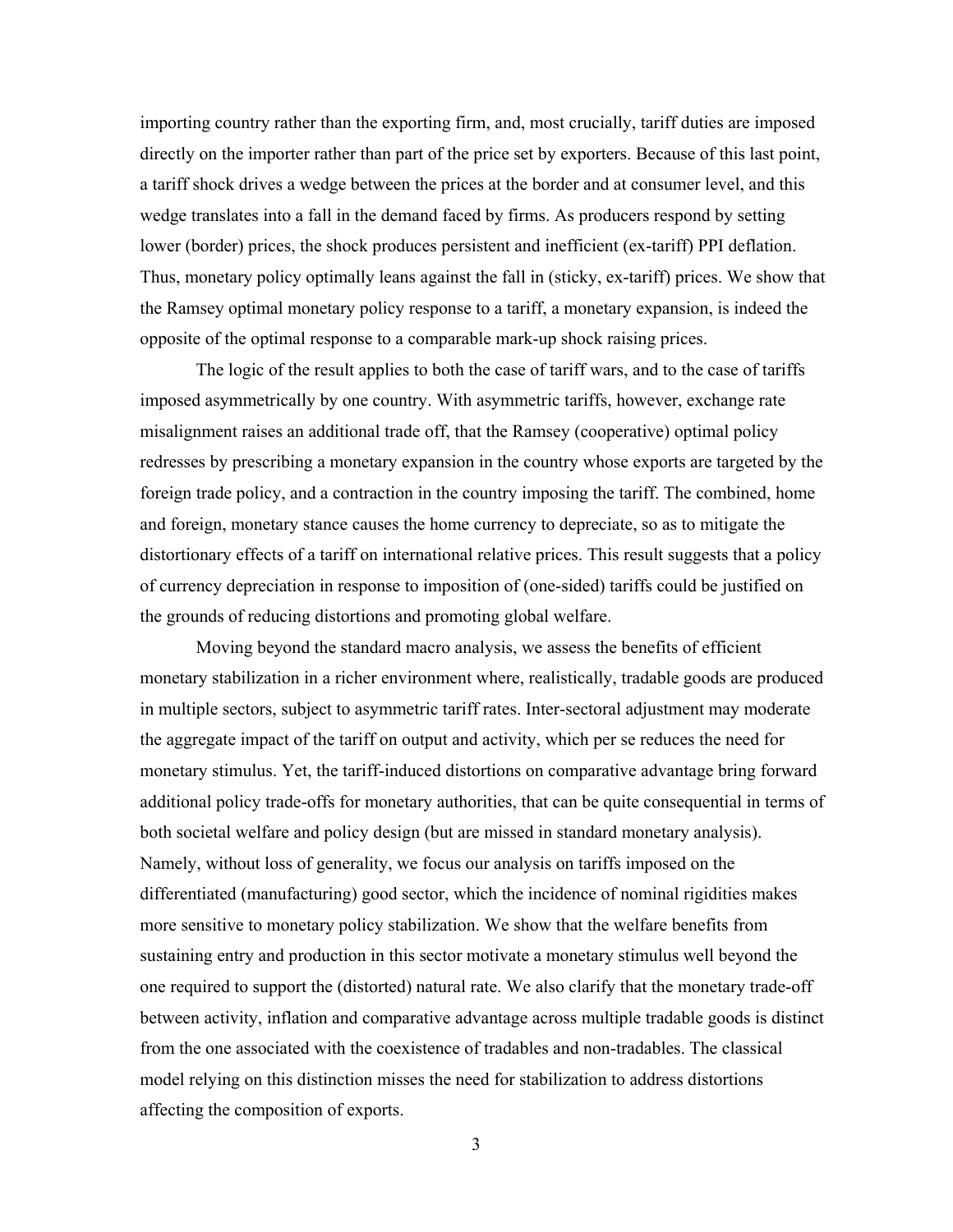importing country rather than the exporting firm, and, most crucially, tariff duties are imposed directly on the importer rather than part of the price set by exporters. Because of this last point, a tariff shock drives a wedge between the prices at the border and at consumer level, and this wedge translates into a fall in the demand faced by firms. As producers respond by setting lower (border) prices, the shock produces persistent and inefficient (ex-tariff) PPI deflation. Thus, monetary policy optimally leans against the fall in (sticky, ex-tariff) prices. We show that the Ramsey optimal monetary policy response to a tariff, a monetary expansion, is indeed the opposite of the optimal response to a comparable mark-up shock raising prices.

The logic of the result applies to both the case of tariff wars, and to the case of tariffs imposed asymmetrically by one country. With asymmetric tariffs, however, exchange rate misalignment raises an additional trade off, that the Ramsey (cooperative) optimal policy redresses by prescribing a monetary expansion in the country whose exports are targeted by the foreign trade policy, and a contraction in the country imposing the tariff. The combined, home and foreign, monetary stance causes the home currency to depreciate, so as to mitigate the distortionary effects of a tariff on international relative prices. This result suggests that a policy of currency depreciation in response to imposition of (one-sided) tariffs could be justified on the grounds of reducing distortions and promoting global welfare.

Moving beyond the standard macro analysis, we assess the benefits of efficient monetary stabilization in a richer environment where, realistically, tradable goods are produced in multiple sectors, subject to asymmetric tariff rates. Inter-sectoral adjustment may moderate the aggregate impact of the tariff on output and activity, which per se reduces the need for monetary stimulus. Yet, the tariff-induced distortions on comparative advantage bring forward additional policy trade-offs for monetary authorities, that can be quite consequential in terms of both societal welfare and policy design (but are missed in standard monetary analysis). Namely, without loss of generality, we focus our analysis on tariffs imposed on the differentiated (manufacturing) good sector, which the incidence of nominal rigidities makes more sensitive to monetary policy stabilization. We show that the welfare benefits from sustaining entry and production in this sector motivate a monetary stimulus well beyond the one required to support the (distorted) natural rate. We also clarify that the monetary trade-off between activity, inflation and comparative advantage across multiple tradable goods is distinct from the one associated with the coexistence of tradables and non-tradables. The classical model relying on this distinction misses the need for stabilization to address distortions affecting the composition of exports.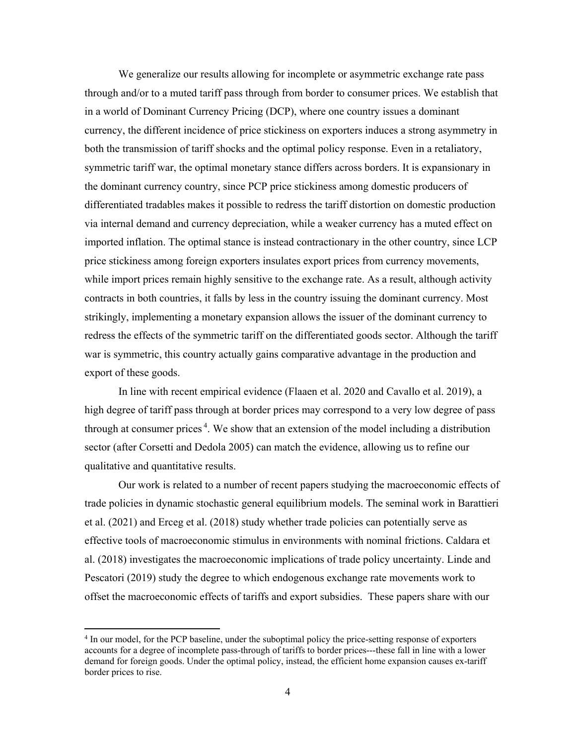We generalize our results allowing for incomplete or asymmetric exchange rate pass through and/or to a muted tariff pass through from border to consumer prices. We establish that in a world of Dominant Currency Pricing (DCP), where one country issues a dominant currency, the different incidence of price stickiness on exporters induces a strong asymmetry in both the transmission of tariff shocks and the optimal policy response. Even in a retaliatory, symmetric tariff war, the optimal monetary stance differs across borders. It is expansionary in the dominant currency country, since PCP price stickiness among domestic producers of differentiated tradables makes it possible to redress the tariff distortion on domestic production via internal demand and currency depreciation, while a weaker currency has a muted effect on imported inflation. The optimal stance is instead contractionary in the other country, since LCP price stickiness among foreign exporters insulates export prices from currency movements, while import prices remain highly sensitive to the exchange rate. As a result, although activity contracts in both countries, it falls by less in the country issuing the dominant currency. Most strikingly, implementing a monetary expansion allows the issuer of the dominant currency to redress the effects of the symmetric tariff on the differentiated goods sector. Although the tariff war is symmetric, this country actually gains comparative advantage in the production and export of these goods.

In line with recent empirical evidence (Flaaen et al. 2020 and Cavallo et al. 2019), a high degree of tariff pass through at border prices may correspond to a very low degree of pass through at consumer prices [4]. We show that an extension of the model including a distribution sector (after Corsetti and Dedola 2005) can match the evidence, allowing us to refine our qualitative and quantitative results.

Our work is related to a number of recent papers studying the macroeconomic effects of trade policies in dynamic stochastic general equilibrium models. The seminal work in Barattieri et al. (2021) and Erceg et al. (2018) study whether trade policies can potentially serve as effective tools of macroeconomic stimulus in environments with nominal frictions. Caldara et al. (2018) investigates the macroeconomic implications of trade policy uncertainty. Linde and Pescatori (2019) study the degree to which endogenous exchange rate movements work to offset the macroeconomic effects of tariffs and export subsidies. These papers share with our

[4] In our model, for the PCP baseline, under the suboptimal policy the price-setting response of exporters accounts for a degree of incomplete pass-through of tariffs to border prices---these fall in line with a lower demand for foreign goods. Under the optimal policy, instead, the efficient home expansion causes ex-tariff border prices to rise.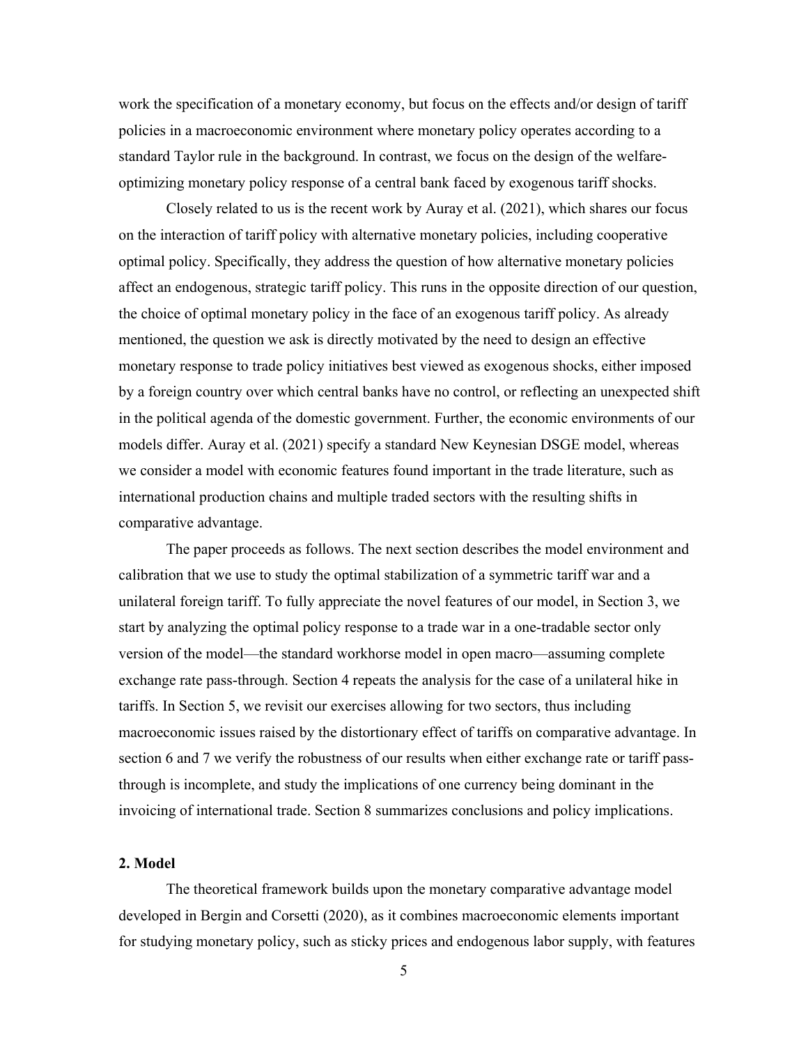work the specification of a monetary economy, but focus on the effects and/or design of tariff policies in a macroeconomic environment where monetary policy operates according to a standard Taylor rule in the background. In contrast, we focus on the design of the welfare-optimizing monetary policy response of a central bank faced by exogenous tariff shocks.

Closely related to us is the recent work by Auray et al. (2021), which shares our focus on the interaction of tariff policy with alternative monetary policies, including cooperative optimal policy. Specifically, they address the question of how alternative monetary policies affect an endogenous, strategic tariff policy. This runs in the opposite direction of our question, the choice of optimal monetary policy in the face of an exogenous tariff policy. As already mentioned, the question we ask is directly motivated by the need to design an effective monetary response to trade policy initiatives best viewed as exogenous shocks, either imposed by a foreign country over which central banks have no control, or reflecting an unexpected shift in the political agenda of the domestic government. Further, the economic environments of our models differ. Auray et al. (2021) specify a standard New Keynesian DSGE model, whereas we consider a model with economic features found important in the trade literature, such as international production chains and multiple traded sectors with the resulting shifts in comparative advantage.

The paper proceeds as follows. The next section describes the model environment and calibration that we use to study the optimal stabilization of a symmetric tariff war and a unilateral foreign tariff. To fully appreciate the novel features of our model, in Section 3, we start by analyzing the optimal policy response to a trade war in a one-tradable sector only version of the model—the standard workhorse model in open macro—assuming complete exchange rate pass-through. Section 4 repeats the analysis for the case of a unilateral hike in tariffs. In Section 5, we revisit our exercises allowing for two sectors, thus including macroeconomic issues raised by the distortionary effect of tariffs on comparative advantage. In section 6 and 7 we verify the robustness of our results when either exchange rate or tariff pass-through is incomplete, and study the implications of one currency being dominant in the invoicing of international trade. Section 8 summarizes conclusions and policy implications.

## 2. Model

The theoretical framework builds upon the monetary comparative advantage model developed in Bergin and Corsetti (2020), as it combines macroeconomic elements important for studying monetary policy, such as sticky prices and endogenous labor supply, with features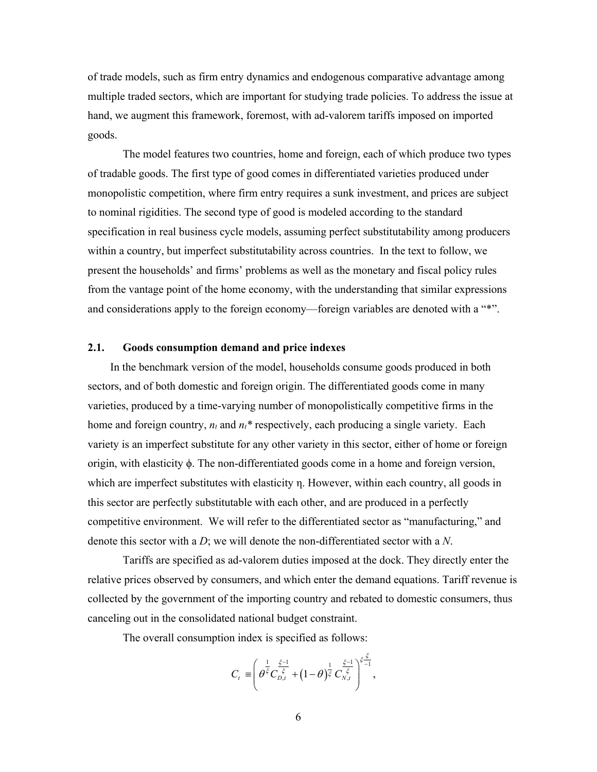of trade models, such as firm entry dynamics and endogenous comparative advantage among multiple traded sectors, which are important for studying trade policies. To address the issue at hand, we augment this framework, foremost, with ad-valorem tariffs imposed on imported goods.

The model features two countries, home and foreign, each of which produce two types of tradable goods. The first type of good comes in differentiated varieties produced under monopolistic competition, where firm entry requires a sunk investment, and prices are subject to nominal rigidities. The second type of good is modeled according to the standard specification in real business cycle models, assuming perfect substitutability among producers within a country, but imperfect substitutability across countries. In the text to follow, we present the households' and firms' problems as well as the monetary and fiscal policy rules from the vantage point of the home economy, with the understanding that similar expressions and considerations apply to the foreign economy—foreign variables are denoted with a "*".

### 2.1. Goods consumption demand and price indexes

In the benchmark version of the model, households consume goods produced in both sectors, and of both domestic and foreign origin. The differentiated goods come in many varieties, produced by a time-varying number of monopolistically competitive firms in the home and foreign country, $n_t$ and $n_t$* respectively, each producing a single variety. Each variety is an imperfect substitute for any other variety in this sector, either of home or foreign origin, with elasticity $\phi$. The non-differentiated goods come in a home and foreign version, which are imperfect substitutes with elasticity $\eta$. However, within each country, all goods in this sector are perfectly substitutable with each other, and are produced in a perfectly competitive environment. We will refer to the differentiated sector as "manufacturing," and denote this sector with a $D$; we will denote the non-differentiated sector with a $N$.

Tariffs are specified as ad-valorem duties imposed at the dock. They directly enter the relative prices observed by consumers, and which enter the demand equations. Tariff revenue is collected by the government of the importing country and rebated to domestic consumers, thus canceling out in the consolidated national budget constraint.

The overall consumption index is specified as follows:

$$C_t \equiv \left( \theta^{\frac{1}{\xi}} C_{D,t}^{\frac{\xi-1}{\xi}} + (1-\theta)^{\frac{1}{\xi}} C_{N,t}^{\frac{\xi-1}{\xi}} \right)^{\frac{\xi}{\xi-1}},$$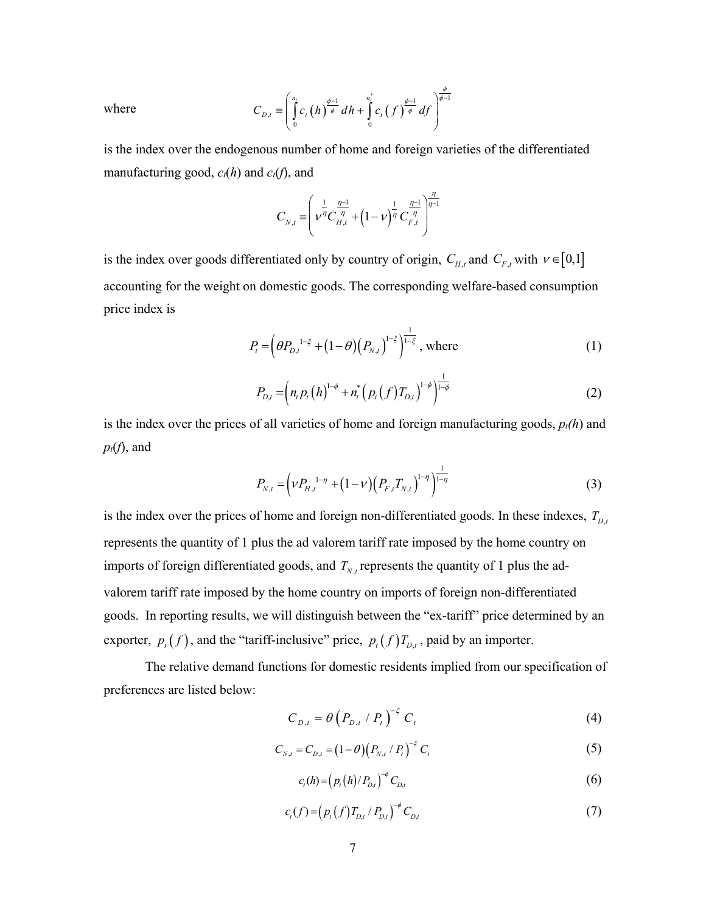where
$$C_{D,t} \equiv \left( \int_0^{n_t} c_t\left(h\right)^{\frac{\phi-1}{\phi}} dh + \int_0^{n_t^*} c_t\left(f\right)^{\frac{\phi-1}{\phi}} df \right)^{\frac{\phi}{\phi-1}}$$

is the index over the endogenous number of home and foreign varieties of the differentiated manufacturing good, $c_t(h)$ and $c_t(f)$, and

$$C_{N,t} \equiv \left( \nu^{\frac{1}{\eta}} C_{H,t}^{\frac{\eta-1}{\eta}} + \left(1-\nu\right)^{\frac{1}{\eta}} C_{F,t}^{\frac{\eta-1}{\eta}} \right)^{\frac{\eta}{\eta-1}}$$

is the index over goods differentiated only by country of origin, $C_{H,t}$ and $C_{F,t}$ with $\nu \in [0,1]$ accounting for the weight on domestic goods. The corresponding welfare-based consumption price index is

$$P_t = \left( \theta P_{D,t}{}^{1-\xi} + \left(1-\theta\right)\left(P_{N,t}\right)^{1-\xi} \right)^{\frac{1}{1-\xi}}, \text{ where} \tag{1}$$

$$P_{D,t} = \left( n_t p_t\left(h\right)^{1-\phi} + n_t^*\left(p_t\left(f\right)T_{D,t}\right)^{1-\phi} \right)^{\frac{1}{1-\phi}} \tag{2}$$

is the index over the prices of all varieties of home and foreign manufacturing goods, $p_t(h)$ and $p_t(f)$, and

$$P_{N,t} = \left( \nu P_{H,t}{}^{1-\eta} + \left(1-\nu\right)\left(P_{F,t}T_{N,t}\right)^{1-\eta} \right)^{\frac{1}{1-\eta}} \tag{3}$$

is the index over the prices of home and foreign non-differentiated goods. In these indexes, $T_{D,t}$ represents the quantity of 1 plus the ad valorem tariff rate imposed by the home country on imports of foreign differentiated goods, and $T_{N,t}$ represents the quantity of 1 plus the ad-valorem tariff rate imposed by the home country on imports of foreign non-differentiated goods. In reporting results, we will distinguish between the "ex-tariff" price determined by an exporter, $p_t\left(f\right)$, and the "tariff-inclusive" price, $p_t\left(f\right)T_{D,t}$, paid by an importer.

The relative demand functions for domestic residents implied from our specification of preferences are listed below:

$$C_{D,t} = \theta\left(P_{D,t} \,/\, P_t\right)^{-\xi} C_t \tag{4}$$

$$C_{N,t} = C_{D,t} = \left(1-\theta\right)\left(P_{N,t} \,/\, P_t\right)^{-\xi} C_t \tag{5}$$

$$c_t(h) = \left(p_t\left(h\right)/P_{D,t}\right)^{-\phi} C_{D,t} \tag{6}$$

$$c_t(f) = \left(p_t\left(f\right)T_{D,t} \,/\, P_{D,t}\right)^{-\phi} C_{D,t} \tag{7}$$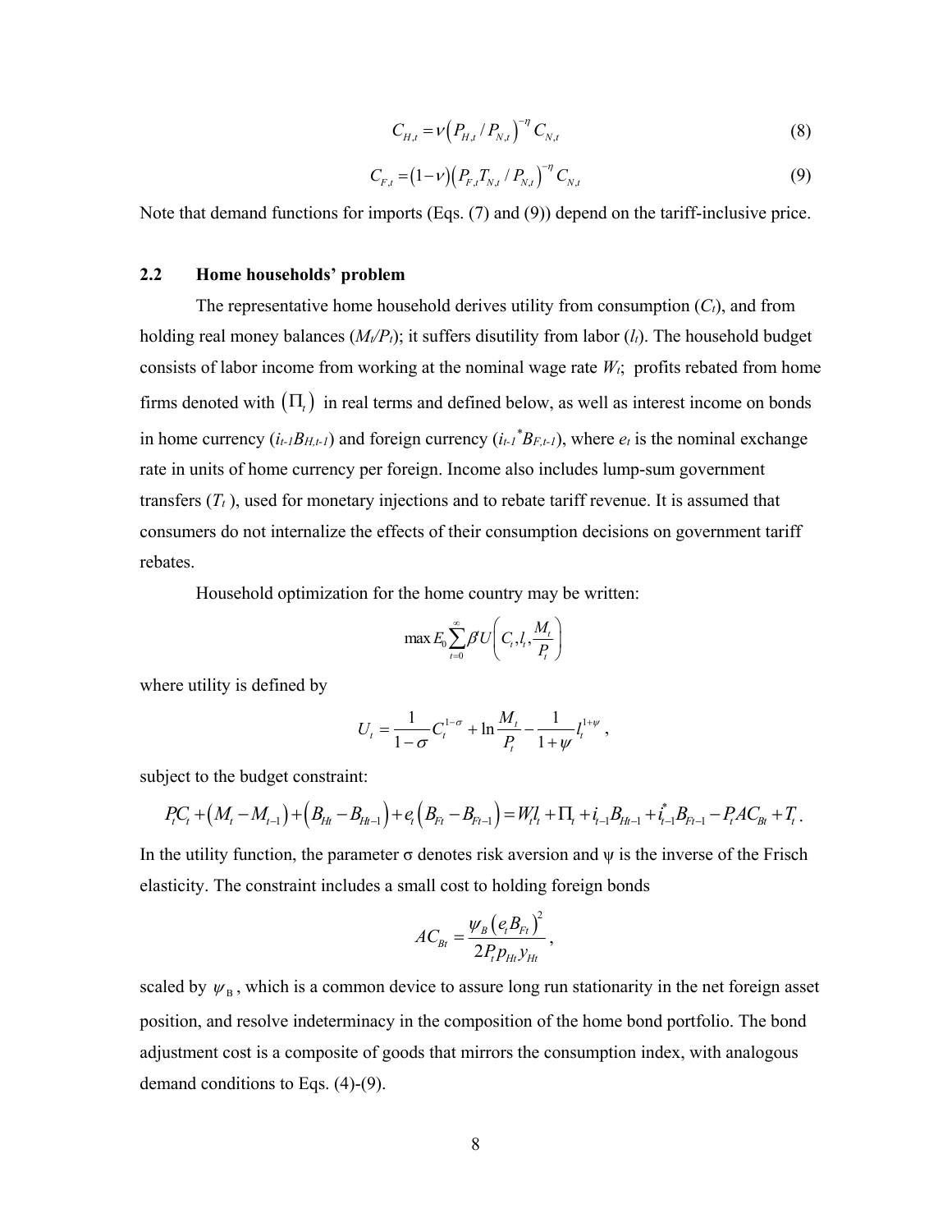$$C_{H,t} = \nu \left( P_{H,t} / P_{N,t} \right)^{-\eta} C_{N,t} \tag{8}$$

$$C_{F,t} = \left(1-\nu\right)\left( P_{F,t} T_{N,t} / P_{N,t} \right)^{-\eta} C_{N,t} \tag{9}$$

Note that demand functions for imports (Eqs. (7) and (9)) depend on the tariff-inclusive price.

### 2.2 Home households' problem

The representative home household derives utility from consumption ($C_t$), and from holding real money balances ($M_t/P_t$); it suffers disutility from labor ($l_t$). The household budget consists of labor income from working at the nominal wage rate $W_t$; profits rebated from home firms denoted with $\left(\Pi_t\right)$ in real terms and defined below, as well as interest income on bonds in home currency ($i_{t-1}B_{H,t-1}$) and foreign currency ($i_{t-1}^{*}B_{F,t-1}$), where $e_t$ is the nominal exchange rate in units of home currency per foreign. Income also includes lump-sum government transfers ($T_t$ ), used for monetary injections and to rebate tariff revenue. It is assumed that consumers do not internalize the effects of their consumption decisions on government tariff rebates.

Household optimization for the home country may be written:

$$\max E_0 \sum_{t=0}^{\infty} \beta^t U\left( C_t, l_t, \frac{M_t}{P_t} \right)$$

where utility is defined by

$$U_t = \frac{1}{1-\sigma} C_t^{1-\sigma} + \ln \frac{M_t}{P_t} - \frac{1}{1+\psi} l_t^{1+\psi} ,$$

subject to the budget constraint:

$$P_t C_t + \left(M_t - M_{t-1}\right) + \left(B_{Ht} - B_{Ht-1}\right) + e_t\left(B_{Ft} - B_{Ft-1}\right) = W_t l_t + \Pi_t + i_{t-1}B_{Ht-1} + i_{t-1}^{*}B_{Ft-1} - P_t AC_{Bt} + T_t .$$

In the utility function, the parameter σ denotes risk aversion and ψ is the inverse of the Frisch elasticity. The constraint includes a small cost to holding foreign bonds

$$AC_{Bt} = \frac{\psi_B \left(e_t B_{Ft}\right)^2}{2 P_t p_{Ht} y_{Ht}} ,$$

scaled by $\psi_B$, which is a common device to assure long run stationarity in the net foreign asset position, and resolve indeterminacy in the composition of the home bond portfolio. The bond adjustment cost is a composite of goods that mirrors the consumption index, with analogous demand conditions to Eqs. (4)-(9).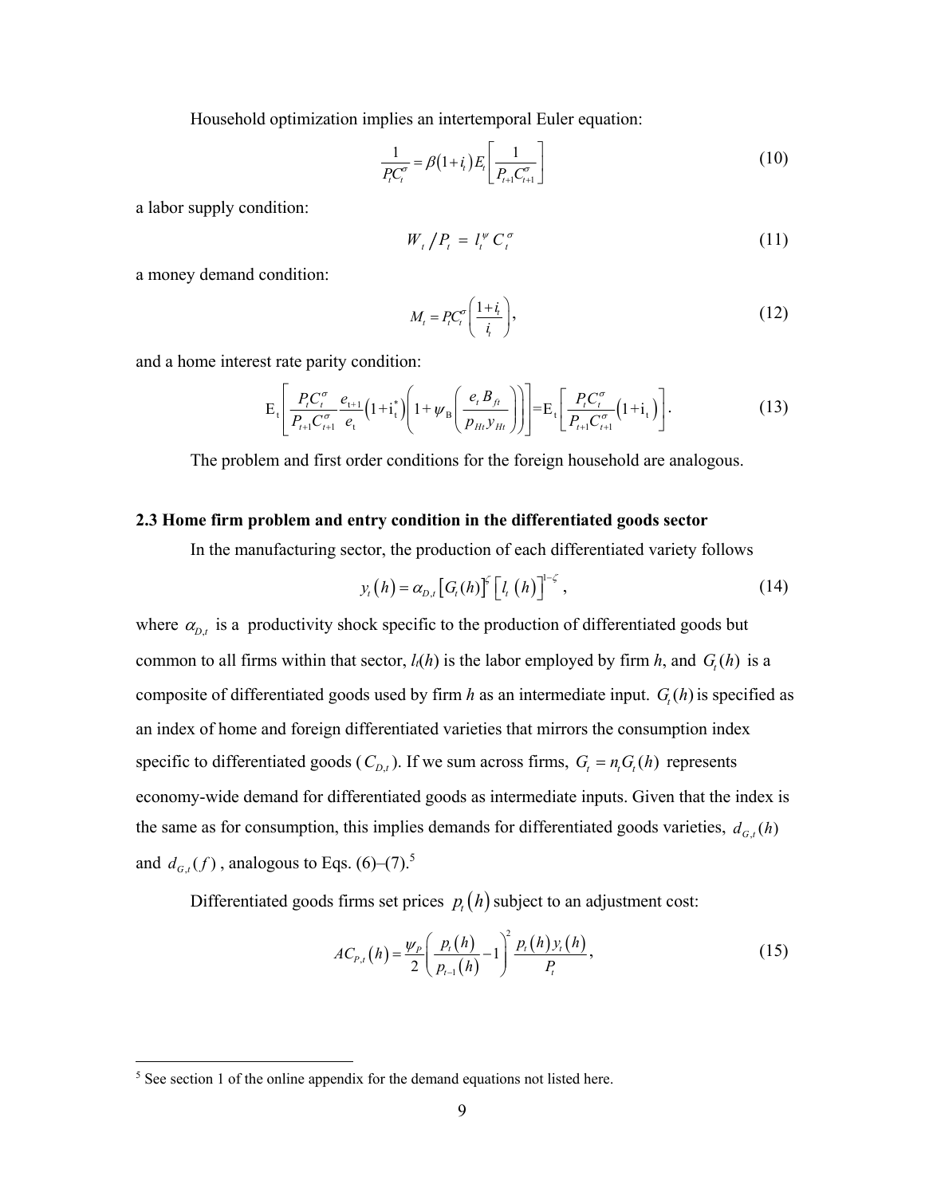Household optimization implies an intertemporal Euler equation:

$$\frac{1}{P_t C_t^{\sigma}} = \beta(1+i_t) E_t\left[\frac{1}{P_{t+1} C_{t+1}^{\sigma}}\right] \tag{10}$$

a labor supply condition:

$$W_t / P_t = l_t^{\psi} C_t^{\sigma} \tag{11}$$

a money demand condition:

$$M_t = P_t C_t^{\sigma}\left(\frac{1+i_t}{i_t}\right), \tag{12}$$

and a home interest rate parity condition:

$$\mathrm{E}_t\left[\frac{P_t C_t^{\sigma}}{P_{t+1} C_{t+1}^{\sigma}} \frac{e_{t+1}}{e_t}\left(1+\mathrm{i}_t^*\right)\left(1+\psi_B\left(\frac{e_t B_{ft}}{p_{Ht} y_{Ht}}\right)\right)\right] = \mathrm{E}_t\left[\frac{P_t C_t^{\sigma}}{P_{t+1} C_{t+1}^{\sigma}}\left(1+\mathrm{i}_t\right)\right]. \tag{13}$$

The problem and first order conditions for the foreign household are analogous.

### 2.3 Home firm problem and entry condition in the differentiated goods sector

In the manufacturing sector, the production of each differentiated variety follows

$$y_t(h) = \alpha_{D,t}\left[G_t(h)\right]^{\zeta}\left[l_t(h)\right]^{1-\zeta}, \tag{14}$$

where $\alpha_{D,t}$ is a productivity shock specific to the production of differentiated goods but common to all firms within that sector, $l_t(h)$ is the labor employed by firm $h$, and $G_t(h)$ is a composite of differentiated goods used by firm $h$ as an intermediate input. $G_t(h)$ is specified as an index of home and foreign differentiated varieties that mirrors the consumption index specific to differentiated goods ($C_{D,t}$). If we sum across firms, $G_t = n_t G_t(h)$ represents economy-wide demand for differentiated goods as intermediate inputs. Given that the index is the same as for consumption, this implies demands for differentiated goods varieties, $d_{G,t}(h)$ and $d_{G,t}(f)$, analogous to Eqs. (6)–(7).[5]

Differentiated goods firms set prices $p_t(h)$ subject to an adjustment cost:

$$AC_{P,t}(h) = \frac{\psi_P}{2}\left(\frac{p_t(h)}{p_{t-1}(h)} - 1\right)^2 \frac{p_t(h) y_t(h)}{P_t}, \tag{15}$$

[5] See section 1 of the online appendix for the demand equations not listed here.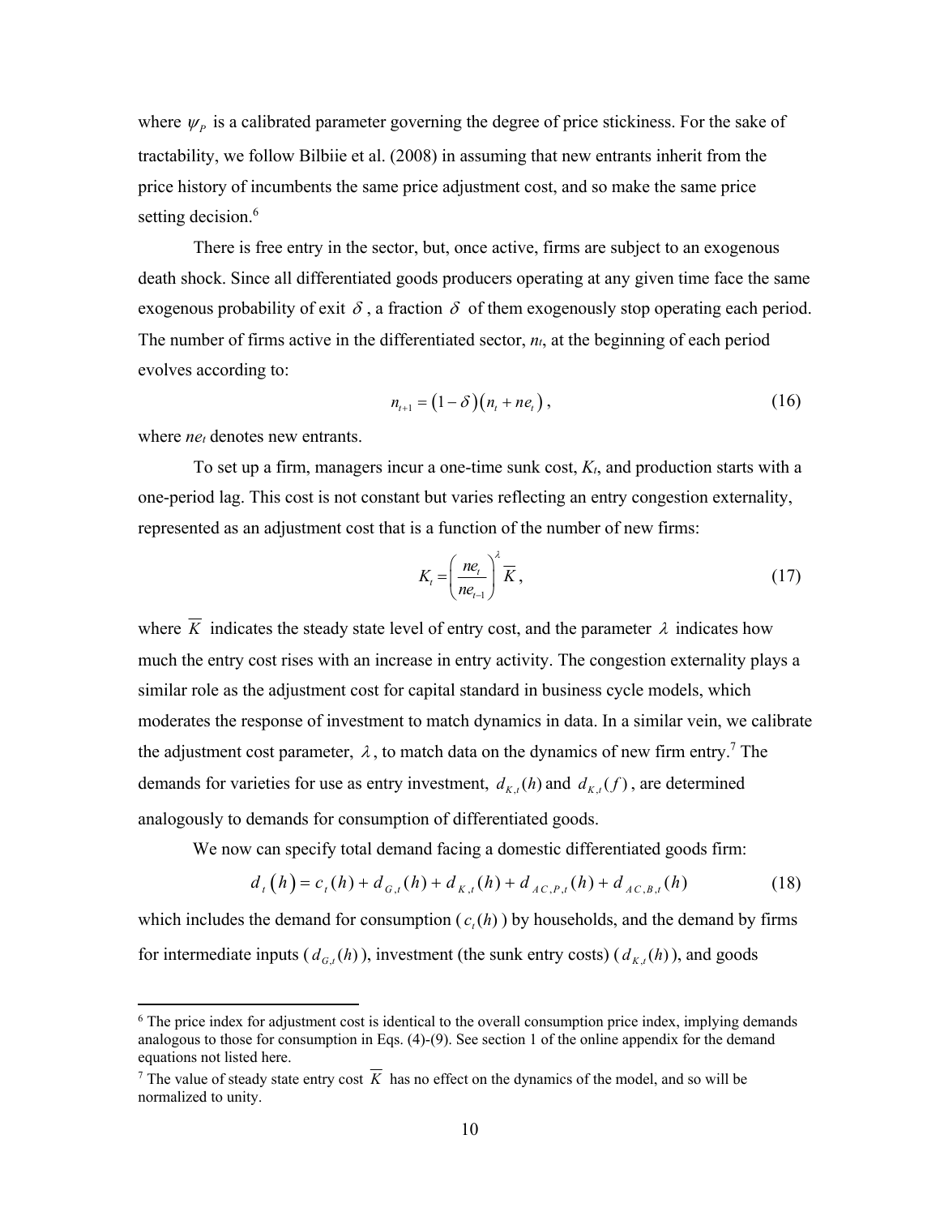where $\psi_P$ is a calibrated parameter governing the degree of price stickiness. For the sake of tractability, we follow Bilbiie et al. (2008) in assuming that new entrants inherit from the price history of incumbents the same price adjustment cost, and so make the same price setting decision.[6]

There is free entry in the sector, but, once active, firms are subject to an exogenous death shock. Since all differentiated goods producers operating at any given time face the same exogenous probability of exit $\delta$, a fraction $\delta$ of them exogenously stop operating each period. The number of firms active in the differentiated sector, $n_t$, at the beginning of each period evolves according to:

$$n_{t+1} = (1-\delta)(n_t + ne_t), \tag{16}$$

where $ne_t$ denotes new entrants.

To set up a firm, managers incur a one-time sunk cost, $K_t$, and production starts with a one-period lag. This cost is not constant but varies reflecting an entry congestion externality, represented as an adjustment cost that is a function of the number of new firms:

$$K_t = \left(\frac{ne_t}{ne_{t-1}}\right)^{\lambda} \overline{K}, \tag{17}$$

where $\overline{K}$ indicates the steady state level of entry cost, and the parameter $\lambda$ indicates how much the entry cost rises with an increase in entry activity. The congestion externality plays a similar role as the adjustment cost for capital standard in business cycle models, which moderates the response of investment to match dynamics in data. In a similar vein, we calibrate the adjustment cost parameter, $\lambda$, to match data on the dynamics of new firm entry.[7] The demands for varieties for use as entry investment, $d_{K,t}(h)$ and $d_{K,t}(f)$, are determined analogously to demands for consumption of differentiated goods.

We now can specify total demand facing a domestic differentiated goods firm:

$$d_t(h) = c_t(h) + d_{G,t}(h) + d_{K,t}(h) + d_{AC,P,t}(h) + d_{AC,B,t}(h) \tag{18}$$

which includes the demand for consumption ($c_t(h)$) by households, and the demand by firms for intermediate inputs ($d_{G,t}(h)$), investment (the sunk entry costs) ($d_{K,t}(h)$), and goods

[6] The price index for adjustment cost is identical to the overall consumption price index, implying demands analogous to those for consumption in Eqs. (4)-(9). See section 1 of the online appendix for the demand equations not listed here.

[7] The value of steady state entry cost $\overline{K}$ has no effect on the dynamics of the model, and so will be normalized to unity.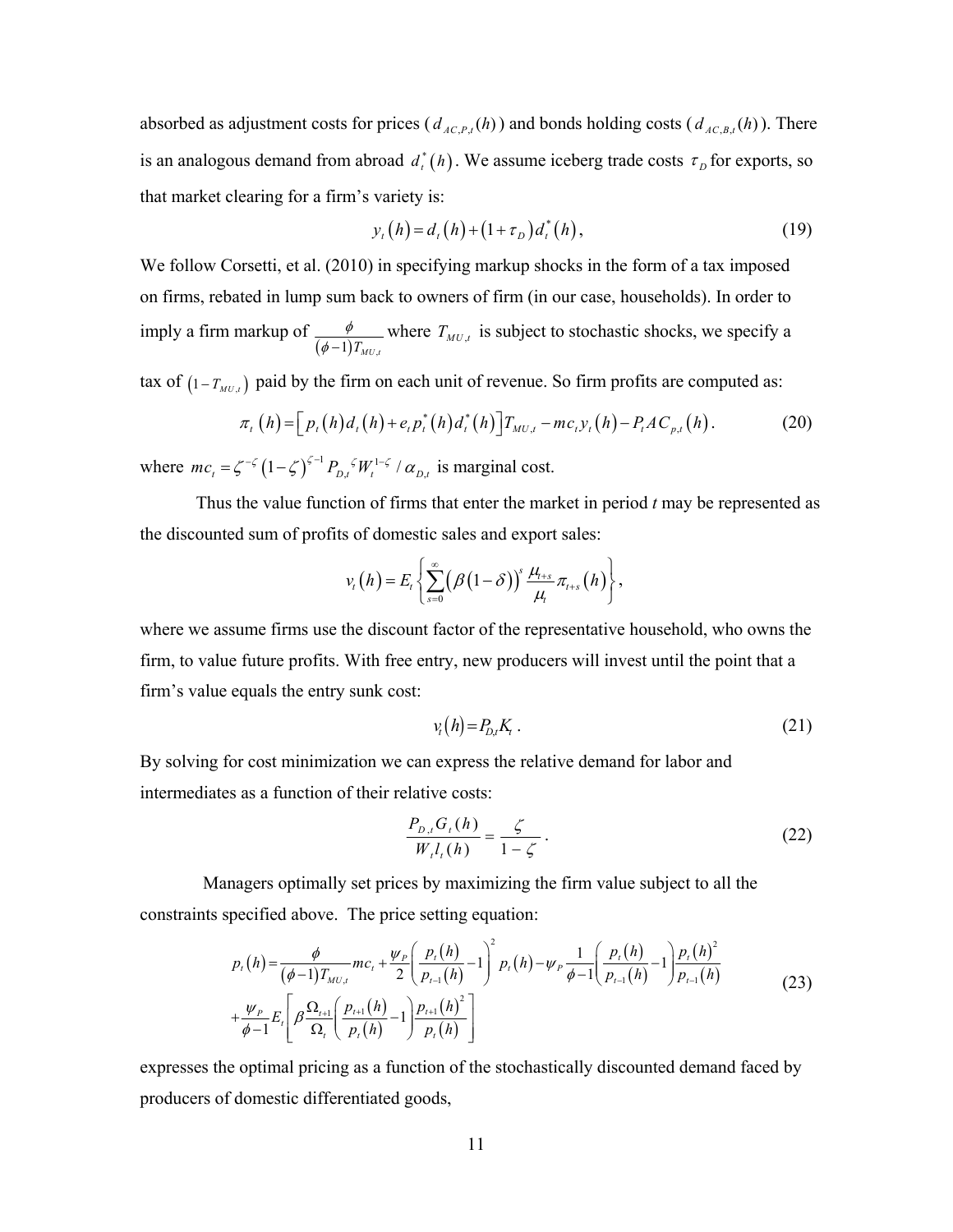absorbed as adjustment costs for prices ($d_{AC,P,t}(h)$) and bonds holding costs ($d_{AC,B,t}(h)$). There is an analogous demand from abroad $d_t^*(h)$. We assume iceberg trade costs $\tau_D$ for exports, so that market clearing for a firm's variety is:

$$y_t(h) = d_t(h) + (1+\tau_D)d_t^*(h), \tag{19}$$

We follow Corsetti, et al. (2010) in specifying markup shocks in the form of a tax imposed on firms, rebated in lump sum back to owners of firm (in our case, households). In order to imply a firm markup of $\frac{\phi}{(\phi-1)T_{MU,t}}$ where $T_{MU,t}$ is subject to stochastic shocks, we specify a tax of $(1-T_{MU,t})$ paid by the firm on each unit of revenue. So firm profits are computed as:

$$\pi_t(h) = \left[p_t(h)d_t(h) + e_t p_t^*(h)d_t^*(h)\right]T_{MU,t} - mc_t y_t(h) - P_t AC_{p,t}(h). \tag{20}$$

where $mc_t = \zeta^{-\zeta}(1-\zeta)^{\zeta-1} P_{D,t}{}^{\zeta} W_t^{1-\zeta} / \alpha_{D,t}$ is marginal cost.

Thus the value function of firms that enter the market in period $t$ may be represented as the discounted sum of profits of domestic sales and export sales:

$$v_t(h) = E_t\left\{\sum_{s=0}^{\infty}\left(\beta(1-\delta)\right)^s \frac{\mu_{t+s}}{\mu_t}\pi_{t+s}(h)\right\},$$

where we assume firms use the discount factor of the representative household, who owns the firm, to value future profits. With free entry, new producers will invest until the point that a firm's value equals the entry sunk cost:

$$v_t(h) = P_{D,t}K_t\,. \tag{21}$$

By solving for cost minimization we can express the relative demand for labor and intermediates as a function of their relative costs:

$$\frac{P_{D,t}G_t(h)}{W_t l_t(h)} = \frac{\zeta}{1-\zeta}\,. \tag{22}$$

Managers optimally set prices by maximizing the firm value subject to all the constraints specified above. The price setting equation:

$$\begin{aligned} p_t(h) = {} & \frac{\phi}{(\phi-1)T_{MU,t}}mc_t + \frac{\psi_P}{2}\left(\frac{p_t(h)}{p_{t-1}(h)}-1\right)^2 p_t(h) - \psi_P\frac{1}{\phi-1}\left(\frac{p_t(h)}{p_{t-1}(h)}-1\right)\frac{p_t(h)^2}{p_{t-1}(h)} \\ & + \frac{\psi_P}{\phi-1}E_t\left[\beta\frac{\Omega_{t+1}}{\Omega_t}\left(\frac{p_{t+1}(h)}{p_t(h)}-1\right)\frac{p_{t+1}(h)^2}{p_t(h)}\right] \end{aligned} \tag{23}$$

expresses the optimal pricing as a function of the stochastically discounted demand faced by producers of domestic differentiated goods,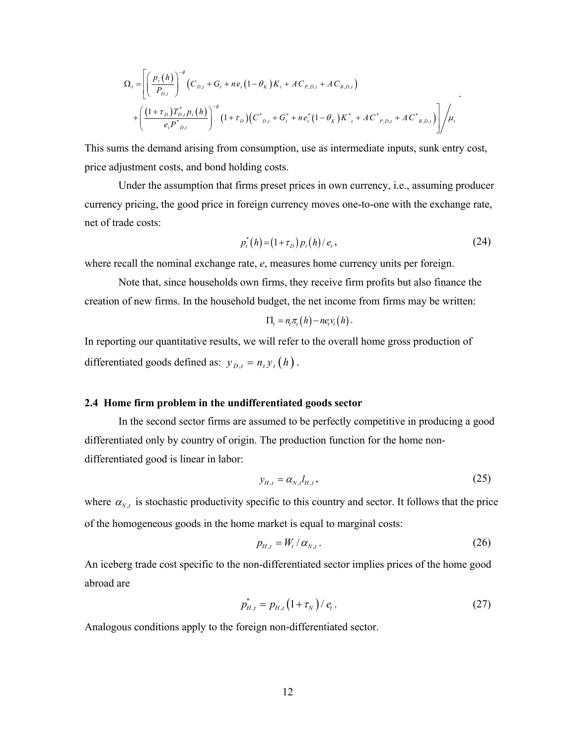$$
\Omega_t = \left[ \left( \frac{p_t(h)}{P_{D,t}} \right)^{-\phi} \left( C_{D,t} + G_t + n e_t (1-\theta_K) K_t + AC_{P,D,t} + AC_{B,D,t} \right) \right.
$$

$$
\left. + \left( \frac{(1+\tau_D) T^*_{D,t} p_t(h)}{e_t P^*_{D,t}} \right)^{-\phi} (1+\tau_D) \left( C^*_{D,t} + G^*_t + n e^*_t (1-\theta_K) K^*_t + AC^*_{P,D,t} + AC^*_{B,D,t} \right) \right] \Big/ \mu_t .
$$

This sums the demand arising from consumption, use as intermediate inputs, sunk entry cost, price adjustment costs, and bond holding costs.

Under the assumption that firms preset prices in own currency, i.e., assuming producer currency pricing, the good price in foreign currency moves one-to-one with the exchange rate, net of trade costs:

$$
p^*_t(h) = (1+\tau_D)\, p_t(h) / e_t , \tag{24}
$$

where recall the nominal exchange rate, $e$, measures home currency units per foreign.

Note that, since households own firms, they receive firm profits but also finance the creation of new firms. In the household budget, the net income from firms may be written:

$$
\Pi_t = n_t \pi_t(h) - n e_t v_t(h) .
$$

In reporting our quantitative results, we will refer to the overall home gross production of differentiated goods defined as: $y_{D,t} = n_t y_t(h)$.

### 2.4 Home firm problem in the undifferentiated goods sector

In the second sector firms are assumed to be perfectly competitive in producing a good differentiated only by country of origin. The production function for the home non-differentiated good is linear in labor:

$$
y_{H,t} = \alpha_{N,t} l_{H,t} , \tag{25}
$$

where $\alpha_{N,t}$ is stochastic productivity specific to this country and sector. It follows that the price of the homogeneous goods in the home market is equal to marginal costs:

$$
p_{H,t} = W_t / \alpha_{N,t} . \tag{26}
$$

An iceberg trade cost specific to the non-differentiated sector implies prices of the home good abroad are

$$
p^*_{H,t} = p_{H,t} (1+\tau_N) / e_t . \tag{27}
$$

Analogous conditions apply to the foreign non-differentiated sector.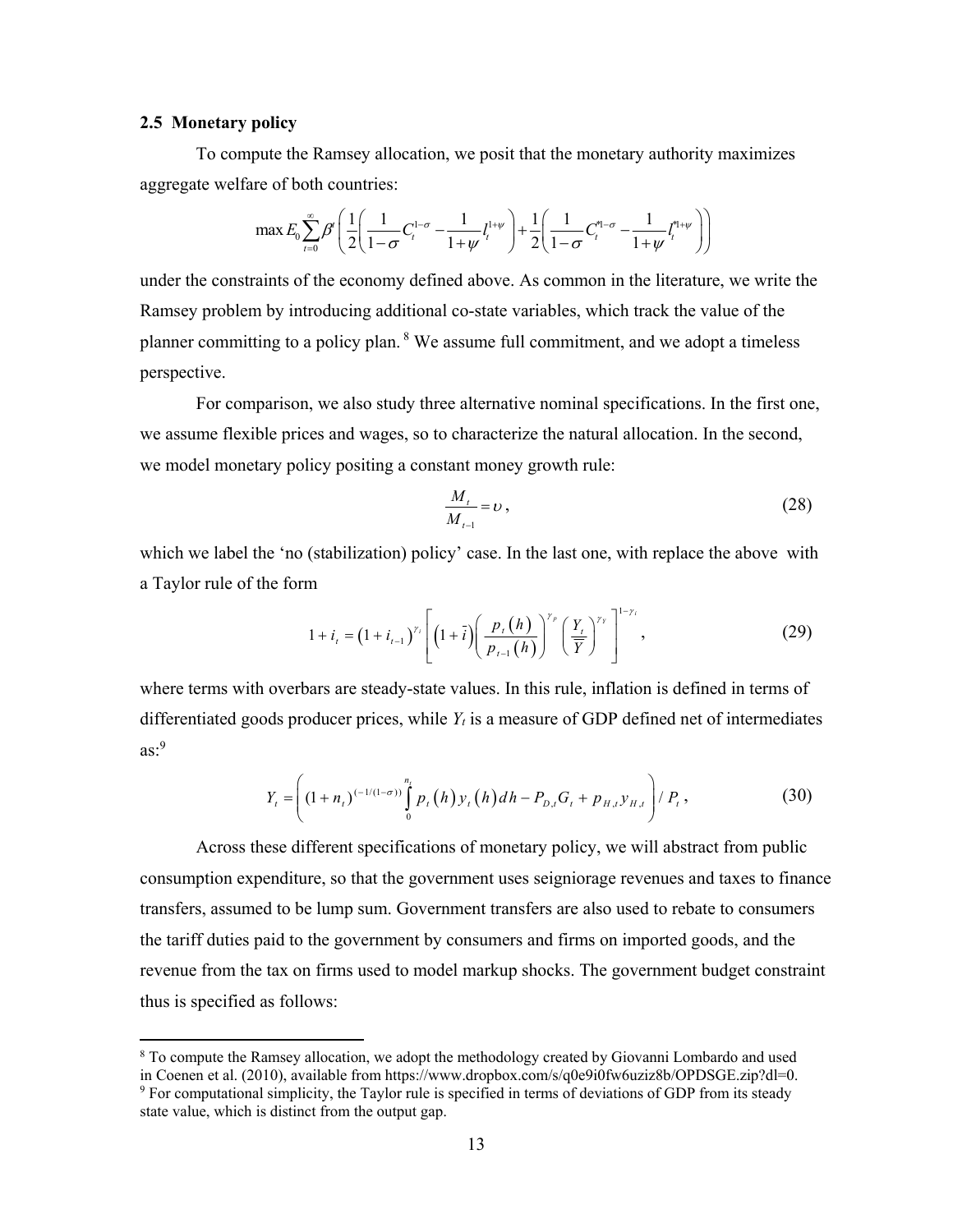### 2.5 Monetary policy

To compute the Ramsey allocation, we posit that the monetary authority maximizes aggregate welfare of both countries:

$$\max E_0 \sum_{t=0}^{\infty} \beta^t \left( \frac{1}{2}\left( \frac{1}{1-\sigma} C_t^{1-\sigma} - \frac{1}{1+\psi} l_t^{1+\psi} \right) + \frac{1}{2}\left( \frac{1}{1-\sigma} C_t^{*1-\sigma} - \frac{1}{1+\psi} l_t^{*1+\psi} \right) \right)$$

under the constraints of the economy defined above. As common in the literature, we write the Ramsey problem by introducing additional co-state variables, which track the value of the planner committing to a policy plan.[8] We assume full commitment, and we adopt a timeless perspective.

For comparison, we also study three alternative nominal specifications. In the first one, we assume flexible prices and wages, so to characterize the natural allocation. In the second, we model monetary policy positing a constant money growth rule:

$$\frac{M_t}{M_{t-1}} = \upsilon , \tag{28}$$

which we label the 'no (stabilization) policy' case. In the last one, with replace the above with a Taylor rule of the form

$$1 + i_t = \left(1 + i_{t-1}\right)^{\gamma_i} \left[ \left(1 + \bar{i}\right) \left( \frac{p_t(h)}{p_{t-1}(h)} \right)^{\gamma_p} \left( \frac{Y_t}{\overline{Y}} \right)^{\gamma_Y} \right]^{1-\gamma_i} , \tag{29}$$

where terms with overbars are steady-state values. In this rule, inflation is defined in terms of differentiated goods producer prices, while $Y_t$ is a measure of GDP defined net of intermediates as:[9]

$$Y_t = \left( (1 + n_t)^{(-1/(1-\sigma))} \int_0^{n_t} p_t(h) y_t(h) dh - P_{D,t} G_t + p_{H,t} y_{H,t} \right) / P_t , \tag{30}$$

Across these different specifications of monetary policy, we will abstract from public consumption expenditure, so that the government uses seigniorage revenues and taxes to finance transfers, assumed to be lump sum. Government transfers are also used to rebate to consumers the tariff duties paid to the government by consumers and firms on imported goods, and the revenue from the tax on firms used to model markup shocks. The government budget constraint thus is specified as follows:

---

[8] To compute the Ramsey allocation, we adopt the methodology created by Giovanni Lombardo and used in Coenen et al. (2010), available from https://www.dropbox.com/s/q0e9i0fw6uziz8b/OPDSGE.zip?dl=0.

[9] For computational simplicity, the Taylor rule is specified in terms of deviations of GDP from its steady state value, which is distinct from the output gap.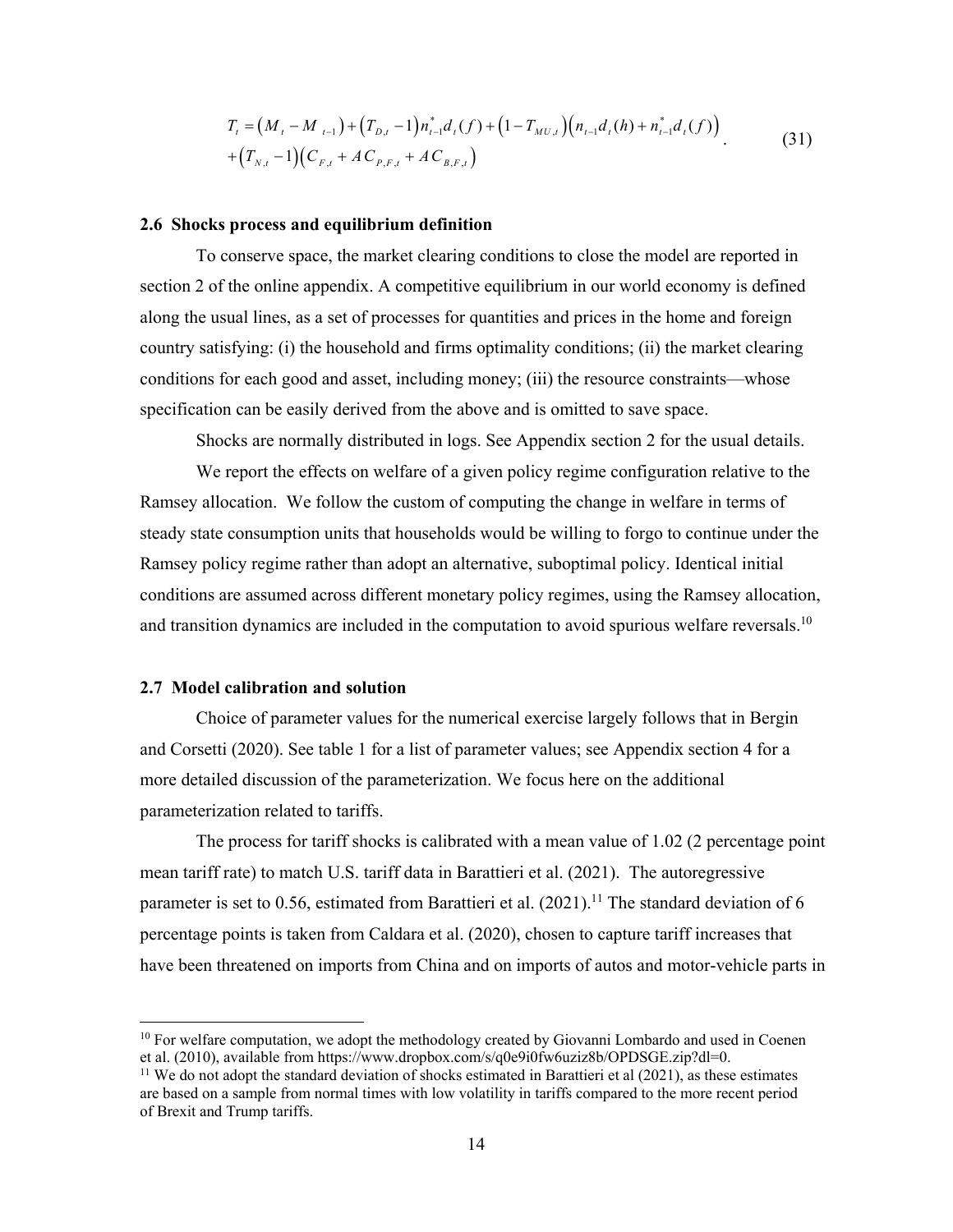$$
\begin{aligned}
T_t &= \left(M_t - M_{t-1}\right) + \left(T_{D,t} - 1\right) n_{t-1}^{*} d_t(f) + \left(1 - T_{MU,t}\right)\left(n_{t-1} d_t(h) + n_{t-1}^{*} d_t(f)\right) \\
&+ \left(T_{N,t} - 1\right)\left(C_{F,t} + AC_{P,F,t} + AC_{B,F,t}\right)
\end{aligned}
\quad . \tag{31}
$$

### 2.6 Shocks process and equilibrium definition

To conserve space, the market clearing conditions to close the model are reported in section 2 of the online appendix. A competitive equilibrium in our world economy is defined along the usual lines, as a set of processes for quantities and prices in the home and foreign country satisfying: (i) the household and firms optimality conditions; (ii) the market clearing conditions for each good and asset, including money; (iii) the resource constraints—whose specification can be easily derived from the above and is omitted to save space.

Shocks are normally distributed in logs. See Appendix section 2 for the usual details.

We report the effects on welfare of a given policy regime configuration relative to the Ramsey allocation. We follow the custom of computing the change in welfare in terms of steady state consumption units that households would be willing to forgo to continue under the Ramsey policy regime rather than adopt an alternative, suboptimal policy. Identical initial conditions are assumed across different monetary policy regimes, using the Ramsey allocation, and transition dynamics are included in the computation to avoid spurious welfare reversals.[10]

### 2.7 Model calibration and solution

Choice of parameter values for the numerical exercise largely follows that in Bergin and Corsetti (2020). See table 1 for a list of parameter values; see Appendix section 4 for a more detailed discussion of the parameterization. We focus here on the additional parameterization related to tariffs.

The process for tariff shocks is calibrated with a mean value of 1.02 (2 percentage point mean tariff rate) to match U.S. tariff data in Barattieri et al. (2021). The autoregressive parameter is set to 0.56, estimated from Barattieri et al. (2021).[11] The standard deviation of 6 percentage points is taken from Caldara et al. (2020), chosen to capture tariff increases that have been threatened on imports from China and on imports of autos and motor-vehicle parts in

---

[10] For welfare computation, we adopt the methodology created by Giovanni Lombardo and used in Coenen et al. (2010), available from https://www.dropbox.com/s/q0e9i0fw6uziz8b/OPDSGE.zip?dl=0.

[11] We do not adopt the standard deviation of shocks estimated in Barattieri et al (2021), as these estimates are based on a sample from normal times with low volatility in tariffs compared to the more recent period of Brexit and Trump tariffs.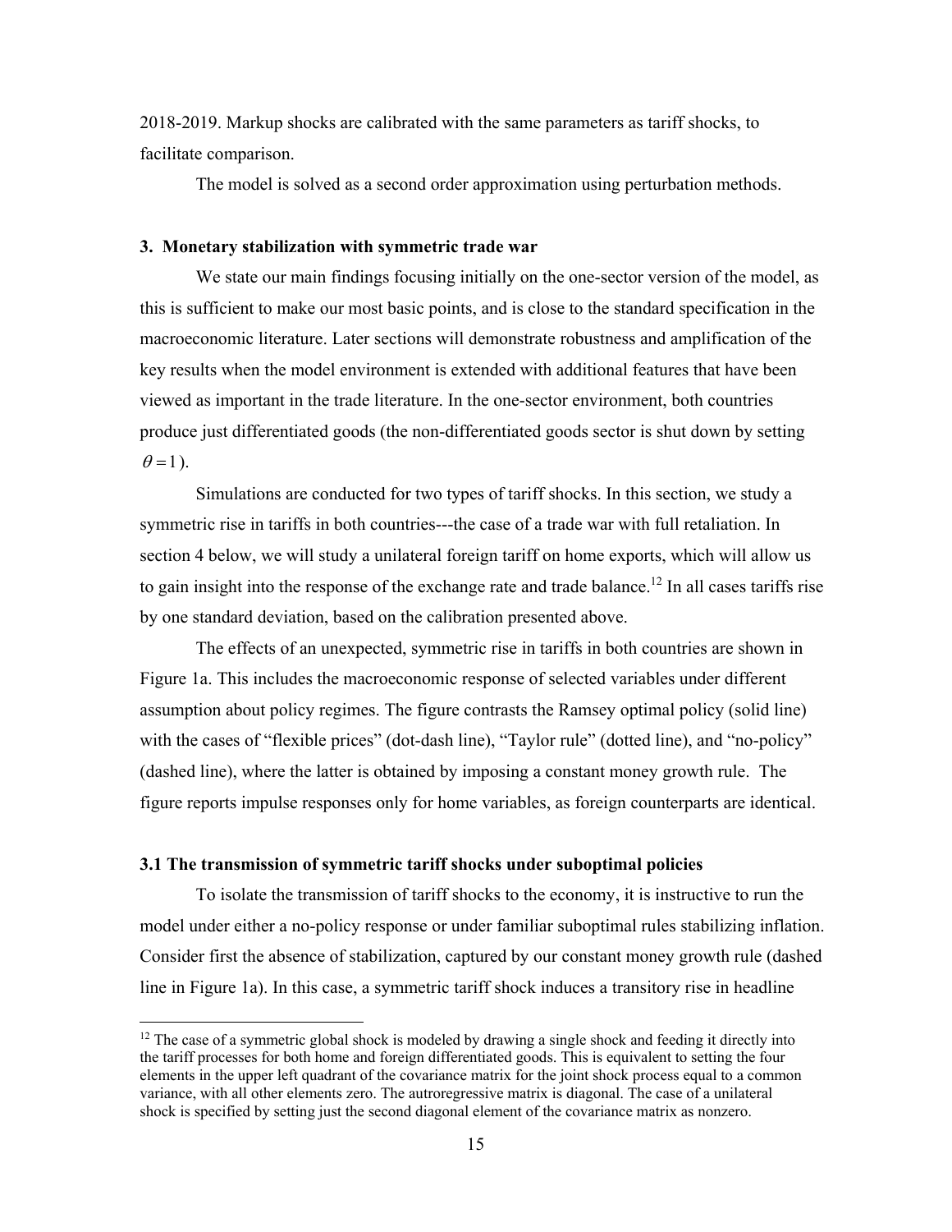2018-2019. Markup shocks are calibrated with the same parameters as tariff shocks, to facilitate comparison.

The model is solved as a second order approximation using perturbation methods.

### 3. Monetary stabilization with symmetric trade war

We state our main findings focusing initially on the one-sector version of the model, as this is sufficient to make our most basic points, and is close to the standard specification in the macroeconomic literature. Later sections will demonstrate robustness and amplification of the key results when the model environment is extended with additional features that have been viewed as important in the trade literature. In the one-sector environment, both countries produce just differentiated goods (the non-differentiated goods sector is shut down by setting $\theta = 1$).

Simulations are conducted for two types of tariff shocks. In this section, we study a symmetric rise in tariffs in both countries---the case of a trade war with full retaliation. In section 4 below, we will study a unilateral foreign tariff on home exports, which will allow us to gain insight into the response of the exchange rate and trade balance.[12] In all cases tariffs rise by one standard deviation, based on the calibration presented above.

The effects of an unexpected, symmetric rise in tariffs in both countries are shown in Figure 1a. This includes the macroeconomic response of selected variables under different assumption about policy regimes. The figure contrasts the Ramsey optimal policy (solid line) with the cases of "flexible prices" (dot-dash line), "Taylor rule" (dotted line), and "no-policy" (dashed line), where the latter is obtained by imposing a constant money growth rule. The figure reports impulse responses only for home variables, as foreign counterparts are identical.

### 3.1 The transmission of symmetric tariff shocks under suboptimal policies

To isolate the transmission of tariff shocks to the economy, it is instructive to run the model under either a no-policy response or under familiar suboptimal rules stabilizing inflation. Consider first the absence of stabilization, captured by our constant money growth rule (dashed line in Figure 1a). In this case, a symmetric tariff shock induces a transitory rise in headline

[12] The case of a symmetric global shock is modeled by drawing a single shock and feeding it directly into the tariff processes for both home and foreign differentiated goods. This is equivalent to setting the four elements in the upper left quadrant of the covariance matrix for the joint shock process equal to a common variance, with all other elements zero. The autoregressive matrix is diagonal. The case of a unilateral shock is specified by setting just the second diagonal element of the covariance matrix as nonzero.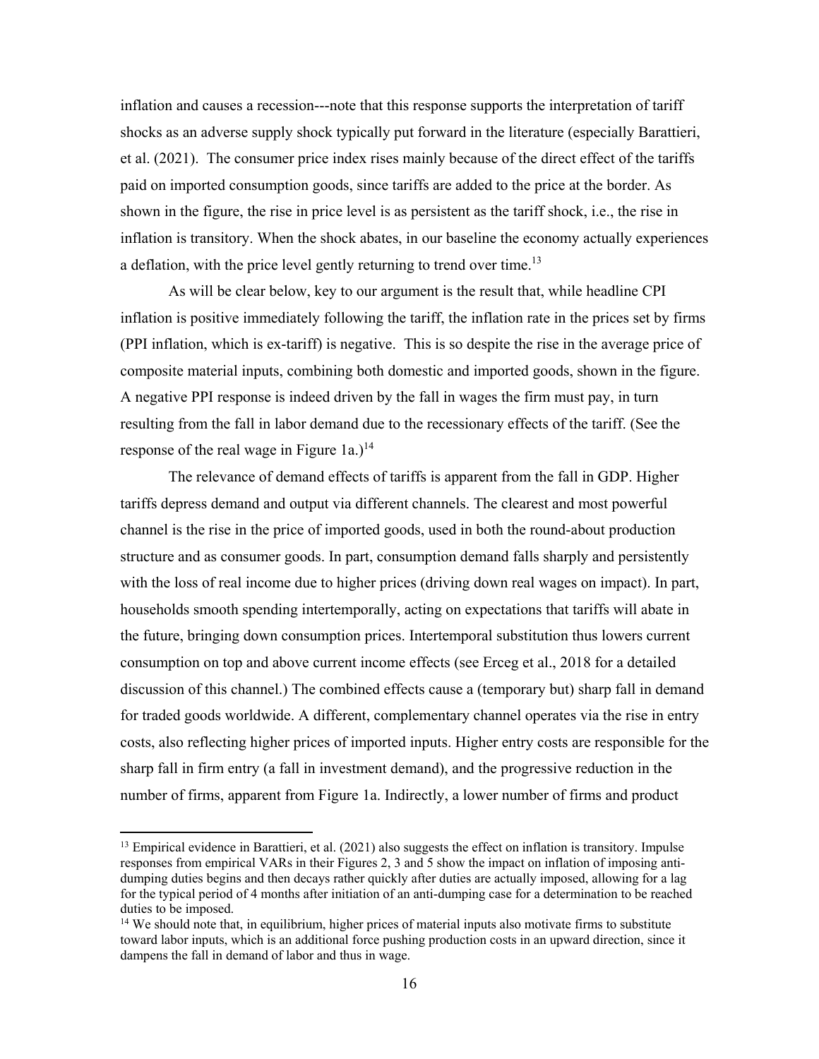inflation and causes a recession---note that this response supports the interpretation of tariff shocks as an adverse supply shock typically put forward in the literature (especially Barattieri, et al. (2021). The consumer price index rises mainly because of the direct effect of the tariffs paid on imported consumption goods, since tariffs are added to the price at the border. As shown in the figure, the rise in price level is as persistent as the tariff shock, i.e., the rise in inflation is transitory. When the shock abates, in our baseline the economy actually experiences a deflation, with the price level gently returning to trend over time.[13]

As will be clear below, key to our argument is the result that, while headline CPI inflation is positive immediately following the tariff, the inflation rate in the prices set by firms (PPI inflation, which is ex-tariff) is negative. This is so despite the rise in the average price of composite material inputs, combining both domestic and imported goods, shown in the figure. A negative PPI response is indeed driven by the fall in wages the firm must pay, in turn resulting from the fall in labor demand due to the recessionary effects of the tariff. (See the response of the real wage in Figure 1a.)[14]

The relevance of demand effects of tariffs is apparent from the fall in GDP. Higher tariffs depress demand and output via different channels. The clearest and most powerful channel is the rise in the price of imported goods, used in both the round-about production structure and as consumer goods. In part, consumption demand falls sharply and persistently with the loss of real income due to higher prices (driving down real wages on impact). In part, households smooth spending intertemporally, acting on expectations that tariffs will abate in the future, bringing down consumption prices. Intertemporal substitution thus lowers current consumption on top and above current income effects (see Erceg et al., 2018 for a detailed discussion of this channel.) The combined effects cause a (temporary but) sharp fall in demand for traded goods worldwide. A different, complementary channel operates via the rise in entry costs, also reflecting higher prices of imported inputs. Higher entry costs are responsible for the sharp fall in firm entry (a fall in investment demand), and the progressive reduction in the number of firms, apparent from Figure 1a. Indirectly, a lower number of firms and product

[13] Empirical evidence in Barattieri, et al. (2021) also suggests the effect on inflation is transitory. Impulse responses from empirical VARs in their Figures 2, 3 and 5 show the impact on inflation of imposing anti-dumping duties begins and then decays rather quickly after duties are actually imposed, allowing for a lag for the typical period of 4 months after initiation of an anti-dumping case for a determination to be reached duties to be imposed.

[14] We should note that, in equilibrium, higher prices of material inputs also motivate firms to substitute toward labor inputs, which is an additional force pushing production costs in an upward direction, since it dampens the fall in demand of labor and thus in wage.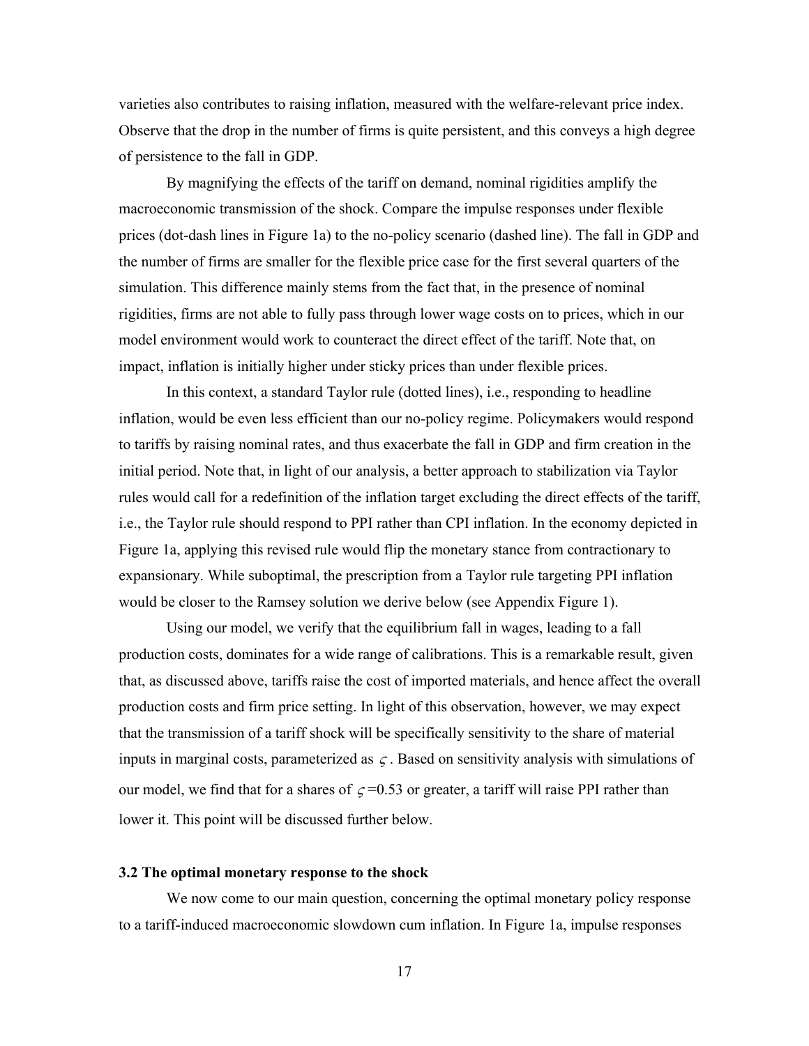varieties also contributes to raising inflation, measured with the welfare-relevant price index. Observe that the drop in the number of firms is quite persistent, and this conveys a high degree of persistence to the fall in GDP.

By magnifying the effects of the tariff on demand, nominal rigidities amplify the macroeconomic transmission of the shock. Compare the impulse responses under flexible prices (dot-dash lines in Figure 1a) to the no-policy scenario (dashed line). The fall in GDP and the number of firms are smaller for the flexible price case for the first several quarters of the simulation. This difference mainly stems from the fact that, in the presence of nominal rigidities, firms are not able to fully pass through lower wage costs on to prices, which in our model environment would work to counteract the direct effect of the tariff. Note that, on impact, inflation is initially higher under sticky prices than under flexible prices.

In this context, a standard Taylor rule (dotted lines), i.e., responding to headline inflation, would be even less efficient than our no-policy regime. Policymakers would respond to tariffs by raising nominal rates, and thus exacerbate the fall in GDP and firm creation in the initial period. Note that, in light of our analysis, a better approach to stabilization via Taylor rules would call for a redefinition of the inflation target excluding the direct effects of the tariff, i.e., the Taylor rule should respond to PPI rather than CPI inflation. In the economy depicted in Figure 1a, applying this revised rule would flip the monetary stance from contractionary to expansionary. While suboptimal, the prescription from a Taylor rule targeting PPI inflation would be closer to the Ramsey solution we derive below (see Appendix Figure 1).

Using our model, we verify that the equilibrium fall in wages, leading to a fall production costs, dominates for a wide range of calibrations. This is a remarkable result, given that, as discussed above, tariffs raise the cost of imported materials, and hence affect the overall production costs and firm price setting. In light of this observation, however, we may expect that the transmission of a tariff shock will be specifically sensitivity to the share of material inputs in marginal costs, parameterized as $\varsigma$. Based on sensitivity analysis with simulations of our model, we find that for a shares of $\varsigma = 0.53$ or greater, a tariff will raise PPI rather than lower it. This point will be discussed further below.

### 3.2 The optimal monetary response to the shock

We now come to our main question, concerning the optimal monetary policy response to a tariff-induced macroeconomic slowdown cum inflation. In Figure 1a, impulse responses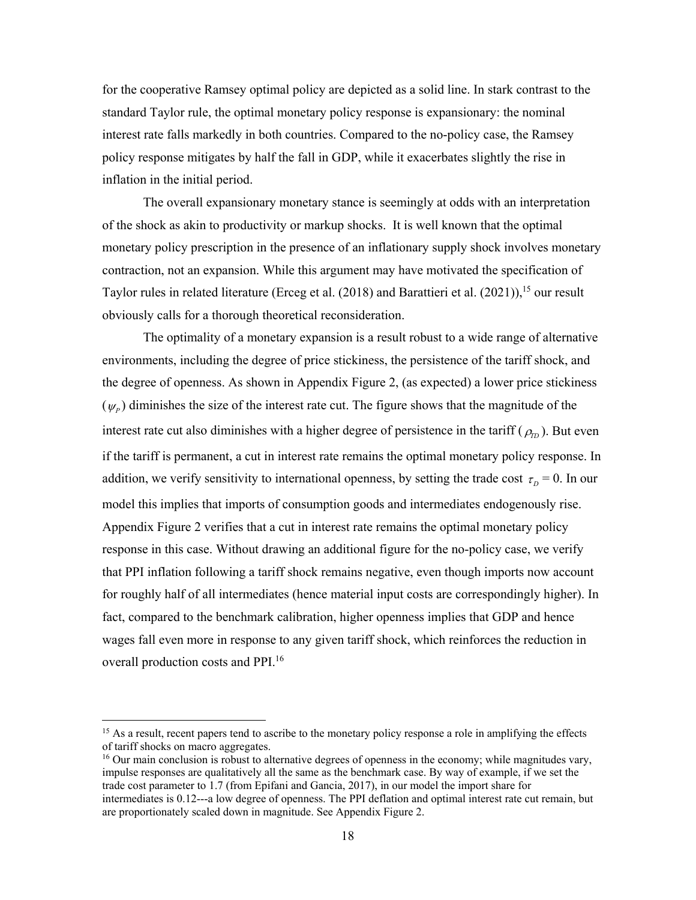for the cooperative Ramsey optimal policy are depicted as a solid line. In stark contrast to the standard Taylor rule, the optimal monetary policy response is expansionary: the nominal interest rate falls markedly in both countries. Compared to the no-policy case, the Ramsey policy response mitigates by half the fall in GDP, while it exacerbates slightly the rise in inflation in the initial period.

The overall expansionary monetary stance is seemingly at odds with an interpretation of the shock as akin to productivity or markup shocks. It is well known that the optimal monetary policy prescription in the presence of an inflationary supply shock involves monetary contraction, not an expansion. While this argument may have motivated the specification of Taylor rules in related literature (Erceg et al. (2018) and Barattieri et al. (2021)),[15] our result obviously calls for a thorough theoretical reconsideration.

The optimality of a monetary expansion is a result robust to a wide range of alternative environments, including the degree of price stickiness, the persistence of the tariff shock, and the degree of openness. As shown in Appendix Figure 2, (as expected) a lower price stickiness ($\psi_P$) diminishes the size of the interest rate cut. The figure shows that the magnitude of the interest rate cut also diminishes with a higher degree of persistence in the tariff ($\rho_{TD}$). But even if the tariff is permanent, a cut in interest rate remains the optimal monetary policy response. In addition, we verify sensitivity to international openness, by setting the trade cost $\tau_D = 0$. In our model this implies that imports of consumption goods and intermediates endogenously rise. Appendix Figure 2 verifies that a cut in interest rate remains the optimal monetary policy response in this case. Without drawing an additional figure for the no-policy case, we verify that PPI inflation following a tariff shock remains negative, even though imports now account for roughly half of all intermediates (hence material input costs are correspondingly higher). In fact, compared to the benchmark calibration, higher openness implies that GDP and hence wages fall even more in response to any given tariff shock, which reinforces the reduction in overall production costs and PPI.[16]

---

[15] As a result, recent papers tend to ascribe to the monetary policy response a role in amplifying the effects of tariff shocks on macro aggregates.

[16] Our main conclusion is robust to alternative degrees of openness in the economy; while magnitudes vary, impulse responses are qualitatively all the same as the benchmark case. By way of example, if we set the trade cost parameter to 1.7 (from Epifani and Gancia, 2017), in our model the import share for intermediates is 0.12---a low degree of openness. The PPI deflation and optimal interest rate cut remain, but are proportionately scaled down in magnitude. See Appendix Figure 2.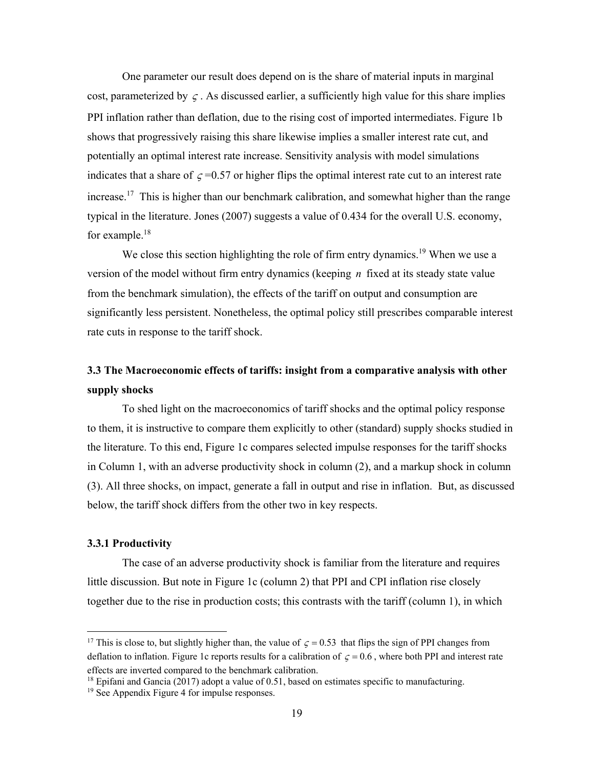One parameter our result does depend on is the share of material inputs in marginal cost, parameterized by $\varsigma$. As discussed earlier, a sufficiently high value for this share implies PPI inflation rather than deflation, due to the rising cost of imported intermediates. Figure 1b shows that progressively raising this share likewise implies a smaller interest rate cut, and potentially an optimal interest rate increase. Sensitivity analysis with model simulations indicates that a share of $\varsigma$=0.57 or higher flips the optimal interest rate cut to an interest rate increase.[17] This is higher than our benchmark calibration, and somewhat higher than the range typical in the literature. Jones (2007) suggests a value of 0.434 for the overall U.S. economy, for example.[18]

We close this section highlighting the role of firm entry dynamics.[19] When we use a version of the model without firm entry dynamics (keeping $n$ fixed at its steady state value from the benchmark simulation), the effects of the tariff on output and consumption are significantly less persistent. Nonetheless, the optimal policy still prescribes comparable interest rate cuts in response to the tariff shock.

### 3.3 The Macroeconomic effects of tariffs: insight from a comparative analysis with other supply shocks

To shed light on the macroeconomics of tariff shocks and the optimal policy response to them, it is instructive to compare them explicitly to other (standard) supply shocks studied in the literature. To this end, Figure 1c compares selected impulse responses for the tariff shocks in Column 1, with an adverse productivity shock in column (2), and a markup shock in column (3). All three shocks, on impact, generate a fall in output and rise in inflation. But, as discussed below, the tariff shock differs from the other two in key respects.

#### 3.3.1 Productivity

The case of an adverse productivity shock is familiar from the literature and requires little discussion. But note in Figure 1c (column 2) that PPI and CPI inflation rise closely together due to the rise in production costs; this contrasts with the tariff (column 1), in which

---

[17] This is close to, but slightly higher than, the value of $\varsigma = 0.53$ that flips the sign of PPI changes from deflation to inflation. Figure 1c reports results for a calibration of $\varsigma = 0.6$, where both PPI and interest rate effects are inverted compared to the benchmark calibration.

[18] Epifani and Gancia (2017) adopt a value of 0.51, based on estimates specific to manufacturing.

[19] See Appendix Figure 4 for impulse responses.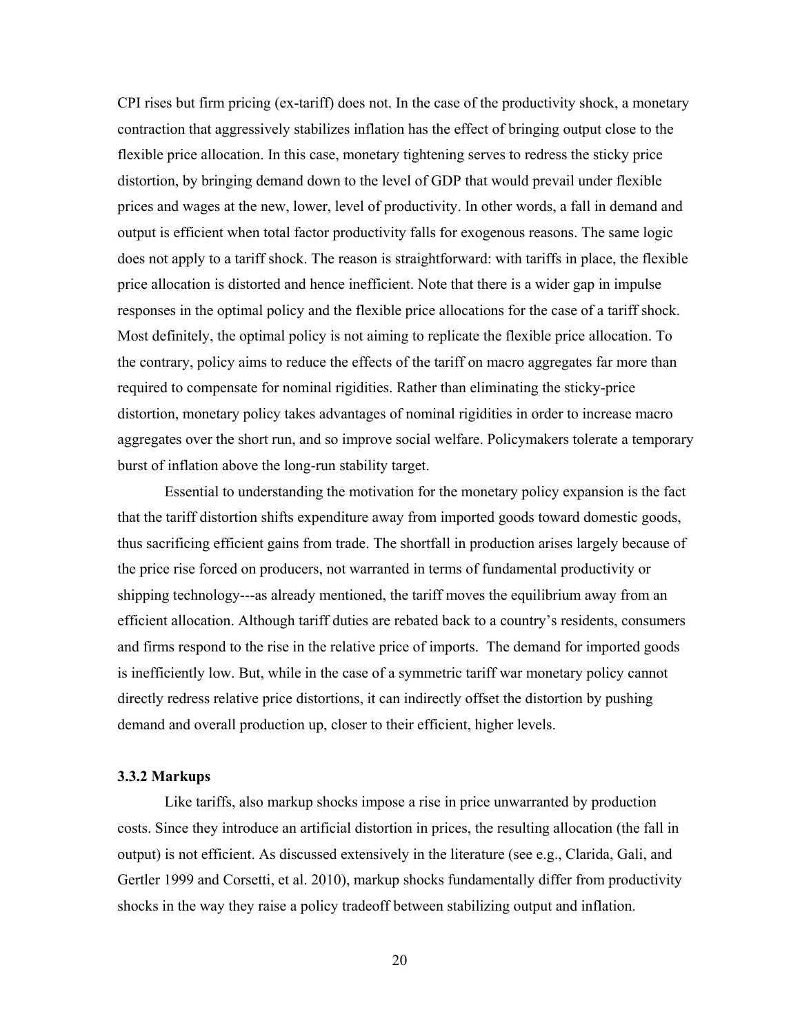CPI rises but firm pricing (ex-tariff) does not. In the case of the productivity shock, a monetary contraction that aggressively stabilizes inflation has the effect of bringing output close to the flexible price allocation. In this case, monetary tightening serves to redress the sticky price distortion, by bringing demand down to the level of GDP that would prevail under flexible prices and wages at the new, lower, level of productivity. In other words, a fall in demand and output is efficient when total factor productivity falls for exogenous reasons. The same logic does not apply to a tariff shock. The reason is straightforward: with tariffs in place, the flexible price allocation is distorted and hence inefficient. Note that there is a wider gap in impulse responses in the optimal policy and the flexible price allocations for the case of a tariff shock. Most definitely, the optimal policy is not aiming to replicate the flexible price allocation. To the contrary, policy aims to reduce the effects of the tariff on macro aggregates far more than required to compensate for nominal rigidities. Rather than eliminating the sticky-price distortion, monetary policy takes advantages of nominal rigidities in order to increase macro aggregates over the short run, and so improve social welfare. Policymakers tolerate a temporary burst of inflation above the long-run stability target.

Essential to understanding the motivation for the monetary policy expansion is the fact that the tariff distortion shifts expenditure away from imported goods toward domestic goods, thus sacrificing efficient gains from trade. The shortfall in production arises largely because of the price rise forced on producers, not warranted in terms of fundamental productivity or shipping technology---as already mentioned, the tariff moves the equilibrium away from an efficient allocation. Although tariff duties are rebated back to a country's residents, consumers and firms respond to the rise in the relative price of imports. The demand for imported goods is inefficiently low. But, while in the case of a symmetric tariff war monetary policy cannot directly redress relative price distortions, it can indirectly offset the distortion by pushing demand and overall production up, closer to their efficient, higher levels.

### 3.3.2 Markups

Like tariffs, also markup shocks impose a rise in price unwarranted by production costs. Since they introduce an artificial distortion in prices, the resulting allocation (the fall in output) is not efficient. As discussed extensively in the literature (see e.g., Clarida, Gali, and Gertler 1999 and Corsetti, et al. 2010), markup shocks fundamentally differ from productivity shocks in the way they raise a policy tradeoff between stabilizing output and inflation.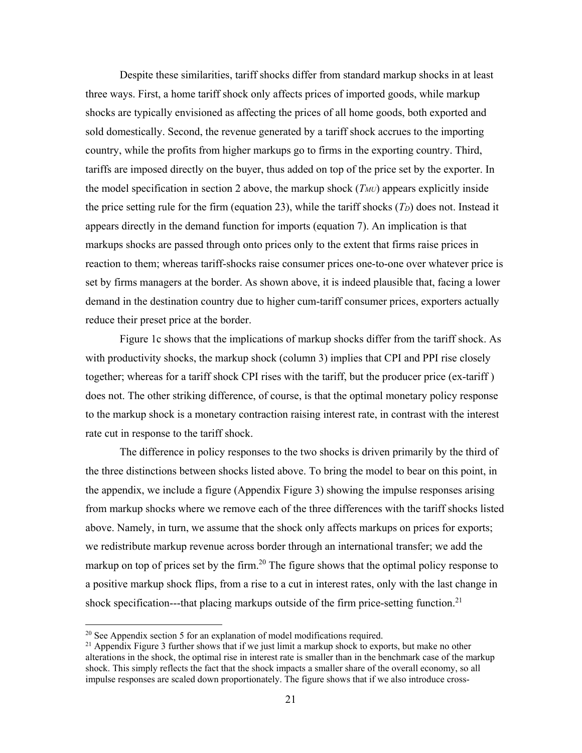Despite these similarities, tariff shocks differ from standard markup shocks in at least three ways. First, a home tariff shock only affects prices of imported goods, while markup shocks are typically envisioned as affecting the prices of all home goods, both exported and sold domestically. Second, the revenue generated by a tariff shock accrues to the importing country, while the profits from higher markups go to firms in the exporting country. Third, tariffs are imposed directly on the buyer, thus added on top of the price set by the exporter. In the model specification in section 2 above, the markup shock ($T_{MU}$) appears explicitly inside the price setting rule for the firm (equation 23), while the tariff shocks ($T_D$) does not. Instead it appears directly in the demand function for imports (equation 7). An implication is that markups shocks are passed through onto prices only to the extent that firms raise prices in reaction to them; whereas tariff-shocks raise consumer prices one-to-one over whatever price is set by firms managers at the border. As shown above, it is indeed plausible that, facing a lower demand in the destination country due to higher cum-tariff consumer prices, exporters actually reduce their preset price at the border.

Figure 1c shows that the implications of markup shocks differ from the tariff shock. As with productivity shocks, the markup shock (column 3) implies that CPI and PPI rise closely together; whereas for a tariff shock CPI rises with the tariff, but the producer price (ex-tariff ) does not. The other striking difference, of course, is that the optimal monetary policy response to the markup shock is a monetary contraction raising interest rate, in contrast with the interest rate cut in response to the tariff shock.

The difference in policy responses to the two shocks is driven primarily by the third of the three distinctions between shocks listed above. To bring the model to bear on this point, in the appendix, we include a figure (Appendix Figure 3) showing the impulse responses arising from markup shocks where we remove each of the three differences with the tariff shocks listed above. Namely, in turn, we assume that the shock only affects markups on prices for exports; we redistribute markup revenue across border through an international transfer; we add the markup on top of prices set by the firm.[20] The figure shows that the optimal policy response to a positive markup shock flips, from a rise to a cut in interest rates, only with the last change in shock specification---that placing markups outside of the firm price-setting function.[21]

[20] See Appendix section 5 for an explanation of model modifications required.

[21] Appendix Figure 3 further shows that if we just limit a markup shock to exports, but make no other alterations in the shock, the optimal rise in interest rate is smaller than in the benchmark case of the markup shock. This simply reflects the fact that the shock impacts a smaller share of the overall economy, so all impulse responses are scaled down proportionately. The figure shows that if we also introduce cross-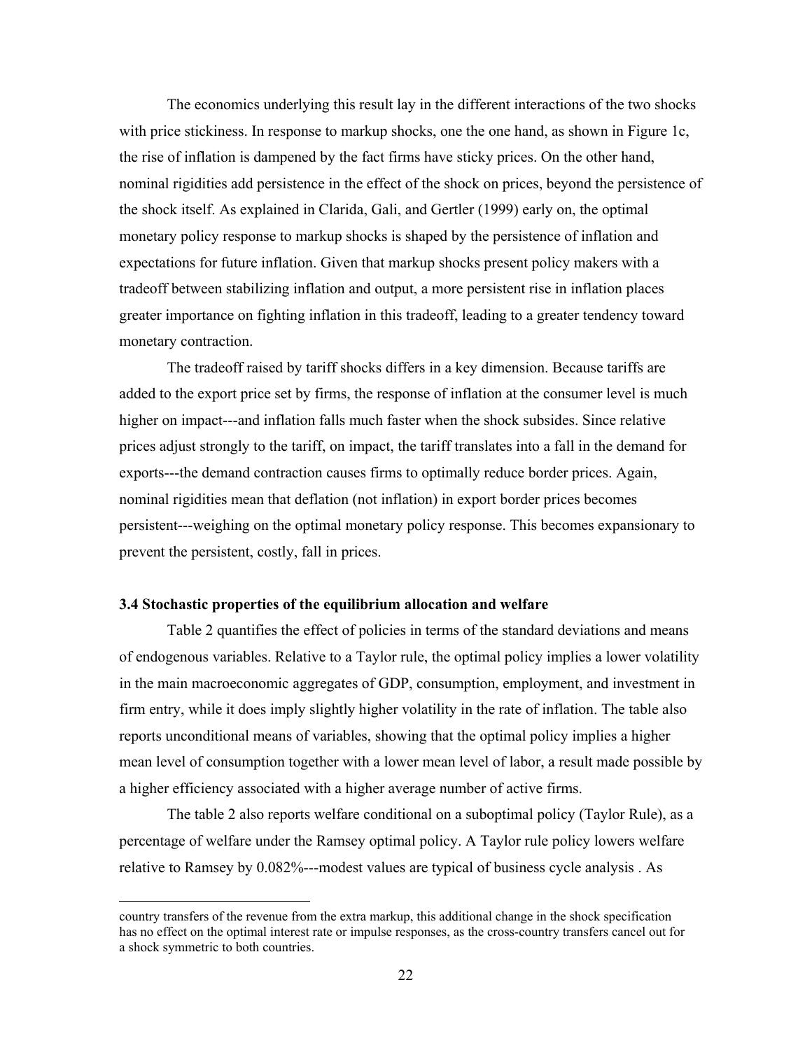The economics underlying this result lay in the different interactions of the two shocks with price stickiness. In response to markup shocks, one the one hand, as shown in Figure 1c, the rise of inflation is dampened by the fact firms have sticky prices. On the other hand, nominal rigidities add persistence in the effect of the shock on prices, beyond the persistence of the shock itself. As explained in Clarida, Gali, and Gertler (1999) early on, the optimal monetary policy response to markup shocks is shaped by the persistence of inflation and expectations for future inflation. Given that markup shocks present policy makers with a tradeoff between stabilizing inflation and output, a more persistent rise in inflation places greater importance on fighting inflation in this tradeoff, leading to a greater tendency toward monetary contraction.

The tradeoff raised by tariff shocks differs in a key dimension. Because tariffs are added to the export price set by firms, the response of inflation at the consumer level is much higher on impact---and inflation falls much faster when the shock subsides. Since relative prices adjust strongly to the tariff, on impact, the tariff translates into a fall in the demand for exports---the demand contraction causes firms to optimally reduce border prices. Again, nominal rigidities mean that deflation (not inflation) in export border prices becomes persistent---weighing on the optimal monetary policy response. This becomes expansionary to prevent the persistent, costly, fall in prices.

### 3.4 Stochastic properties of the equilibrium allocation and welfare

Table 2 quantifies the effect of policies in terms of the standard deviations and means of endogenous variables. Relative to a Taylor rule, the optimal policy implies a lower volatility in the main macroeconomic aggregates of GDP, consumption, employment, and investment in firm entry, while it does imply slightly higher volatility in the rate of inflation. The table also reports unconditional means of variables, showing that the optimal policy implies a higher mean level of consumption together with a lower mean level of labor, a result made possible by a higher efficiency associated with a higher average number of active firms.

The table 2 also reports welfare conditional on a suboptimal policy (Taylor Rule), as a percentage of welfare under the Ramsey optimal policy. A Taylor rule policy lowers welfare relative to Ramsey by 0.082%---modest values are typical of business cycle analysis . As

country transfers of the revenue from the extra markup, this additional change in the shock specification has no effect on the optimal interest rate or impulse responses, as the cross-country transfers cancel out for a shock symmetric to both countries.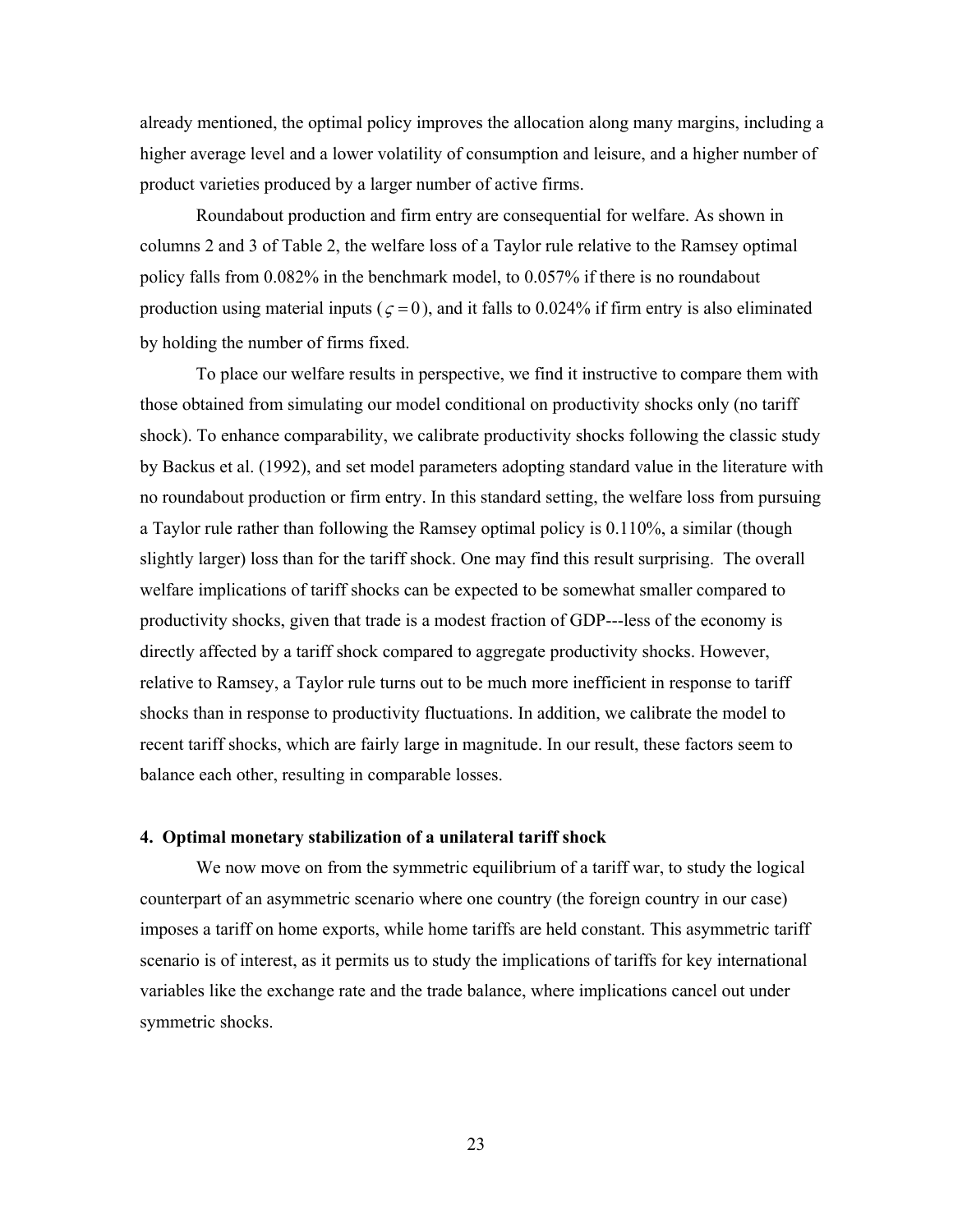already mentioned, the optimal policy improves the allocation along many margins, including a higher average level and a lower volatility of consumption and leisure, and a higher number of product varieties produced by a larger number of active firms.

Roundabout production and firm entry are consequential for welfare. As shown in columns 2 and 3 of Table 2, the welfare loss of a Taylor rule relative to the Ramsey optimal policy falls from 0.082% in the benchmark model, to 0.057% if there is no roundabout production using material inputs ($\varsigma = 0$), and it falls to 0.024% if firm entry is also eliminated by holding the number of firms fixed.

To place our welfare results in perspective, we find it instructive to compare them with those obtained from simulating our model conditional on productivity shocks only (no tariff shock). To enhance comparability, we calibrate productivity shocks following the classic study by Backus et al. (1992), and set model parameters adopting standard value in the literature with no roundabout production or firm entry. In this standard setting, the welfare loss from pursuing a Taylor rule rather than following the Ramsey optimal policy is 0.110%, a similar (though slightly larger) loss than for the tariff shock. One may find this result surprising. The overall welfare implications of tariff shocks can be expected to be somewhat smaller compared to productivity shocks, given that trade is a modest fraction of GDP---less of the economy is directly affected by a tariff shock compared to aggregate productivity shocks. However, relative to Ramsey, a Taylor rule turns out to be much more inefficient in response to tariff shocks than in response to productivity fluctuations. In addition, we calibrate the model to recent tariff shocks, which are fairly large in magnitude. In our result, these factors seem to balance each other, resulting in comparable losses.

## 4. Optimal monetary stabilization of a unilateral tariff shock

We now move on from the symmetric equilibrium of a tariff war, to study the logical counterpart of an asymmetric scenario where one country (the foreign country in our case) imposes a tariff on home exports, while home tariffs are held constant. This asymmetric tariff scenario is of interest, as it permits us to study the implications of tariffs for key international variables like the exchange rate and the trade balance, where implications cancel out under symmetric shocks.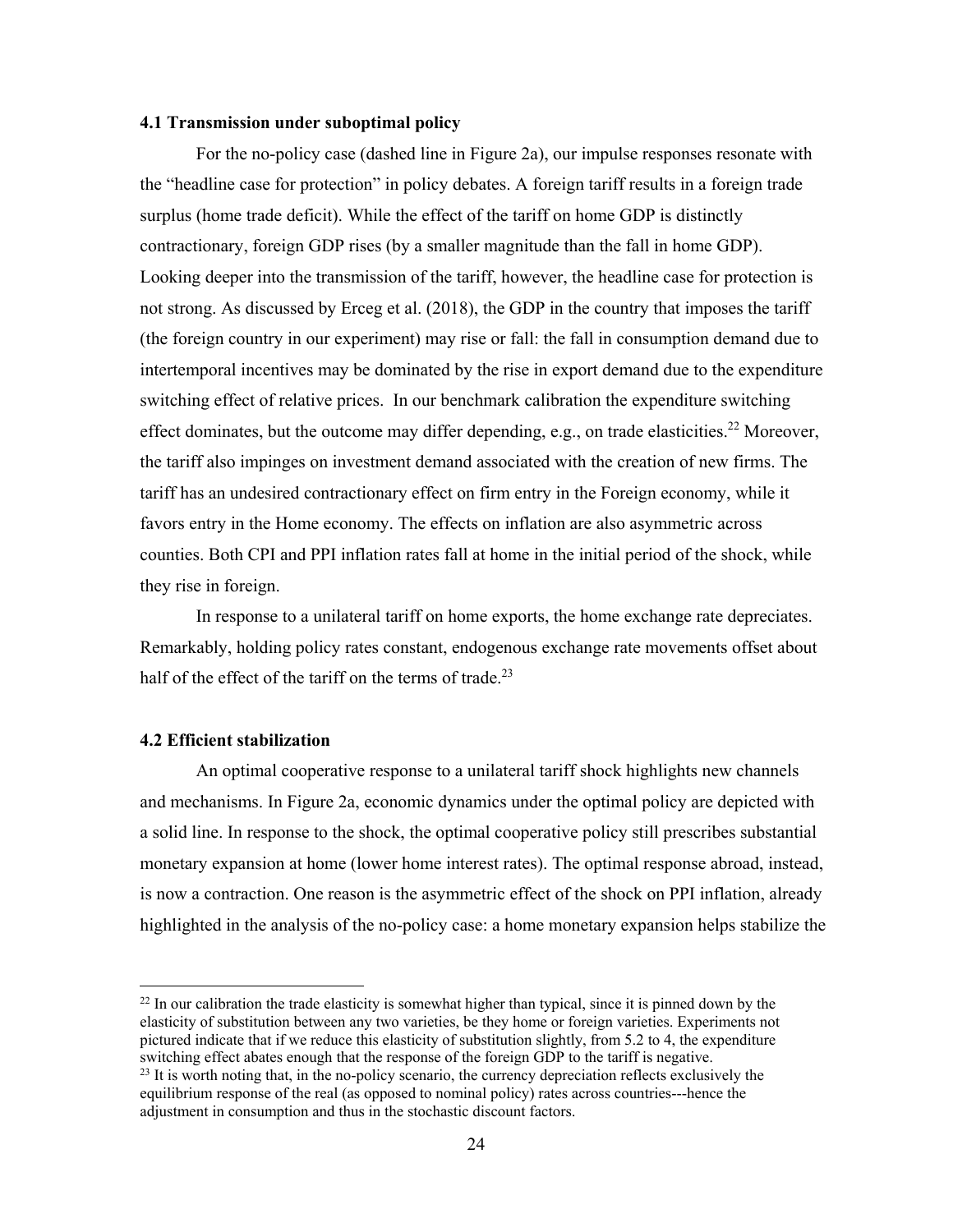### 4.1 Transmission under suboptimal policy

For the no-policy case (dashed line in Figure 2a), our impulse responses resonate with the "headline case for protection" in policy debates. A foreign tariff results in a foreign trade surplus (home trade deficit). While the effect of the tariff on home GDP is distinctly contractionary, foreign GDP rises (by a smaller magnitude than the fall in home GDP). Looking deeper into the transmission of the tariff, however, the headline case for protection is not strong. As discussed by Erceg et al. (2018), the GDP in the country that imposes the tariff (the foreign country in our experiment) may rise or fall: the fall in consumption demand due to intertemporal incentives may be dominated by the rise in export demand due to the expenditure switching effect of relative prices. In our benchmark calibration the expenditure switching effect dominates, but the outcome may differ depending, e.g., on trade elasticities.[22] Moreover, the tariff also impinges on investment demand associated with the creation of new firms. The tariff has an undesired contractionary effect on firm entry in the Foreign economy, while it favors entry in the Home economy. The effects on inflation are also asymmetric across counties. Both CPI and PPI inflation rates fall at home in the initial period of the shock, while they rise in foreign.

In response to a unilateral tariff on home exports, the home exchange rate depreciates. Remarkably, holding policy rates constant, endogenous exchange rate movements offset about half of the effect of the tariff on the terms of trade.[23]

### 4.2 Efficient stabilization

An optimal cooperative response to a unilateral tariff shock highlights new channels and mechanisms. In Figure 2a, economic dynamics under the optimal policy are depicted with a solid line. In response to the shock, the optimal cooperative policy still prescribes substantial monetary expansion at home (lower home interest rates). The optimal response abroad, instead, is now a contraction. One reason is the asymmetric effect of the shock on PPI inflation, already highlighted in the analysis of the no-policy case: a home monetary expansion helps stabilize the

[22] In our calibration the trade elasticity is somewhat higher than typical, since it is pinned down by the elasticity of substitution between any two varieties, be they home or foreign varieties. Experiments not pictured indicate that if we reduce this elasticity of substitution slightly, from 5.2 to 4, the expenditure switching effect abates enough that the response of the foreign GDP to the tariff is negative.

[23] It is worth noting that, in the no-policy scenario, the currency depreciation reflects exclusively the equilibrium response of the real (as opposed to nominal policy) rates across countries---hence the adjustment in consumption and thus in the stochastic discount factors.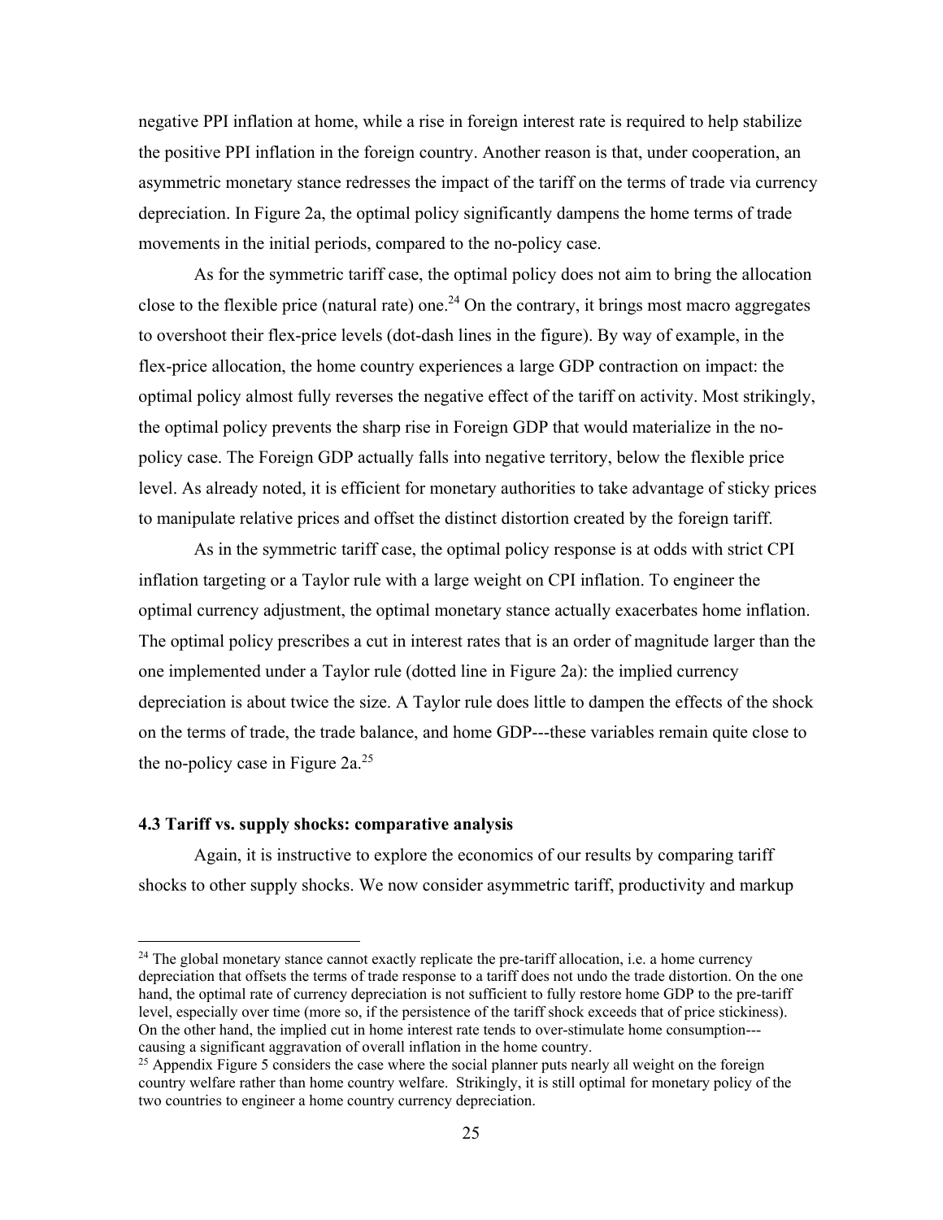negative PPI inflation at home, while a rise in foreign interest rate is required to help stabilize the positive PPI inflation in the foreign country. Another reason is that, under cooperation, an asymmetric monetary stance redresses the impact of the tariff on the terms of trade via currency depreciation. In Figure 2a, the optimal policy significantly dampens the home terms of trade movements in the initial periods, compared to the no-policy case.

As for the symmetric tariff case, the optimal policy does not aim to bring the allocation close to the flexible price (natural rate) one.[24] On the contrary, it brings most macro aggregates to overshoot their flex-price levels (dot-dash lines in the figure). By way of example, in the flex-price allocation, the home country experiences a large GDP contraction on impact: the optimal policy almost fully reverses the negative effect of the tariff on activity. Most strikingly, the optimal policy prevents the sharp rise in Foreign GDP that would materialize in the no-policy case. The Foreign GDP actually falls into negative territory, below the flexible price level. As already noted, it is efficient for monetary authorities to take advantage of sticky prices to manipulate relative prices and offset the distinct distortion created by the foreign tariff.

As in the symmetric tariff case, the optimal policy response is at odds with strict CPI inflation targeting or a Taylor rule with a large weight on CPI inflation. To engineer the optimal currency adjustment, the optimal monetary stance actually exacerbates home inflation. The optimal policy prescribes a cut in interest rates that is an order of magnitude larger than the one implemented under a Taylor rule (dotted line in Figure 2a): the implied currency depreciation is about twice the size. A Taylor rule does little to dampen the effects of the shock on the terms of trade, the trade balance, and home GDP---these variables remain quite close to the no-policy case in Figure 2a.[25]

### 4.3 Tariff vs. supply shocks: comparative analysis

Again, it is instructive to explore the economics of our results by comparing tariff shocks to other supply shocks. We now consider asymmetric tariff, productivity and markup

---

[24] The global monetary stance cannot exactly replicate the pre-tariff allocation, i.e. a home currency depreciation that offsets the terms of trade response to a tariff does not undo the trade distortion. On the one hand, the optimal rate of currency depreciation is not sufficient to fully restore home GDP to the pre-tariff level, especially over time (more so, if the persistence of the tariff shock exceeds that of price stickiness). On the other hand, the implied cut in home interest rate tends to over-stimulate home consumption---causing a significant aggravation of overall inflation in the home country.

[25] Appendix Figure 5 considers the case where the social planner puts nearly all weight on the foreign country welfare rather than home country welfare. Strikingly, it is still optimal for monetary policy of the two countries to engineer a home country currency depreciation.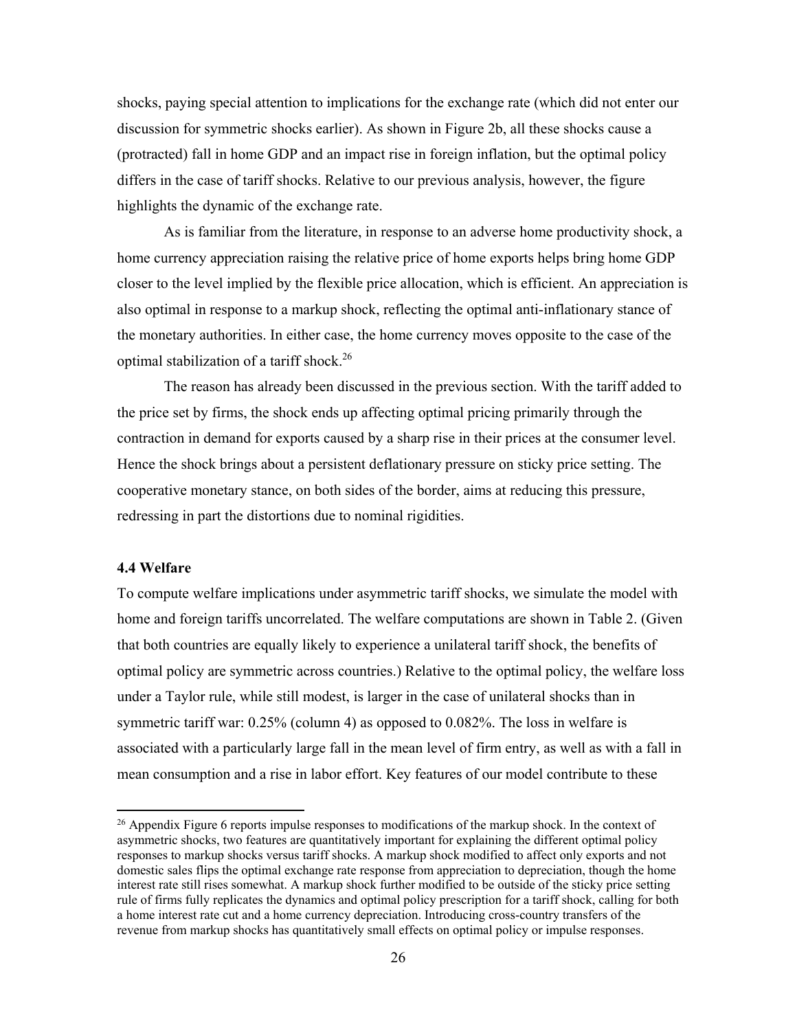shocks, paying special attention to implications for the exchange rate (which did not enter our discussion for symmetric shocks earlier). As shown in Figure 2b, all these shocks cause a (protracted) fall in home GDP and an impact rise in foreign inflation, but the optimal policy differs in the case of tariff shocks. Relative to our previous analysis, however, the figure highlights the dynamic of the exchange rate.

As is familiar from the literature, in response to an adverse home productivity shock, a home currency appreciation raising the relative price of home exports helps bring home GDP closer to the level implied by the flexible price allocation, which is efficient. An appreciation is also optimal in response to a markup shock, reflecting the optimal anti-inflationary stance of the monetary authorities. In either case, the home currency moves opposite to the case of the optimal stabilization of a tariff shock.[26]

The reason has already been discussed in the previous section. With the tariff added to the price set by firms, the shock ends up affecting optimal pricing primarily through the contraction in demand for exports caused by a sharp rise in their prices at the consumer level. Hence the shock brings about a persistent deflationary pressure on sticky price setting. The cooperative monetary stance, on both sides of the border, aims at reducing this pressure, redressing in part the distortions due to nominal rigidities.

### 4.4 Welfare

To compute welfare implications under asymmetric tariff shocks, we simulate the model with home and foreign tariffs uncorrelated. The welfare computations are shown in Table 2. (Given that both countries are equally likely to experience a unilateral tariff shock, the benefits of optimal policy are symmetric across countries.) Relative to the optimal policy, the welfare loss under a Taylor rule, while still modest, is larger in the case of unilateral shocks than in symmetric tariff war: 0.25% (column 4) as opposed to 0.082%. The loss in welfare is associated with a particularly large fall in the mean level of firm entry, as well as with a fall in mean consumption and a rise in labor effort. Key features of our model contribute to these

---

[26] Appendix Figure 6 reports impulse responses to modifications of the markup shock. In the context of asymmetric shocks, two features are quantitatively important for explaining the different optimal policy responses to markup shocks versus tariff shocks. A markup shock modified to affect only exports and not domestic sales flips the optimal exchange rate response from appreciation to depreciation, though the home interest rate still rises somewhat. A markup shock further modified to be outside of the sticky price setting rule of firms fully replicates the dynamics and optimal policy prescription for a tariff shock, calling for both a home interest rate cut and a home currency depreciation. Introducing cross-country transfers of the revenue from markup shocks has quantitatively small effects on optimal policy or impulse responses.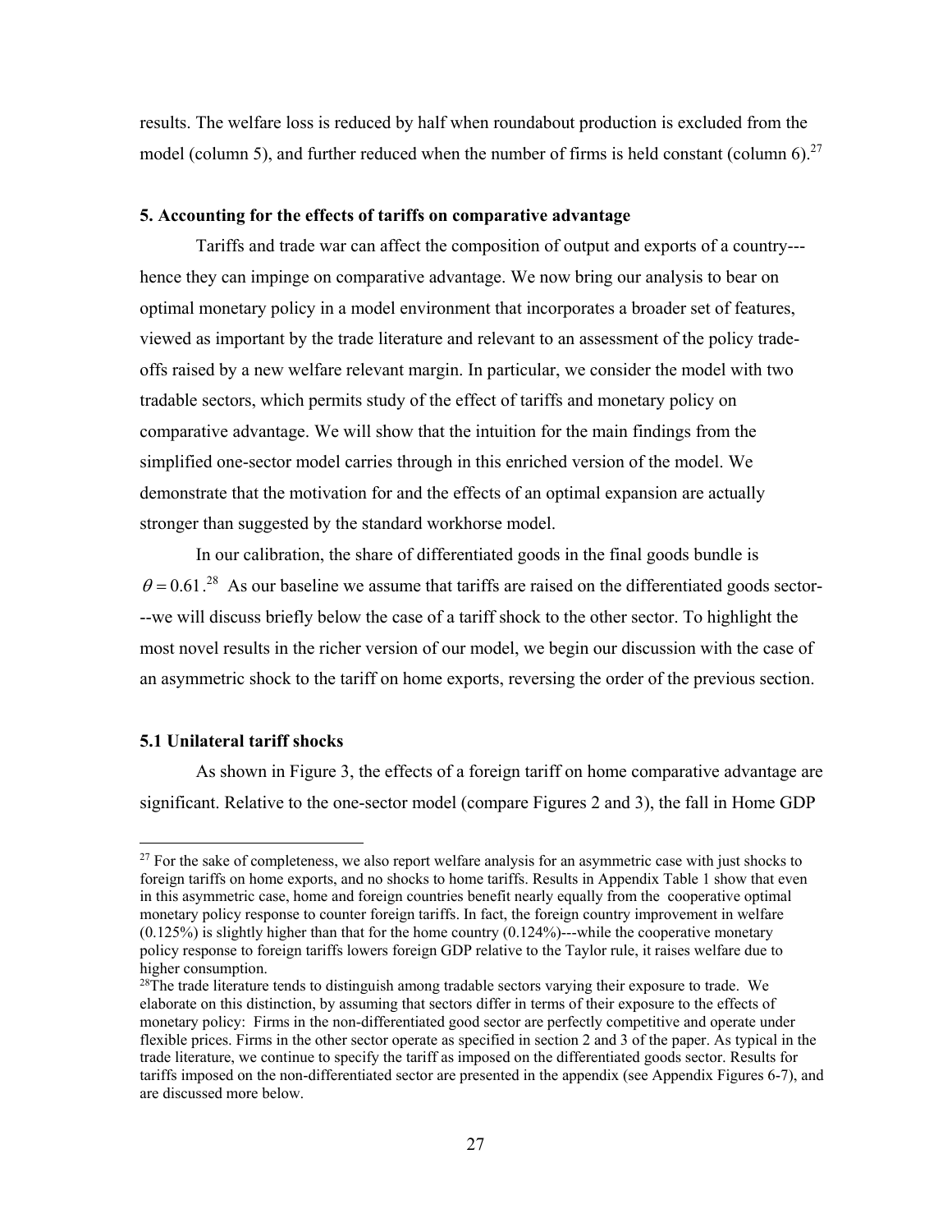results. The welfare loss is reduced by half when roundabout production is excluded from the model (column 5), and further reduced when the number of firms is held constant (column 6).[27]

### 5. Accounting for the effects of tariffs on comparative advantage

Tariffs and trade war can affect the composition of output and exports of a country---hence they can impinge on comparative advantage. We now bring our analysis to bear on optimal monetary policy in a model environment that incorporates a broader set of features, viewed as important by the trade literature and relevant to an assessment of the policy trade-offs raised by a new welfare relevant margin. In particular, we consider the model with two tradable sectors, which permits study of the effect of tariffs and monetary policy on comparative advantage. We will show that the intuition for the main findings from the simplified one-sector model carries through in this enriched version of the model. We demonstrate that the motivation for and the effects of an optimal expansion are actually stronger than suggested by the standard workhorse model.

In our calibration, the share of differentiated goods in the final goods bundle is $\theta = 0.61$.[28] As our baseline we assume that tariffs are raised on the differentiated goods sector---we will discuss briefly below the case of a tariff shock to the other sector. To highlight the most novel results in the richer version of our model, we begin our discussion with the case of an asymmetric shock to the tariff on home exports, reversing the order of the previous section.

#### 5.1 Unilateral tariff shocks

As shown in Figure 3, the effects of a foreign tariff on home comparative advantage are significant. Relative to the one-sector model (compare Figures 2 and 3), the fall in Home GDP

---

[27] For the sake of completeness, we also report welfare analysis for an asymmetric case with just shocks to foreign tariffs on home exports, and no shocks to home tariffs. Results in Appendix Table 1 show that even in this asymmetric case, home and foreign countries benefit nearly equally from the cooperative optimal monetary policy response to counter foreign tariffs. In fact, the foreign country improvement in welfare (0.125%) is slightly higher than that for the home country (0.124%)---while the cooperative monetary policy response to foreign tariffs lowers foreign GDP relative to the Taylor rule, it raises welfare due to higher consumption.

[28] The trade literature tends to distinguish among tradable sectors varying their exposure to trade. We elaborate on this distinction, by assuming that sectors differ in terms of their exposure to the effects of monetary policy: Firms in the non-differentiated good sector are perfectly competitive and operate under flexible prices. Firms in the other sector operate as specified in section 2 and 3 of the paper. As typical in the trade literature, we continue to specify the tariff as imposed on the differentiated goods sector. Results for tariffs imposed on the non-differentiated sector are presented in the appendix (see Appendix Figures 6-7), and are discussed more below.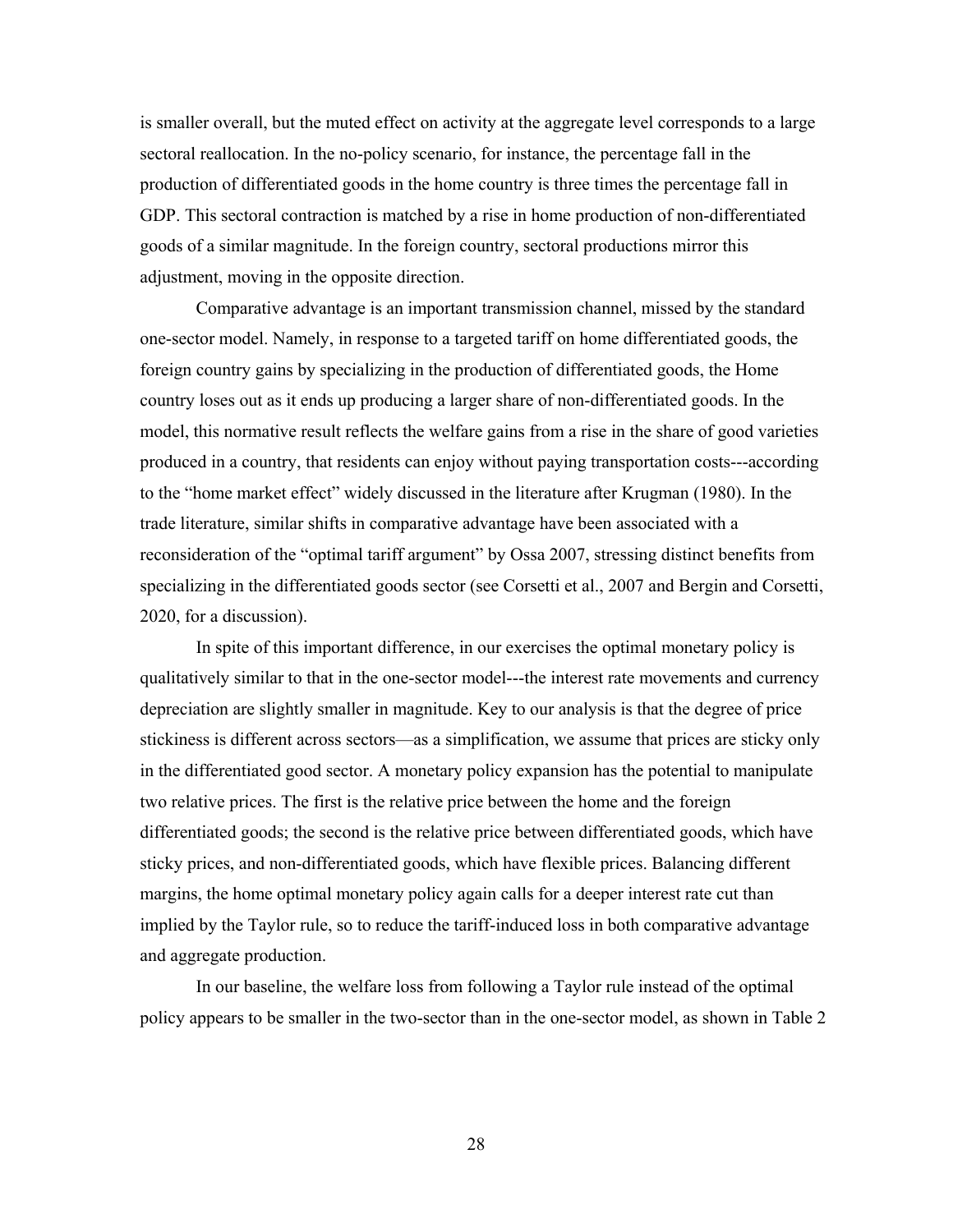is smaller overall, but the muted effect on activity at the aggregate level corresponds to a large sectoral reallocation. In the no-policy scenario, for instance, the percentage fall in the production of differentiated goods in the home country is three times the percentage fall in GDP. This sectoral contraction is matched by a rise in home production of non-differentiated goods of a similar magnitude. In the foreign country, sectoral productions mirror this adjustment, moving in the opposite direction.

Comparative advantage is an important transmission channel, missed by the standard one-sector model. Namely, in response to a targeted tariff on home differentiated goods, the foreign country gains by specializing in the production of differentiated goods, the Home country loses out as it ends up producing a larger share of non-differentiated goods. In the model, this normative result reflects the welfare gains from a rise in the share of good varieties produced in a country, that residents can enjoy without paying transportation costs---according to the "home market effect" widely discussed in the literature after Krugman (1980). In the trade literature, similar shifts in comparative advantage have been associated with a reconsideration of the "optimal tariff argument" by Ossa 2007, stressing distinct benefits from specializing in the differentiated goods sector (see Corsetti et al., 2007 and Bergin and Corsetti, 2020, for a discussion).

In spite of this important difference, in our exercises the optimal monetary policy is qualitatively similar to that in the one-sector model---the interest rate movements and currency depreciation are slightly smaller in magnitude. Key to our analysis is that the degree of price stickiness is different across sectors—as a simplification, we assume that prices are sticky only in the differentiated good sector. A monetary policy expansion has the potential to manipulate two relative prices. The first is the relative price between the home and the foreign differentiated goods; the second is the relative price between differentiated goods, which have sticky prices, and non-differentiated goods, which have flexible prices. Balancing different margins, the home optimal monetary policy again calls for a deeper interest rate cut than implied by the Taylor rule, so to reduce the tariff-induced loss in both comparative advantage and aggregate production.

In our baseline, the welfare loss from following a Taylor rule instead of the optimal policy appears to be smaller in the two-sector than in the one-sector model, as shown in Table 2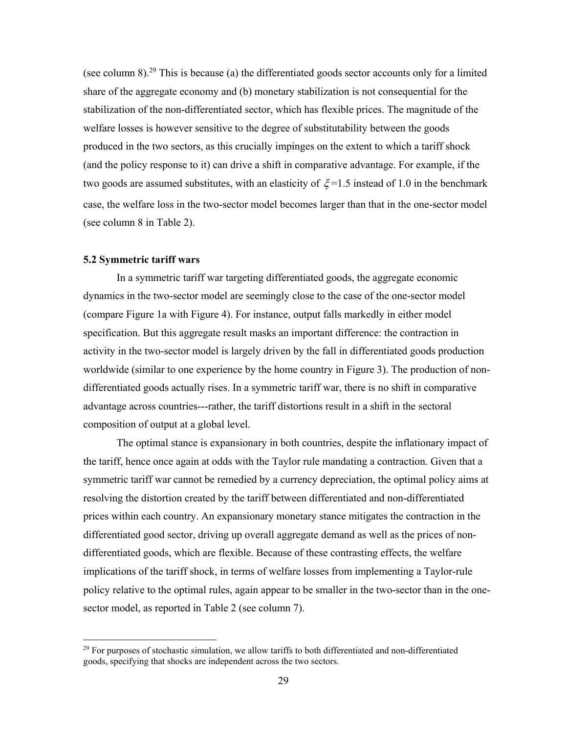(see column 8).[29] This is because (a) the differentiated goods sector accounts only for a limited share of the aggregate economy and (b) monetary stabilization is not consequential for the stabilization of the non-differentiated sector, which has flexible prices. The magnitude of the welfare losses is however sensitive to the degree of substitutability between the goods produced in the two sectors, as this crucially impinges on the extent to which a tariff shock (and the policy response to it) can drive a shift in comparative advantage. For example, if the two goods are assumed substitutes, with an elasticity of $\xi$=1.5 instead of 1.0 in the benchmark case, the welfare loss in the two-sector model becomes larger than that in the one-sector model (see column 8 in Table 2).

### 5.2 Symmetric tariff wars

In a symmetric tariff war targeting differentiated goods, the aggregate economic dynamics in the two-sector model are seemingly close to the case of the one-sector model (compare Figure 1a with Figure 4). For instance, output falls markedly in either model specification. But this aggregate result masks an important difference: the contraction in activity in the two-sector model is largely driven by the fall in differentiated goods production worldwide (similar to one experience by the home country in Figure 3). The production of non-differentiated goods actually rises. In a symmetric tariff war, there is no shift in comparative advantage across countries---rather, the tariff distortions result in a shift in the sectoral composition of output at a global level.

The optimal stance is expansionary in both countries, despite the inflationary impact of the tariff, hence once again at odds with the Taylor rule mandating a contraction. Given that a symmetric tariff war cannot be remedied by a currency depreciation, the optimal policy aims at resolving the distortion created by the tariff between differentiated and non-differentiated prices within each country. An expansionary monetary stance mitigates the contraction in the differentiated good sector, driving up overall aggregate demand as well as the prices of non-differentiated goods, which are flexible. Because of these contrasting effects, the welfare implications of the tariff shock, in terms of welfare losses from implementing a Taylor-rule policy relative to the optimal rules, again appear to be smaller in the two-sector than in the one-sector model, as reported in Table 2 (see column 7).

[29] For purposes of stochastic simulation, we allow tariffs to both differentiated and non-differentiated goods, specifying that shocks are independent across the two sectors.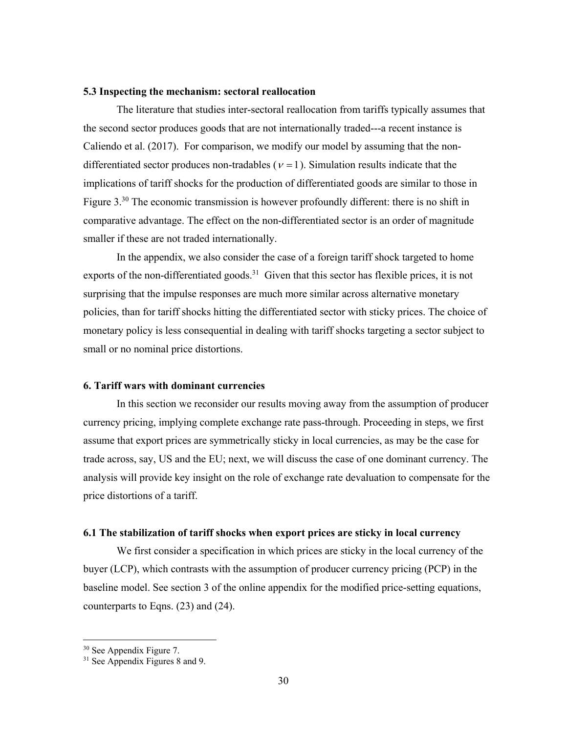### 5.3 Inspecting the mechanism: sectoral reallocation

The literature that studies inter-sectoral reallocation from tariffs typically assumes that the second sector produces goods that are not internationally traded---a recent instance is Caliendo et al. (2017). For comparison, we modify our model by assuming that the non-differentiated sector produces non-tradables ($\nu = 1$). Simulation results indicate that the implications of tariff shocks for the production of differentiated goods are similar to those in Figure 3.[30] The economic transmission is however profoundly different: there is no shift in comparative advantage. The effect on the non-differentiated sector is an order of magnitude smaller if these are not traded internationally.

In the appendix, we also consider the case of a foreign tariff shock targeted to home exports of the non-differentiated goods.[31] Given that this sector has flexible prices, it is not surprising that the impulse responses are much more similar across alternative monetary policies, than for tariff shocks hitting the differentiated sector with sticky prices. The choice of monetary policy is less consequential in dealing with tariff shocks targeting a sector subject to small or no nominal price distortions.

## 6. Tariff wars with dominant currencies

In this section we reconsider our results moving away from the assumption of producer currency pricing, implying complete exchange rate pass-through. Proceeding in steps, we first assume that export prices are symmetrically sticky in local currencies, as may be the case for trade across, say, US and the EU; next, we will discuss the case of one dominant currency. The analysis will provide key insight on the role of exchange rate devaluation to compensate for the price distortions of a tariff.

### 6.1 The stabilization of tariff shocks when export prices are sticky in local currency

We first consider a specification in which prices are sticky in the local currency of the buyer (LCP), which contrasts with the assumption of producer currency pricing (PCP) in the baseline model. See section 3 of the online appendix for the modified price-setting equations, counterparts to Eqns. (23) and (24).

---

[30] See Appendix Figure 7.

[31] See Appendix Figures 8 and 9.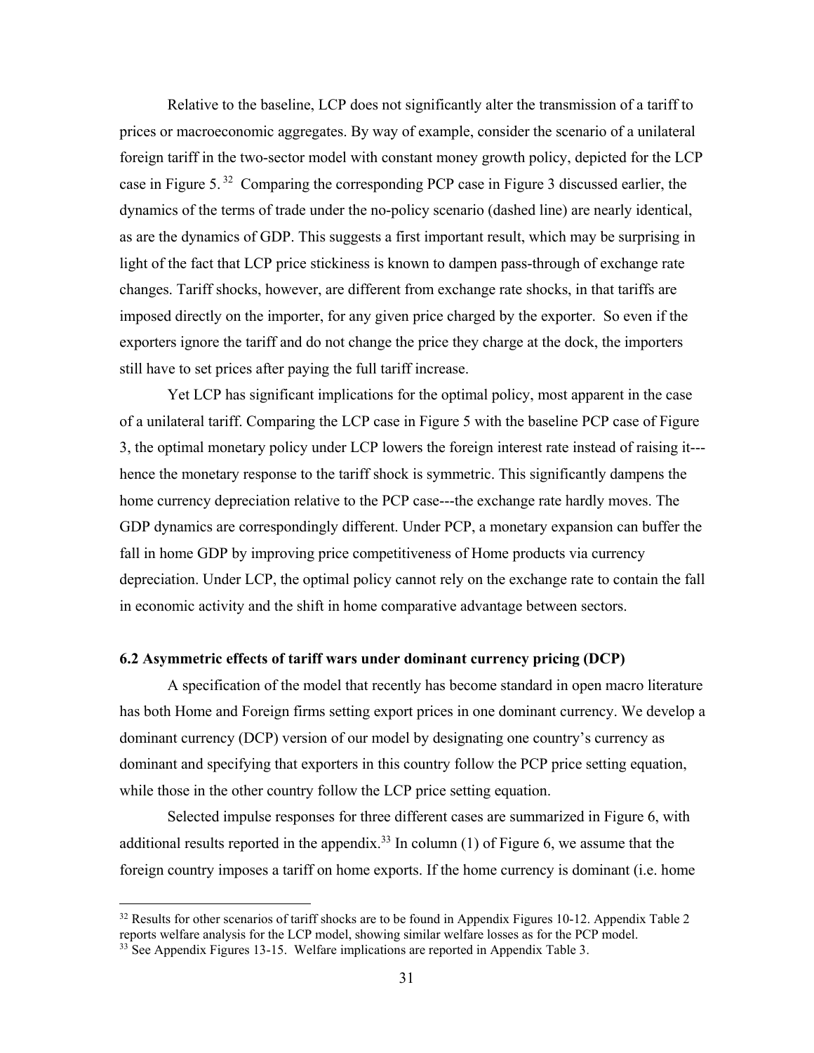Relative to the baseline, LCP does not significantly alter the transmission of a tariff to prices or macroeconomic aggregates. By way of example, consider the scenario of a unilateral foreign tariff in the two-sector model with constant money growth policy, depicted for the LCP case in Figure 5.[32] Comparing the corresponding PCP case in Figure 3 discussed earlier, the dynamics of the terms of trade under the no-policy scenario (dashed line) are nearly identical, as are the dynamics of GDP. This suggests a first important result, which may be surprising in light of the fact that LCP price stickiness is known to dampen pass-through of exchange rate changes. Tariff shocks, however, are different from exchange rate shocks, in that tariffs are imposed directly on the importer, for any given price charged by the exporter. So even if the exporters ignore the tariff and do not change the price they charge at the dock, the importers still have to set prices after paying the full tariff increase.

Yet LCP has significant implications for the optimal policy, most apparent in the case of a unilateral tariff. Comparing the LCP case in Figure 5 with the baseline PCP case of Figure 3, the optimal monetary policy under LCP lowers the foreign interest rate instead of raising it---hence the monetary response to the tariff shock is symmetric. This significantly dampens the home currency depreciation relative to the PCP case---the exchange rate hardly moves. The GDP dynamics are correspondingly different. Under PCP, a monetary expansion can buffer the fall in home GDP by improving price competitiveness of Home products via currency depreciation. Under LCP, the optimal policy cannot rely on the exchange rate to contain the fall in economic activity and the shift in home comparative advantage between sectors.

### 6.2 Asymmetric effects of tariff wars under dominant currency pricing (DCP)

A specification of the model that recently has become standard in open macro literature has both Home and Foreign firms setting export prices in one dominant currency. We develop a dominant currency (DCP) version of our model by designating one country's currency as dominant and specifying that exporters in this country follow the PCP price setting equation, while those in the other country follow the LCP price setting equation.

Selected impulse responses for three different cases are summarized in Figure 6, with additional results reported in the appendix.[33] In column (1) of Figure 6, we assume that the foreign country imposes a tariff on home exports. If the home currency is dominant (i.e. home

[32] Results for other scenarios of tariff shocks are to be found in Appendix Figures 10-12. Appendix Table 2 reports welfare analysis for the LCP model, showing similar welfare losses as for the PCP model.

[33] See Appendix Figures 13-15. Welfare implications are reported in Appendix Table 3.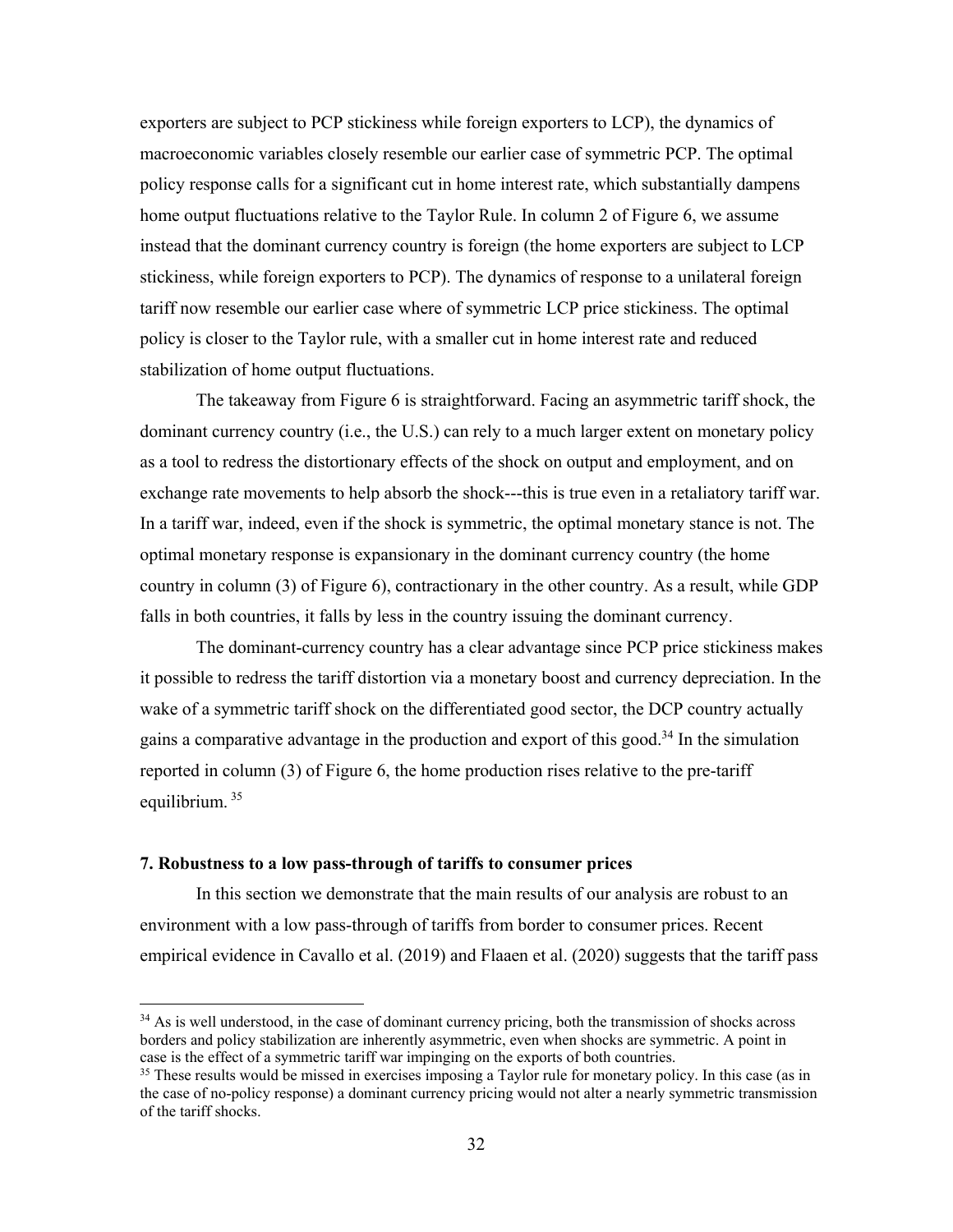exporters are subject to PCP stickiness while foreign exporters to LCP), the dynamics of macroeconomic variables closely resemble our earlier case of symmetric PCP. The optimal policy response calls for a significant cut in home interest rate, which substantially dampens home output fluctuations relative to the Taylor Rule. In column 2 of Figure 6, we assume instead that the dominant currency country is foreign (the home exporters are subject to LCP stickiness, while foreign exporters to PCP). The dynamics of response to a unilateral foreign tariff now resemble our earlier case where of symmetric LCP price stickiness. The optimal policy is closer to the Taylor rule, with a smaller cut in home interest rate and reduced stabilization of home output fluctuations.

The takeaway from Figure 6 is straightforward. Facing an asymmetric tariff shock, the dominant currency country (i.e., the U.S.) can rely to a much larger extent on monetary policy as a tool to redress the distortionary effects of the shock on output and employment, and on exchange rate movements to help absorb the shock---this is true even in a retaliatory tariff war. In a tariff war, indeed, even if the shock is symmetric, the optimal monetary stance is not. The optimal monetary response is expansionary in the dominant currency country (the home country in column (3) of Figure 6), contractionary in the other country. As a result, while GDP falls in both countries, it falls by less in the country issuing the dominant currency.

The dominant-currency country has a clear advantage since PCP price stickiness makes it possible to redress the tariff distortion via a monetary boost and currency depreciation. In the wake of a symmetric tariff shock on the differentiated good sector, the DCP country actually gains a comparative advantage in the production and export of this good.[34] In the simulation reported in column (3) of Figure 6, the home production rises relative to the pre-tariff equilibrium.[35]

### 7. Robustness to a low pass-through of tariffs to consumer prices

In this section we demonstrate that the main results of our analysis are robust to an environment with a low pass-through of tariffs from border to consumer prices. Recent empirical evidence in Cavallo et al. (2019) and Flaaen et al. (2020) suggests that the tariff pass

[34] As is well understood, in the case of dominant currency pricing, both the transmission of shocks across borders and policy stabilization are inherently asymmetric, even when shocks are symmetric. A point in case is the effect of a symmetric tariff war impinging on the exports of both countries.

[35] These results would be missed in exercises imposing a Taylor rule for monetary policy. In this case (as in the case of no-policy response) a dominant currency pricing would not alter a nearly symmetric transmission of the tariff shocks.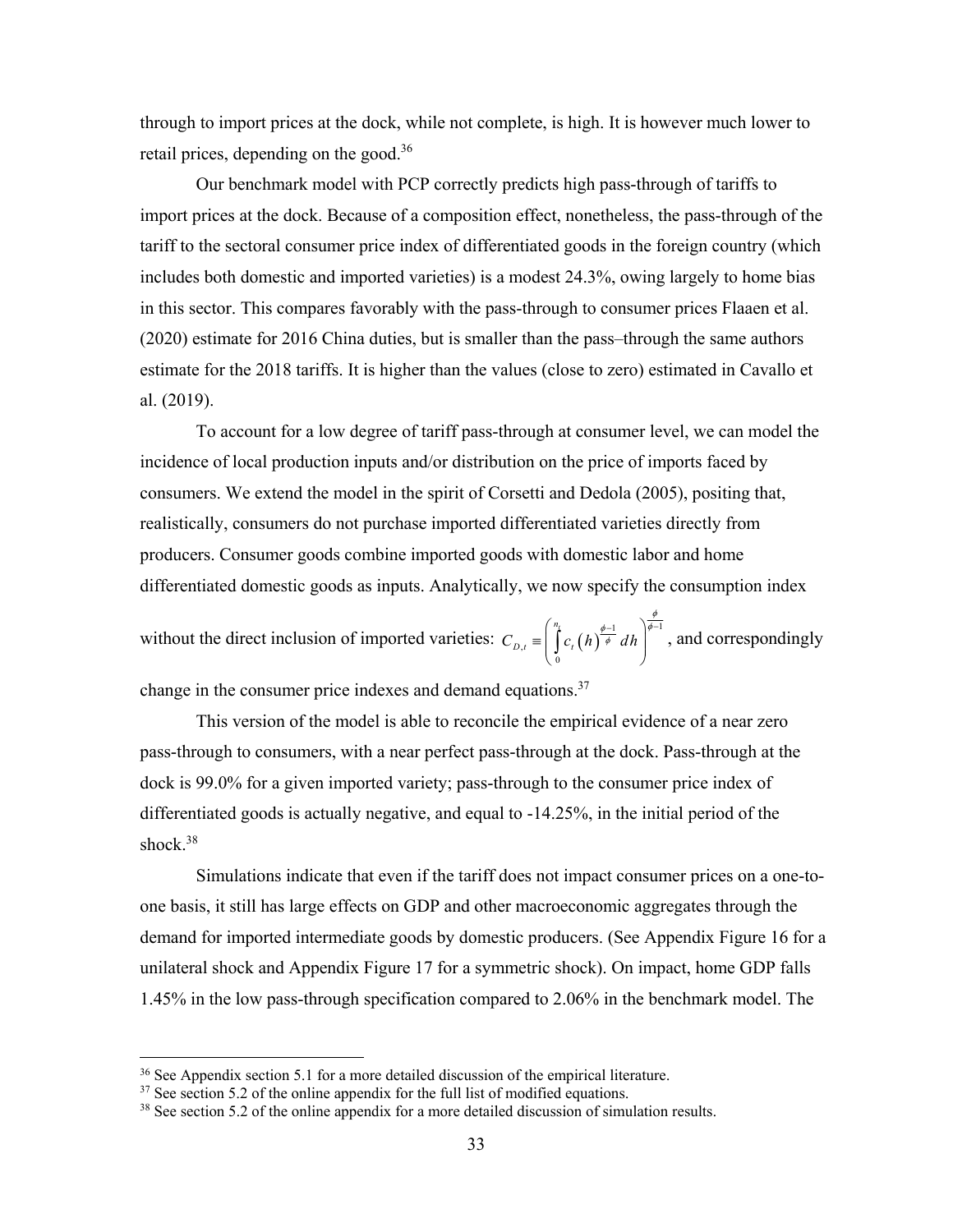through to import prices at the dock, while not complete, is high. It is however much lower to retail prices, depending on the good.[36]

Our benchmark model with PCP correctly predicts high pass-through of tariffs to import prices at the dock. Because of a composition effect, nonetheless, the pass-through of the tariff to the sectoral consumer price index of differentiated goods in the foreign country (which includes both domestic and imported varieties) is a modest 24.3%, owing largely to home bias in this sector. This compares favorably with the pass-through to consumer prices Flaaen et al. (2020) estimate for 2016 China duties, but is smaller than the pass–through the same authors estimate for the 2018 tariffs. It is higher than the values (close to zero) estimated in Cavallo et al. (2019).

To account for a low degree of tariff pass-through at consumer level, we can model the incidence of local production inputs and/or distribution on the price of imports faced by consumers. We extend the model in the spirit of Corsetti and Dedola (2005), positing that, realistically, consumers do not purchase imported differentiated varieties directly from producers. Consumer goods combine imported goods with domestic labor and home differentiated domestic goods as inputs. Analytically, we now specify the consumption index without the direct inclusion of imported varieties: $C_{D,t} \equiv \left( \int_0^{n_t} c_t(h)^{\frac{\phi-1}{\phi}} dh \right)^{\frac{\phi}{\phi-1}}$, and correspondingly change in the consumer price indexes and demand equations.[37]

This version of the model is able to reconcile the empirical evidence of a near zero pass-through to consumers, with a near perfect pass-through at the dock. Pass-through at the dock is 99.0% for a given imported variety; pass-through to the consumer price index of differentiated goods is actually negative, and equal to -14.25%, in the initial period of the shock.[38]

Simulations indicate that even if the tariff does not impact consumer prices on a one-to-one basis, it still has large effects on GDP and other macroeconomic aggregates through the demand for imported intermediate goods by domestic producers. (See Appendix Figure 16 for a unilateral shock and Appendix Figure 17 for a symmetric shock). On impact, home GDP falls 1.45% in the low pass-through specification compared to 2.06% in the benchmark model. The

[36] See Appendix section 5.1 for a more detailed discussion of the empirical literature.

[37] See section 5.2 of the online appendix for the full list of modified equations.

[38] See section 5.2 of the online appendix for a more detailed discussion of simulation results.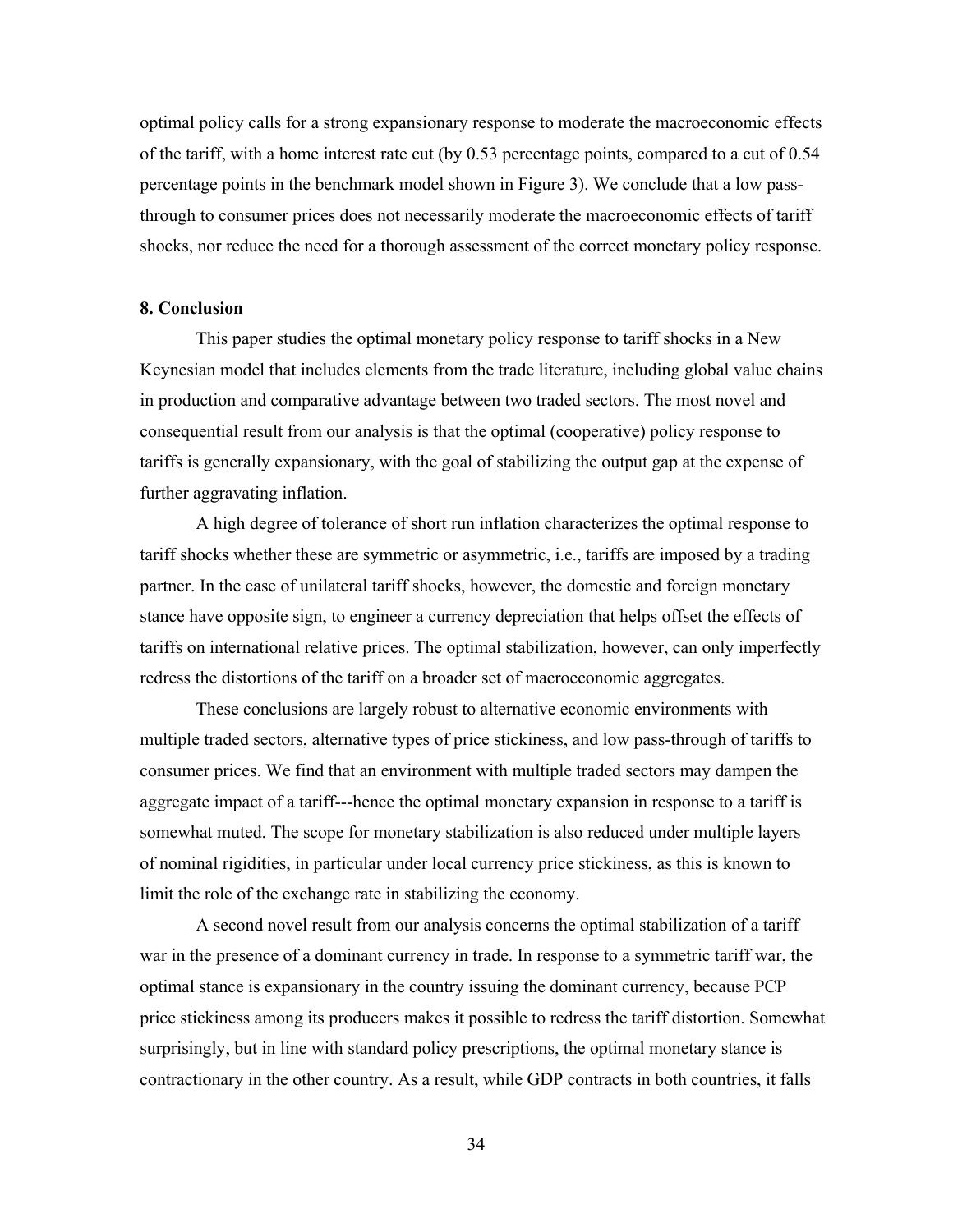optimal policy calls for a strong expansionary response to moderate the macroeconomic effects of the tariff, with a home interest rate cut (by 0.53 percentage points, compared to a cut of 0.54 percentage points in the benchmark model shown in Figure 3). We conclude that a low pass-through to consumer prices does not necessarily moderate the macroeconomic effects of tariff shocks, nor reduce the need for a thorough assessment of the correct monetary policy response.

## 8. Conclusion

This paper studies the optimal monetary policy response to tariff shocks in a New Keynesian model that includes elements from the trade literature, including global value chains in production and comparative advantage between two traded sectors. The most novel and consequential result from our analysis is that the optimal (cooperative) policy response to tariffs is generally expansionary, with the goal of stabilizing the output gap at the expense of further aggravating inflation.

A high degree of tolerance of short run inflation characterizes the optimal response to tariff shocks whether these are symmetric or asymmetric, i.e., tariffs are imposed by a trading partner. In the case of unilateral tariff shocks, however, the domestic and foreign monetary stance have opposite sign, to engineer a currency depreciation that helps offset the effects of tariffs on international relative prices. The optimal stabilization, however, can only imperfectly redress the distortions of the tariff on a broader set of macroeconomic aggregates.

These conclusions are largely robust to alternative economic environments with multiple traded sectors, alternative types of price stickiness, and low pass-through of tariffs to consumer prices. We find that an environment with multiple traded sectors may dampen the aggregate impact of a tariff---hence the optimal monetary expansion in response to a tariff is somewhat muted. The scope for monetary stabilization is also reduced under multiple layers of nominal rigidities, in particular under local currency price stickiness, as this is known to limit the role of the exchange rate in stabilizing the economy.

A second novel result from our analysis concerns the optimal stabilization of a tariff war in the presence of a dominant currency in trade. In response to a symmetric tariff war, the optimal stance is expansionary in the country issuing the dominant currency, because PCP price stickiness among its producers makes it possible to redress the tariff distortion. Somewhat surprisingly, but in line with standard policy prescriptions, the optimal monetary stance is contractionary in the other country. As a result, while GDP contracts in both countries, it falls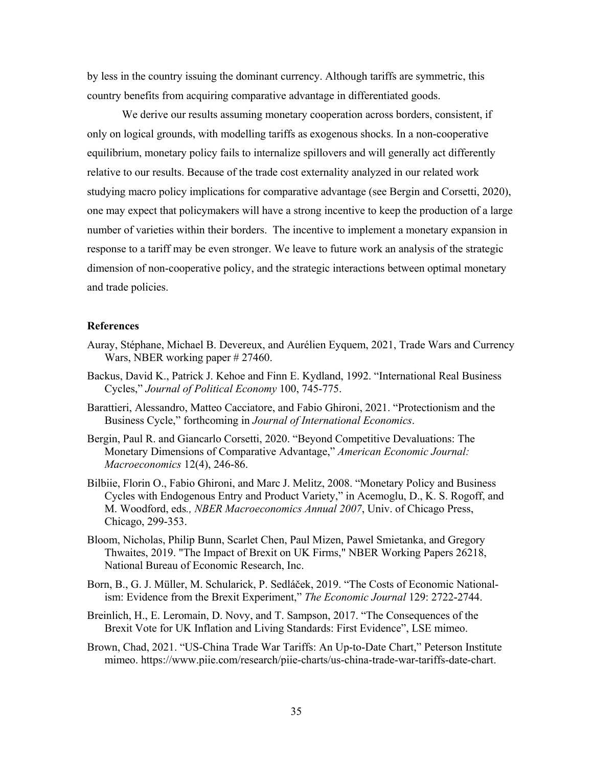by less in the country issuing the dominant currency. Although tariffs are symmetric, this country benefits from acquiring comparative advantage in differentiated goods.

We derive our results assuming monetary cooperation across borders, consistent, if only on logical grounds, with modelling tariffs as exogenous shocks. In a non-cooperative equilibrium, monetary policy fails to internalize spillovers and will generally act differently relative to our results. Because of the trade cost externality analyzed in our related work studying macro policy implications for comparative advantage (see Bergin and Corsetti, 2020), one may expect that policymakers will have a strong incentive to keep the production of a large number of varieties within their borders. The incentive to implement a monetary expansion in response to a tariff may be even stronger. We leave to future work an analysis of the strategic dimension of non-cooperative policy, and the strategic interactions between optimal monetary and trade policies.

## References

Auray, Stéphane, Michael B. Devereux, and Aurélien Eyquem, 2021, Trade Wars and Currency Wars, NBER working paper # 27460.

Backus, David K., Patrick J. Kehoe and Finn E. Kydland, 1992. "International Real Business Cycles," *Journal of Political Economy* 100, 745-775.

Barattieri, Alessandro, Matteo Cacciatore, and Fabio Ghironi, 2021. "Protectionism and the Business Cycle," forthcoming in *Journal of International Economics*.

Bergin, Paul R. and Giancarlo Corsetti, 2020. "Beyond Competitive Devaluations: The Monetary Dimensions of Comparative Advantage," *American Economic Journal: Macroeconomics* 12(4), 246-86.

Bilbiie, Florin O., Fabio Ghironi, and Marc J. Melitz, 2008. "Monetary Policy and Business Cycles with Endogenous Entry and Product Variety," in Acemoglu, D., K. S. Rogoff, and M. Woodford, eds*., NBER Macroeconomics Annual 2007*, Univ. of Chicago Press, Chicago, 299-353.

Bloom, Nicholas, Philip Bunn, Scarlet Chen, Paul Mizen, Pawel Smietanka, and Gregory Thwaites, 2019. "The Impact of Brexit on UK Firms," NBER Working Papers 26218, National Bureau of Economic Research, Inc.

Born, B., G. J. Müller, M. Schularick, P. Sedláček, 2019. "The Costs of Economic Nationalism: Evidence from the Brexit Experiment," *The Economic Journal* 129: 2722-2744.

Breinlich, H., E. Leromain, D. Novy, and T. Sampson, 2017. "The Consequences of the Brexit Vote for UK Inflation and Living Standards: First Evidence", LSE mimeo.

Brown, Chad, 2021. "US-China Trade War Tariffs: An Up-to-Date Chart," Peterson Institute mimeo. https://www.piie.com/research/piie-charts/us-china-trade-war-tariffs-date-chart.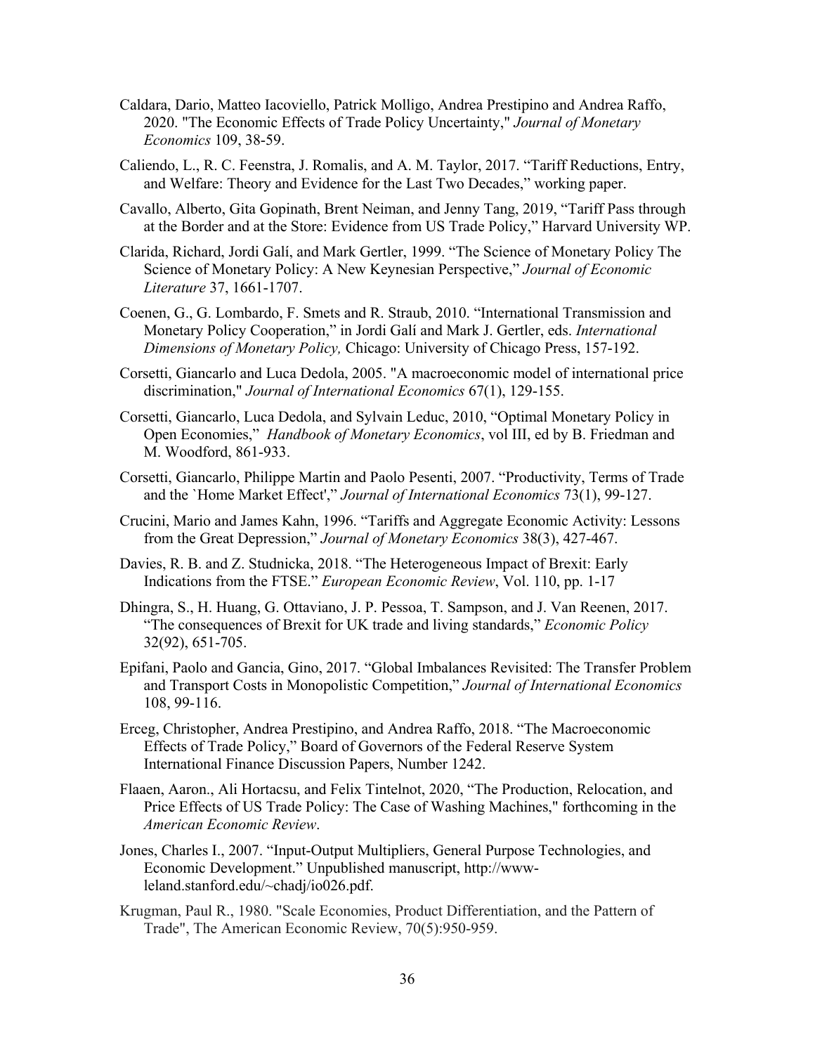Caldara, Dario, Matteo Iacoviello, Patrick Molligo, Andrea Prestipino and Andrea Raffo, 2020. "The Economic Effects of Trade Policy Uncertainty," *Journal of Monetary Economics* 109, 38-59.

Caliendo, L., R. C. Feenstra, J. Romalis, and A. M. Taylor, 2017. "Tariff Reductions, Entry, and Welfare: Theory and Evidence for the Last Two Decades," working paper.

Cavallo, Alberto, Gita Gopinath, Brent Neiman, and Jenny Tang, 2019, "Tariff Pass through at the Border and at the Store: Evidence from US Trade Policy," Harvard University WP.

Clarida, Richard, Jordi Galí, and Mark Gertler, 1999. "The Science of Monetary Policy The Science of Monetary Policy: A New Keynesian Perspective," *Journal of Economic Literature* 37, 1661-1707.

Coenen, G., G. Lombardo, F. Smets and R. Straub, 2010. "International Transmission and Monetary Policy Cooperation," in Jordi Galí and Mark J. Gertler, eds. *International Dimensions of Monetary Policy,* Chicago: University of Chicago Press, 157-192.

Corsetti, Giancarlo and Luca Dedola, 2005. "A macroeconomic model of international price discrimination," *Journal of International Economics* 67(1), 129-155.

Corsetti, Giancarlo, Luca Dedola, and Sylvain Leduc, 2010, "Optimal Monetary Policy in Open Economies," *Handbook of Monetary Economics*, vol III, ed by B. Friedman and M. Woodford, 861-933.

Corsetti, Giancarlo, Philippe Martin and Paolo Pesenti, 2007. "Productivity, Terms of Trade and the `Home Market Effect'," *Journal of International Economics* 73(1), 99-127.

Crucini, Mario and James Kahn, 1996. "Tariffs and Aggregate Economic Activity: Lessons from the Great Depression," *Journal of Monetary Economics* 38(3), 427-467.

Davies, R. B. and Z. Studnicka, 2018. "The Heterogeneous Impact of Brexit: Early Indications from the FTSE." *European Economic Review*, Vol. 110, pp. 1-17

Dhingra, S., H. Huang, G. Ottaviano, J. P. Pessoa, T. Sampson, and J. Van Reenen, 2017. "The consequences of Brexit for UK trade and living standards," *Economic Policy* 32(92), 651-705.

Epifani, Paolo and Gancia, Gino, 2017. "Global Imbalances Revisited: The Transfer Problem and Transport Costs in Monopolistic Competition," *Journal of International Economics* 108, 99-116.

Erceg, Christopher, Andrea Prestipino, and Andrea Raffo, 2018. "The Macroeconomic Effects of Trade Policy," Board of Governors of the Federal Reserve System International Finance Discussion Papers, Number 1242.

Flaaen, Aaron., Ali Hortacsu, and Felix Tintelnot, 2020, "The Production, Relocation, and Price Effects of US Trade Policy: The Case of Washing Machines," forthcoming in the *American Economic Review*.

Jones, Charles I., 2007. "Input-Output Multipliers, General Purpose Technologies, and Economic Development." Unpublished manuscript, http://www-leland.stanford.edu/~chadj/io026.pdf.

Krugman, Paul R., 1980. "Scale Economies, Product Differentiation, and the Pattern of Trade", The American Economic Review, 70(5):950-959.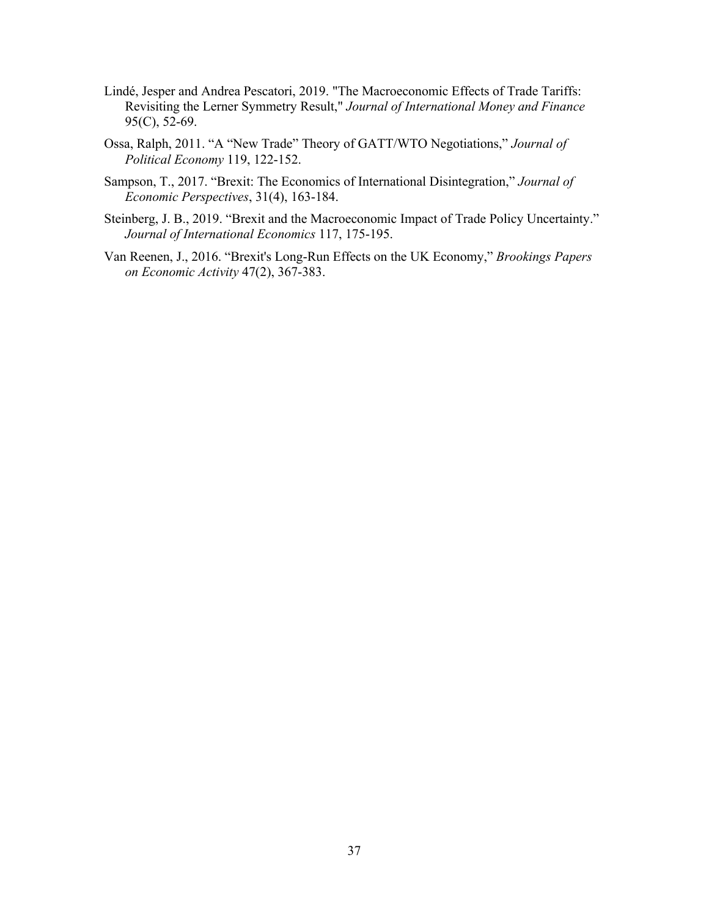Lindé, Jesper and Andrea Pescatori, 2019. "The Macroeconomic Effects of Trade Tariffs: Revisiting the Lerner Symmetry Result," *Journal of International Money and Finance* 95(C), 52-69.

Ossa, Ralph, 2011. "A "New Trade" Theory of GATT/WTO Negotiations," *Journal of Political Economy* 119, 122-152.

Sampson, T., 2017. "Brexit: The Economics of International Disintegration," *Journal of Economic Perspectives*, 31(4), 163-184.

Steinberg, J. B., 2019. "Brexit and the Macroeconomic Impact of Trade Policy Uncertainty." *Journal of International Economics* 117, 175-195.

Van Reenen, J., 2016. "Brexit's Long-Run Effects on the UK Economy," *Brookings Papers on Economic Activity* 47(2), 367-383.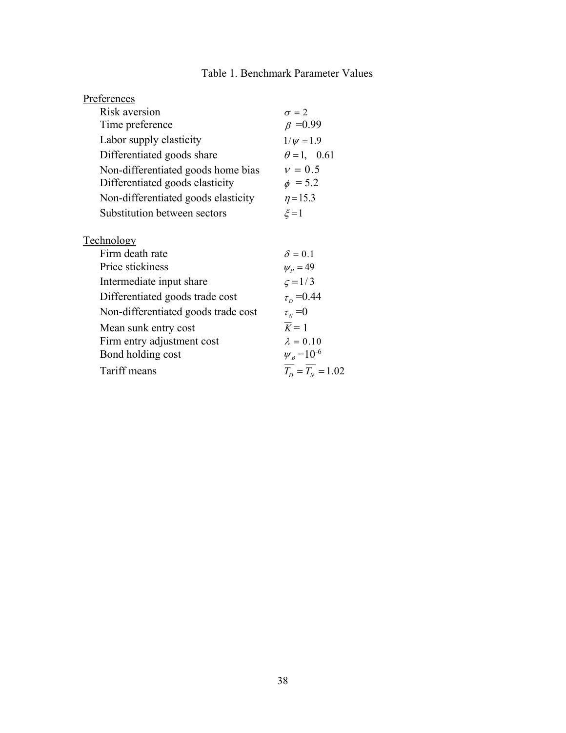Table 1. Benchmark Parameter Values

| | |
|---|---|
| Preferences | |
| Risk aversion | $\sigma = 2$ |
| Time preference | $\beta = 0.99$ |
| Labor supply elasticity | $1/\psi = 1.9$ |
| Differentiated goods share | $\theta = 1, \quad 0.61$ |
| Non-differentiated goods home bias | $\nu = 0.5$ |
| Differentiated goods elasticity | $\phi = 5.2$ |
| Non-differentiated goods elasticity | $\eta = 15.3$ |
| Substitution between sectors | $\xi = 1$ |
| Technology | |
| Firm death rate | $\delta = 0.1$ |
| Price stickiness | $\psi_P = 49$ |
| Intermediate input share | $\varsigma = 1/3$ |
| Differentiated goods trade cost | $\tau_D = 0.44$ |
| Non-differentiated goods trade cost | $\tau_N = 0$ |
| Mean sunk entry cost | $\overline{K} = 1$ |
| Firm entry adjustment cost | $\lambda = 0.10$ |
| Bond holding cost | $\psi_B = 10^{-6}$ |
| Tariff means | $\overline{T_D} = \overline{T_N} = 1.02$ |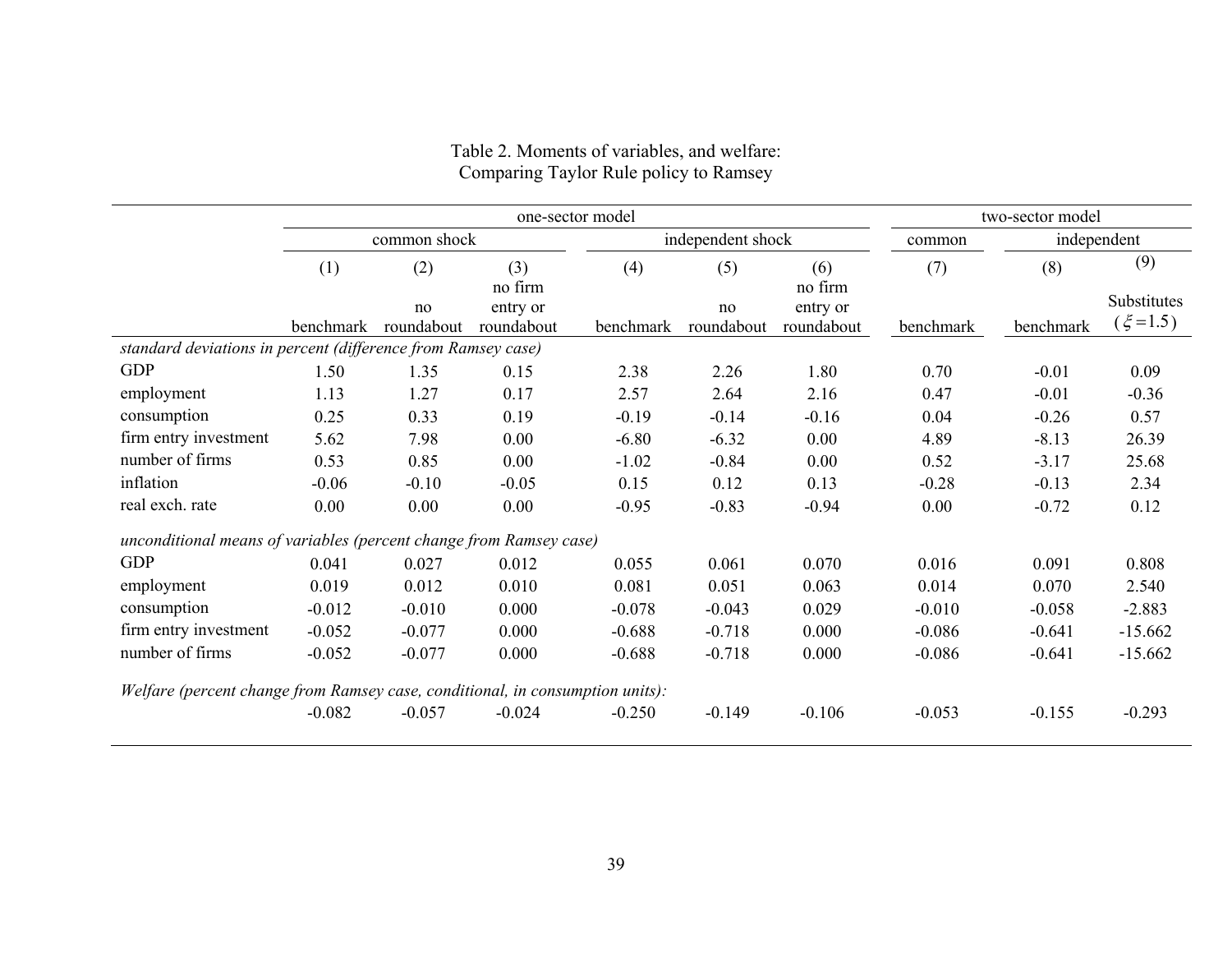Table 2. Moments of variables, and welfare:
Comparing Taylor Rule policy to Ramsey

| | one-sector model | | | | | | two-sector model | | |
|---|---|---|---|---|---|---|---|---|---|
| | common shock | | | independent shock | | | common | independent | |
| | (1) | (2) | (3) | (4) | (5) | (6) | (7) | (8) | (9) |
| | benchmark | no roundabout | no firm entry or roundabout | benchmark | no roundabout | no firm entry or roundabout | benchmark | benchmark | Substitutes ($\xi = 1.5$) |
| *standard deviations in percent (difference from Ramsey case)* | | | | | | | | | |
| GDP | 1.50 | 1.35 | 0.15 | 2.38 | 2.26 | 1.80 | 0.70 | -0.01 | 0.09 |
| employment | 1.13 | 1.27 | 0.17 | 2.57 | 2.64 | 2.16 | 0.47 | -0.01 | -0.36 |
| consumption | 0.25 | 0.33 | 0.19 | -0.19 | -0.14 | -0.16 | 0.04 | -0.26 | 0.57 |
| firm entry investment | 5.62 | 7.98 | 0.00 | -6.80 | -6.32 | 0.00 | 4.89 | -8.13 | 26.39 |
| number of firms | 0.53 | 0.85 | 0.00 | -1.02 | -0.84 | 0.00 | 0.52 | -3.17 | 25.68 |
| inflation | -0.06 | -0.10 | -0.05 | 0.15 | 0.12 | 0.13 | -0.28 | -0.13 | 2.34 |
| real exch. rate | 0.00 | 0.00 | 0.00 | -0.95 | -0.83 | -0.94 | 0.00 | -0.72 | 0.12 |
| *unconditional means of variables (percent change from Ramsey case)* | | | | | | | | | |
| GDP | 0.041 | 0.027 | 0.012 | 0.055 | 0.061 | 0.070 | 0.016 | 0.091 | 0.808 |
| employment | 0.019 | 0.012 | 0.010 | 0.081 | 0.051 | 0.063 | 0.014 | 0.070 | 2.540 |
| consumption | -0.012 | -0.010 | 0.000 | -0.078 | -0.043 | 0.029 | -0.010 | -0.058 | -2.883 |
| firm entry investment | -0.052 | -0.077 | 0.000 | -0.688 | -0.718 | 0.000 | -0.086 | -0.641 | -15.662 |
| number of firms | -0.052 | -0.077 | 0.000 | -0.688 | -0.718 | 0.000 | -0.086 | -0.641 | -15.662 |
| *Welfare (percent change from Ramsey case, conditional, in consumption units):* | | | | | | | | | |
| | -0.082 | -0.057 | -0.024 | -0.250 | -0.149 | -0.106 | -0.053 | -0.155 | -0.293 |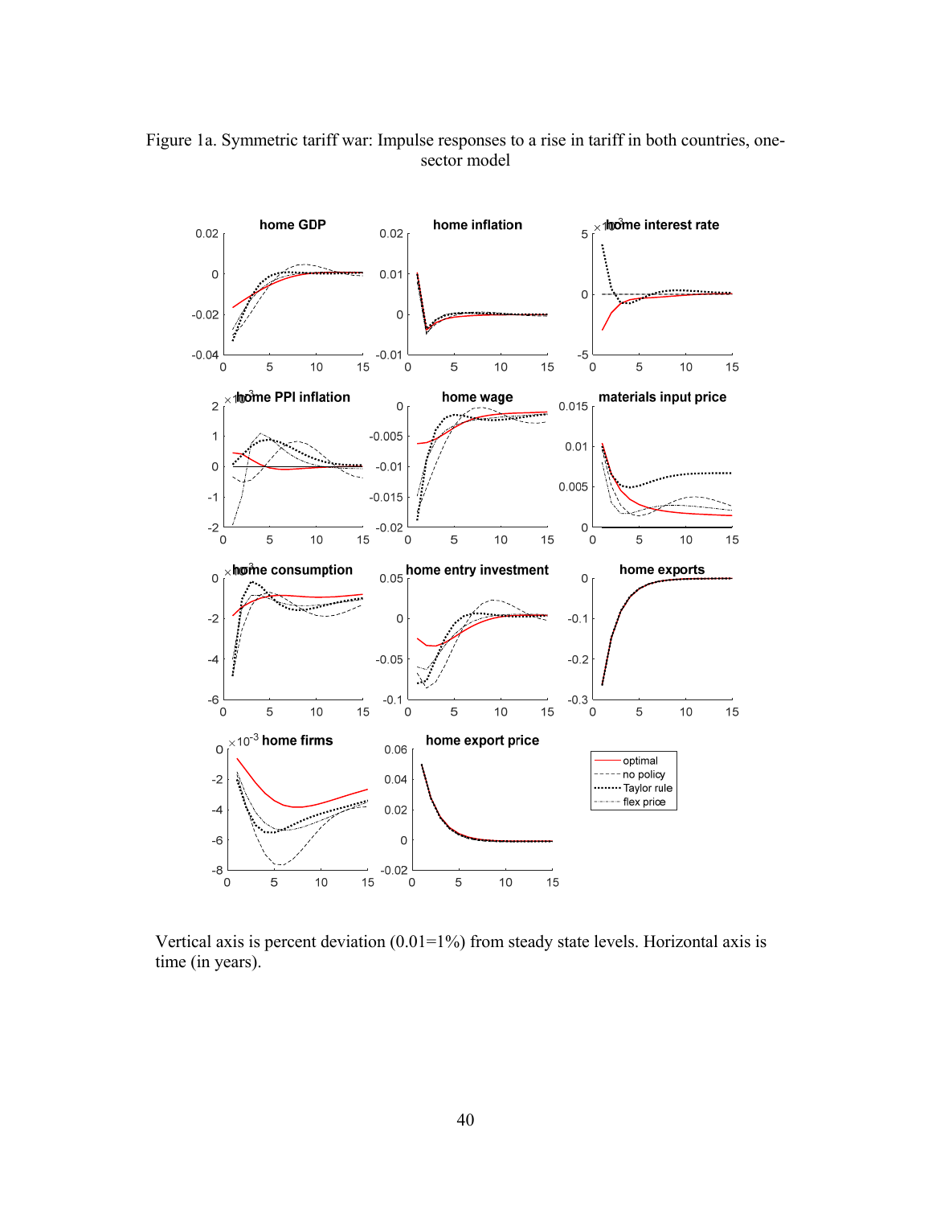Figure 1a. Symmetric tariff war: Impulse responses to a rise in tariff in both countries, one-sector model

Vertical axis is percent deviation (0.01=1%) from steady state levels. Horizontal axis is time (in years).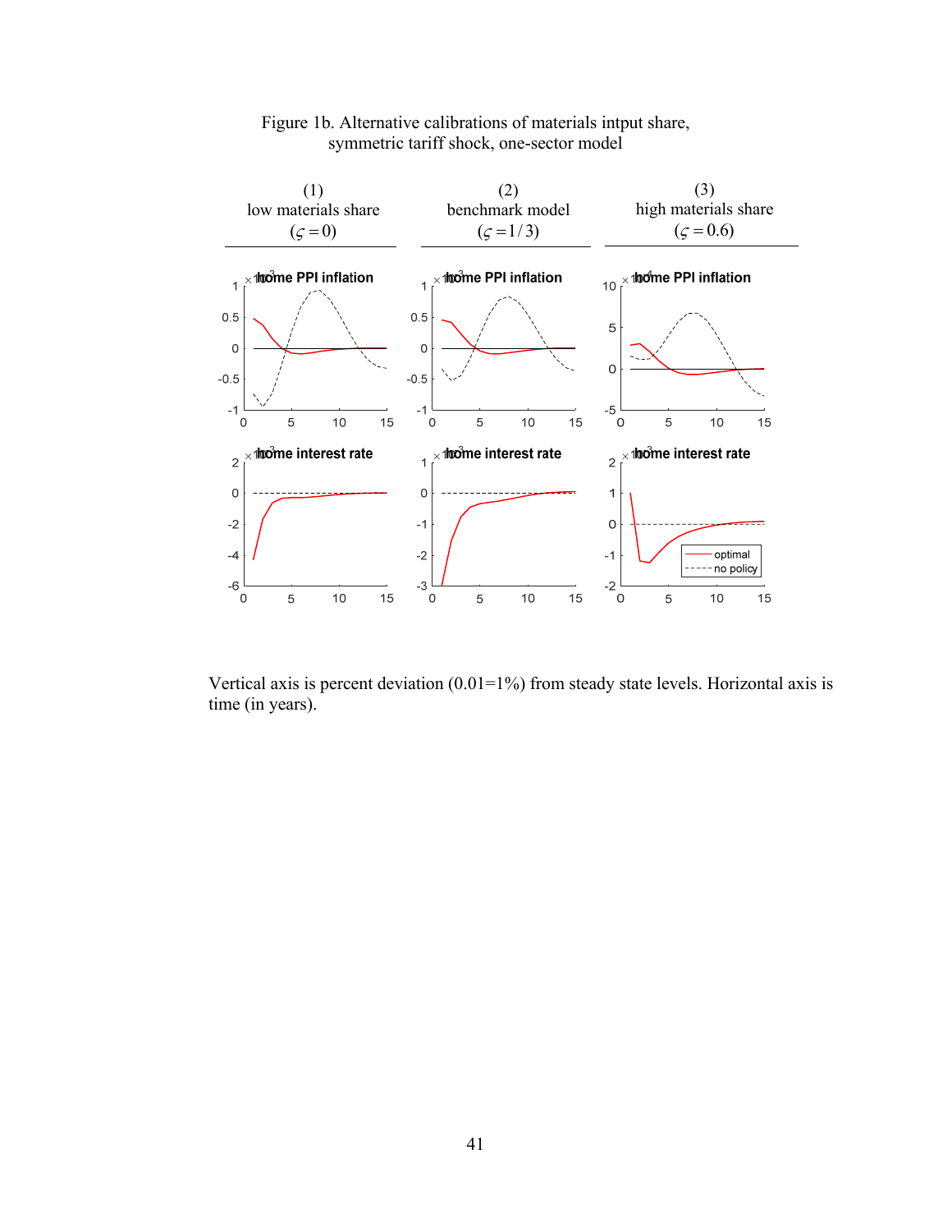Figure 1b. Alternative calibrations of materials intput share, symmetric tariff shock, one-sector model

| (1) low materials share ($\varsigma = 0$) | (2) benchmark model ($\varsigma = 1/3$) | (3) high materials share ($\varsigma = 0.6$) |
|---|---|---|

Vertical axis is percent deviation (0.01=1%) from steady state levels. Horizontal axis is time (in years).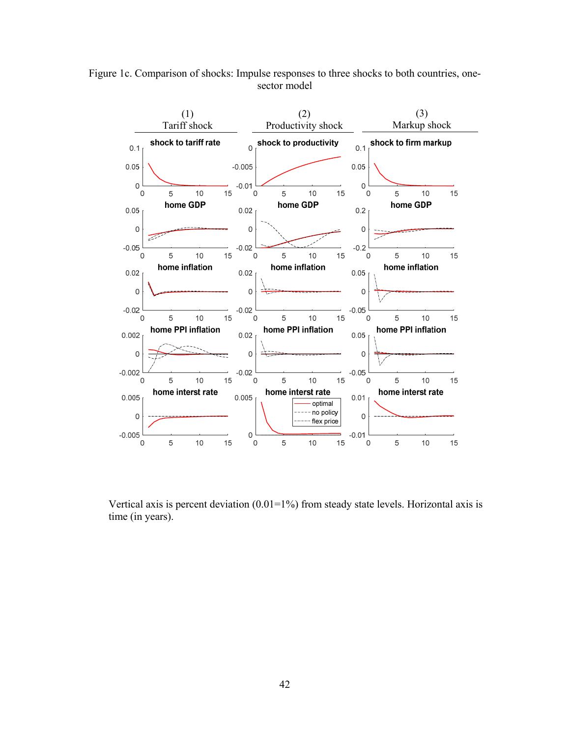Figure 1c. Comparison of shocks: Impulse responses to three shocks to both countries, one-sector model

Vertical axis is percent deviation (0.01=1%) from steady state levels. Horizontal axis is time (in years).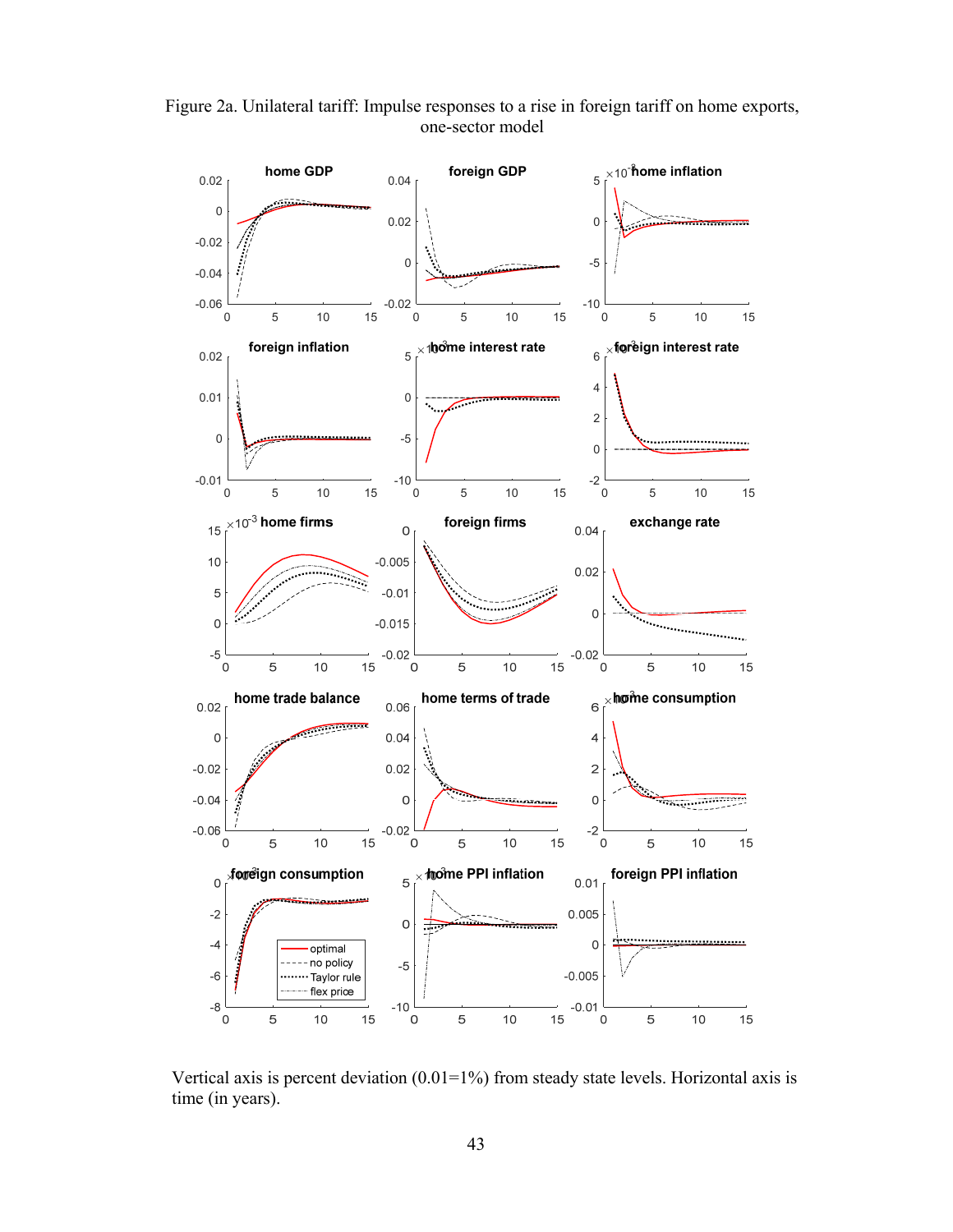Figure 2a. Unilateral tariff: Impulse responses to a rise in foreign tariff on home exports, one-sector model

Vertical axis is percent deviation (0.01=1%) from steady state levels. Horizontal axis is time (in years).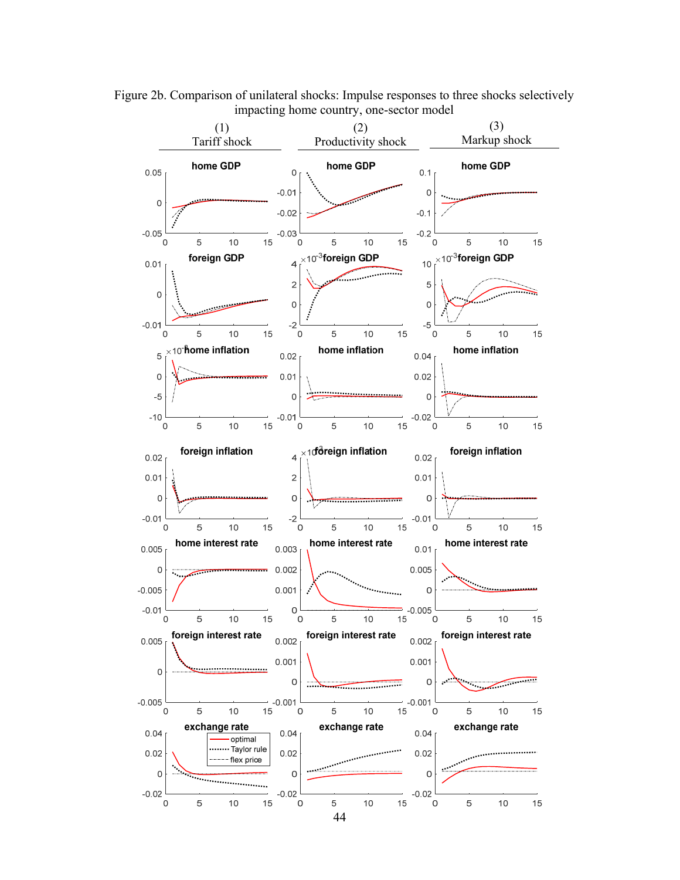Figure 2b. Comparison of unilateral shocks: Impulse responses to three shocks selectively impacting home country, one-sector model

| (1) Tariff shock | (2) Productivity shock | (3) Markup shock |
| --- | --- | --- |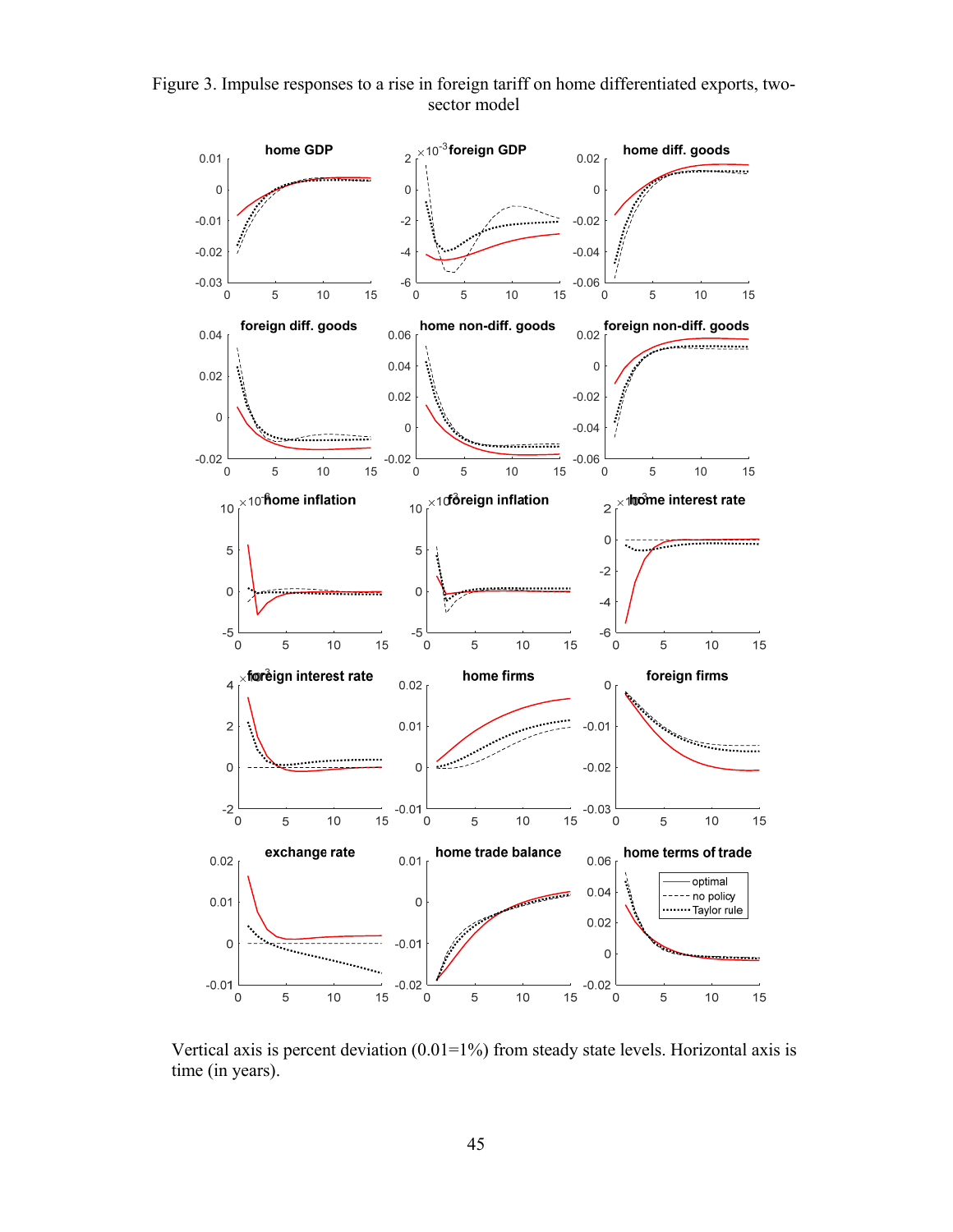Figure 3. Impulse responses to a rise in foreign tariff on home differentiated exports, two-sector model

Vertical axis is percent deviation (0.01=1%) from steady state levels. Horizontal axis is time (in years).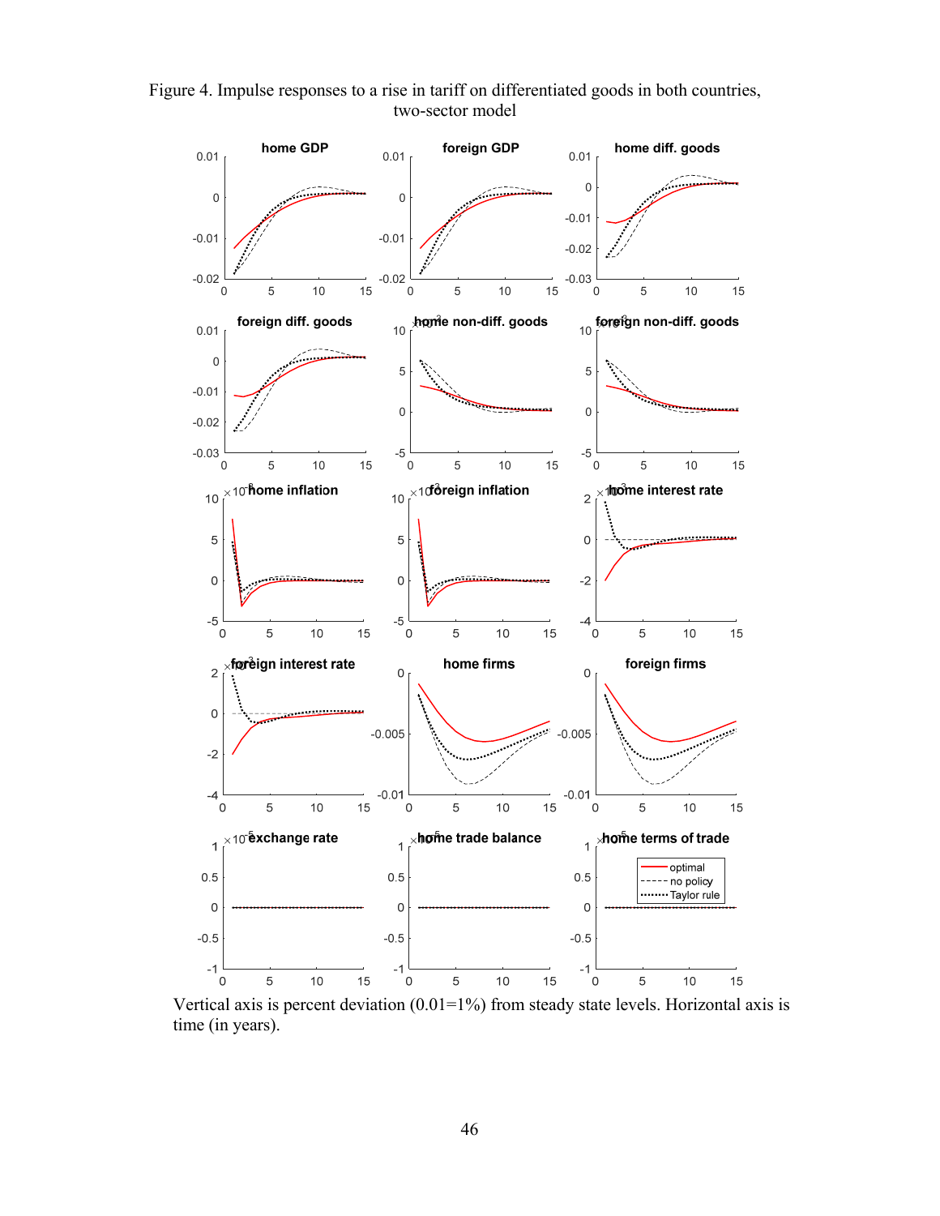Figure 4. Impulse responses to a rise in tariff on differentiated goods in both countries, two-sector model

Vertical axis is percent deviation (0.01=1%) from steady state levels. Horizontal axis is time (in years).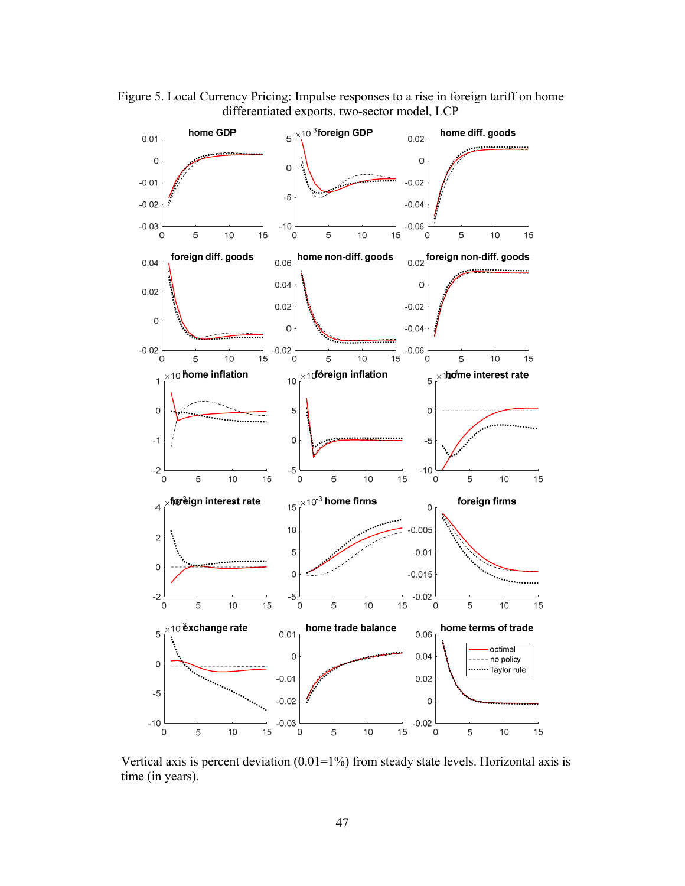Figure 5. Local Currency Pricing: Impulse responses to a rise in foreign tariff on home differentiated exports, two-sector model, LCP

Vertical axis is percent deviation (0.01=1%) from steady state levels. Horizontal axis is time (in years).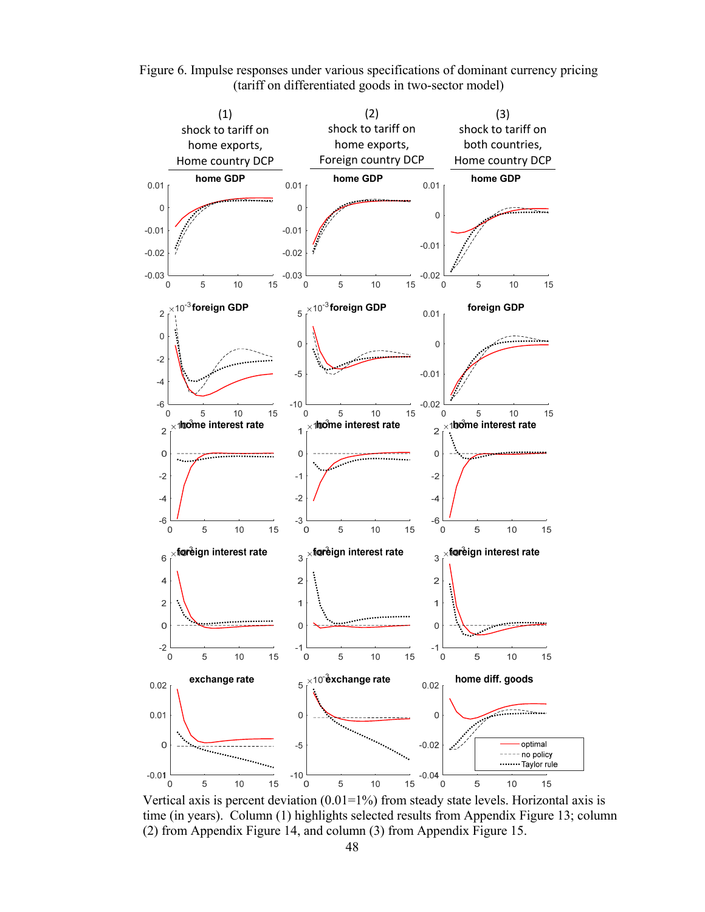Figure 6. Impulse responses under various specifications of dominant currency pricing (tariff on differentiated goods in two-sector model)

(1) shock to tariff on home exports, Home country DCP

(2) shock to tariff on home exports, Foreign country DCP

(3) shock to tariff on both countries, Home country DCP

home GDP

foreign GDP

home interest rate

foreign interest rate

exchange rate

home diff. goods

optimal

no policy

Taylor rule

Vertical axis is percent deviation (0.01=1%) from steady state levels. Horizontal axis is time (in years). Column (1) highlights selected results from Appendix Figure 13; column (2) from Appendix Figure 14, and column (3) from Appendix Figure 15.